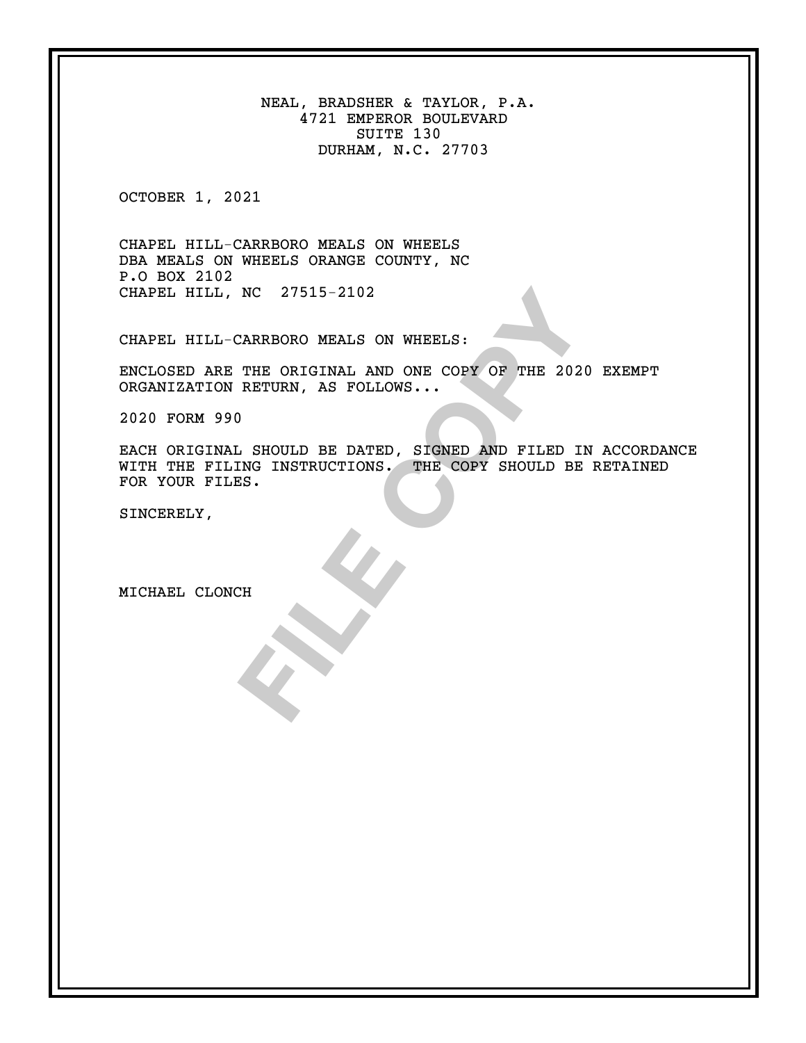NEAL, BRADSHER & TAYLOR, P.A.
4721 EMPEROR BOULEVARD
SUITE 130
DURHAM, N.C. 27703

OCTOBER 1, 2021

CHAPEL HILL-CARRBORO MEALS ON WHEELS
DBA MEALS ON WHEELS ORANGE COUNTY, NC
P.O BOX 2102
CHAPEL HILL, NC 27515-2102

CHAPEL HILL-CARRBORO MEALS ON WHEELS:

ENCLOSED ARE THE ORIGINAL AND ONE COPY OF THE 2020 EXEMPT ORGANIZATION RETURN, AS FOLLOWS...

2020 FORM 990

EACH ORIGINAL SHOULD BE DATED, SIGNED AND FILED IN ACCORDANCE WITH THE FILING INSTRUCTIONS. THE COPY SHOULD BE RETAINED FOR YOUR FILES.

SINCERELY,

MICHAEL CLONCH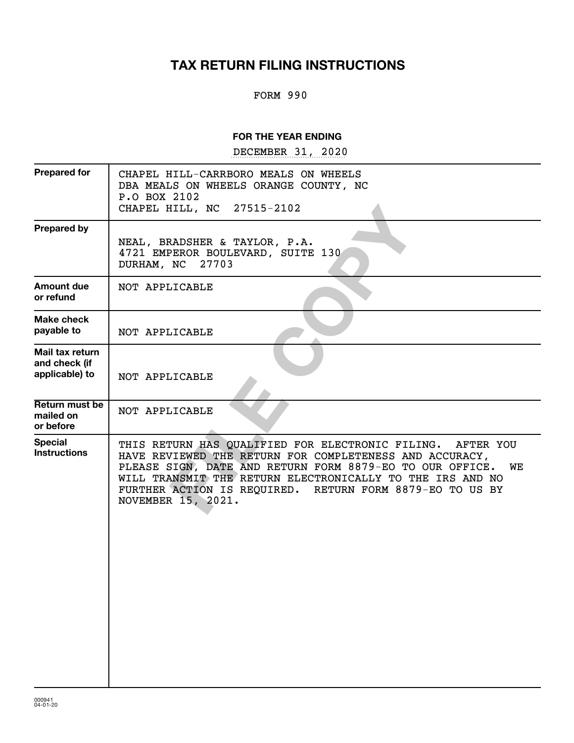# TAX RETURN FILING INSTRUCTIONS

FORM 990

**FOR THE YEAR ENDING**

DECEMBER 31, 2020

| | |
|---|---|
| **Prepared for** | CHAPEL HILL-CARRBORO MEALS ON WHEELS<br>DBA MEALS ON WHEELS ORANGE COUNTY, NC<br>P.O BOX 2102<br>CHAPEL HILL, NC 27515-2102 |
| **Prepared by** | NEAL, BRADSHER & TAYLOR, P.A.<br>4721 EMPEROR BOULEVARD, SUITE 130<br>DURHAM, NC 27703 |
| **Amount due or refund** | NOT APPLICABLE |
| **Make check payable to** | NOT APPLICABLE |
| **Mail tax return and check (if applicable) to** | NOT APPLICABLE |
| **Return must be mailed on or before** | NOT APPLICABLE |
| **Special Instructions** | THIS RETURN HAS QUALIFIED FOR ELECTRONIC FILING. AFTER YOU HAVE REVIEWED THE RETURN FOR COMPLETENESS AND ACCURACY, PLEASE SIGN, DATE AND RETURN FORM 8879-EO TO OUR OFFICE. WE WILL TRANSMIT THE RETURN ELECTRONICALLY TO THE IRS AND NO FURTHER ACTION IS REQUIRED. RETURN FORM 8879-EO TO US BY NOVEMBER 15, 2021. |

FILE COPY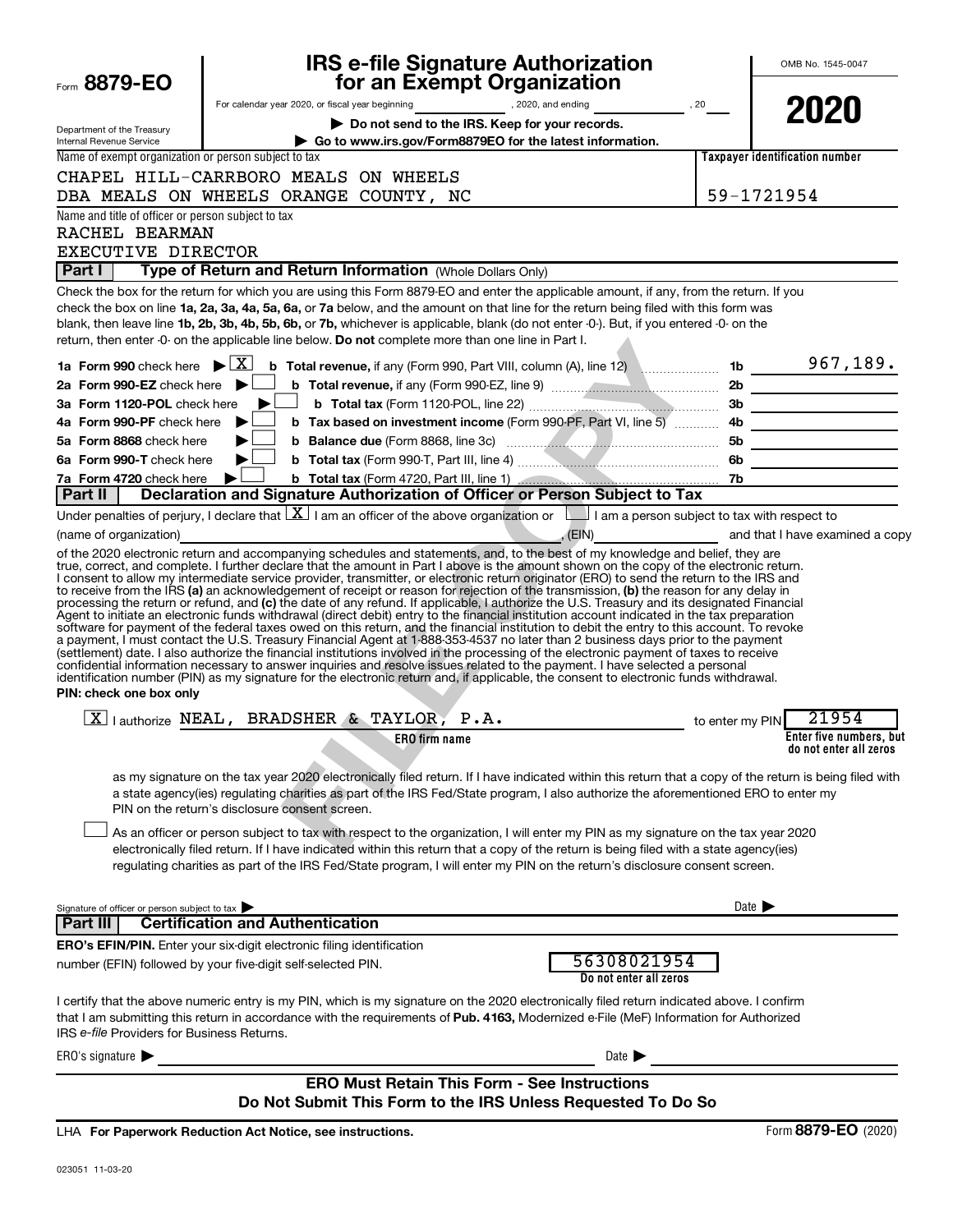Form **8879-EO**

Department of the Treasury
Internal Revenue Service

# IRS e-file Signature Authorization for an Exempt Organization

For calendar year 2020, or fiscal year beginning ____________, 2020, and ending ____________, 20____

▶ **Do not send to the IRS. Keep for your records.**

▶ **Go to www.irs.gov/Form8879EO for the latest information.**

OMB No. 1545-0047

**2020**

| Name of exempt organization or person subject to tax | Taxpayer identification number |
|---|---|
| CHAPEL HILL-CARRBORO MEALS ON WHEELS<br>DBA MEALS ON WHEELS ORANGE COUNTY, NC | 59-1721954 |

Name and title of officer or person subject to tax
RACHEL BEARMAN
EXECUTIVE DIRECTOR

## Part I — Type of Return and Return Information (Whole Dollars Only)

Check the box for the return for which you are using this Form 8879-EO and enter the applicable amount, if any, from the return. If you check the box on line **1a, 2a, 3a, 4a, 5a, 6a,** or **7a** below, and the amount on that line for the return being filed with this form was blank, then leave line **1b, 2b, 3b, 4b, 5b, 6b,** or **7b,** whichever is applicable, blank (do not enter -0-). But, if you entered -0- on the return, then enter -0- on the applicable line below. **Do not** complete more than one line in Part I.

| | | | |
|---|---|---|---|
| **1a Form 990** check here ▶ [X] | **b Total revenue,** if any (Form 990, Part VIII, column (A), line 12) | 1b | 967,189. |
| **2a Form 990-EZ** check here ▶ [ ] | **b Total revenue,** if any (Form 990-EZ, line 9) | 2b | |
| **3a Form 1120-POL** check here ▶ [ ] | **b Total tax** (Form 1120-POL, line 22) | 3b | |
| **4a Form 990-PF** check here ▶ [ ] | **b Tax based on investment income** (Form 990-PF, Part VI, line 5) | 4b | |
| **5a Form 8868** check here ▶ [ ] | **b Balance due** (Form 8868, line 3c) | 5b | |
| **6a Form 990-T** check here ▶ [ ] | **b Total tax** (Form 990-T, Part III, line 4) | 6b | |
| **7a Form 4720** check here ▶ [ ] | **b Total tax** (Form 4720, Part III, line 1) | 7b | |

## Part II — Declaration and Signature Authorization of Officer or Person Subject to Tax

Under penalties of perjury, I declare that [X] I am an officer of the above organization or [ ] I am a person subject to tax with respect to (name of organization) ____________, (EIN) ____________ and that I have examined a copy of the 2020 electronic return and accompanying schedules and statements, and, to the best of my knowledge and belief, they are true, correct, and complete. I further declare that the amount in Part I above is the amount shown on the copy of the electronic return. I consent to allow my intermediate service provider, transmitter, or electronic return originator (ERO) to send the return to the IRS and to receive from the IRS **(a)** an acknowledgement of receipt or reason for rejection of the transmission, **(b)** the reason for any delay in processing the return or refund, and **(c)** the date of any refund. If applicable, I authorize the U.S. Treasury and its designated Financial Agent to initiate an electronic funds withdrawal (direct debit) entry to the financial institution account indicated in the tax preparation software for payment of the federal taxes owed on this return, and the financial institution to debit the entry to this account. To revoke a payment, I must contact the U.S. Treasury Financial Agent at 1-888-353-4537 no later than 2 business days prior to the payment (settlement) date. I also authorize the financial institutions involved in the processing of the electronic payment of taxes to receive confidential information necessary to answer inquiries and resolve issues related to the payment. I have selected a personal identification number (PIN) as my signature for the electronic return and, if applicable, the consent to electronic funds withdrawal.

**PIN: check one box only**

[X] I authorize NEAL, BRADSHER & TAYLOR, P.A. (**ERO firm name**) to enter my PIN 21954 (**Enter five numbers, but do not enter all zeros**)

as my signature on the tax year 2020 electronically filed return. If I have indicated within this return that a copy of the return is being filed with a state agency(ies) regulating charities as part of the IRS Fed/State program, I also authorize the aforementioned ERO to enter my PIN on the return's disclosure consent screen.

[ ] As an officer or person subject to tax with respect to the organization, I will enter my PIN as my signature on the tax year 2020 electronically filed return. If I have indicated within this return that a copy of the return is being filed with a state agency(ies) regulating charities as part of the IRS Fed/State program, I will enter my PIN on the return's disclosure consent screen.

Signature of officer or person subject to tax ▶ ____________ Date ▶ ____________

## Part III — Certification and Authentication

**ERO's EFIN/PIN.** Enter your six-digit electronic filing identification number (EFIN) followed by your five-digit self-selected PIN. 56308021954 (**Do not enter all zeros**)

I certify that the above numeric entry is my PIN, which is my signature on the 2020 electronically filed return indicated above. I confirm that I am submitting this return in accordance with the requirements of **Pub. 4163,** Modernized e-File (MeF) Information for Authorized IRS *e-file* Providers for Business Returns.

ERO's signature ▶ ____________ Date ▶ ____________

**ERO Must Retain This Form - See Instructions**
**Do Not Submit This Form to the IRS Unless Requested To Do So**

LHA **For Paperwork Reduction Act Notice, see instructions.** Form **8879-EO** (2020)

023051 11-03-20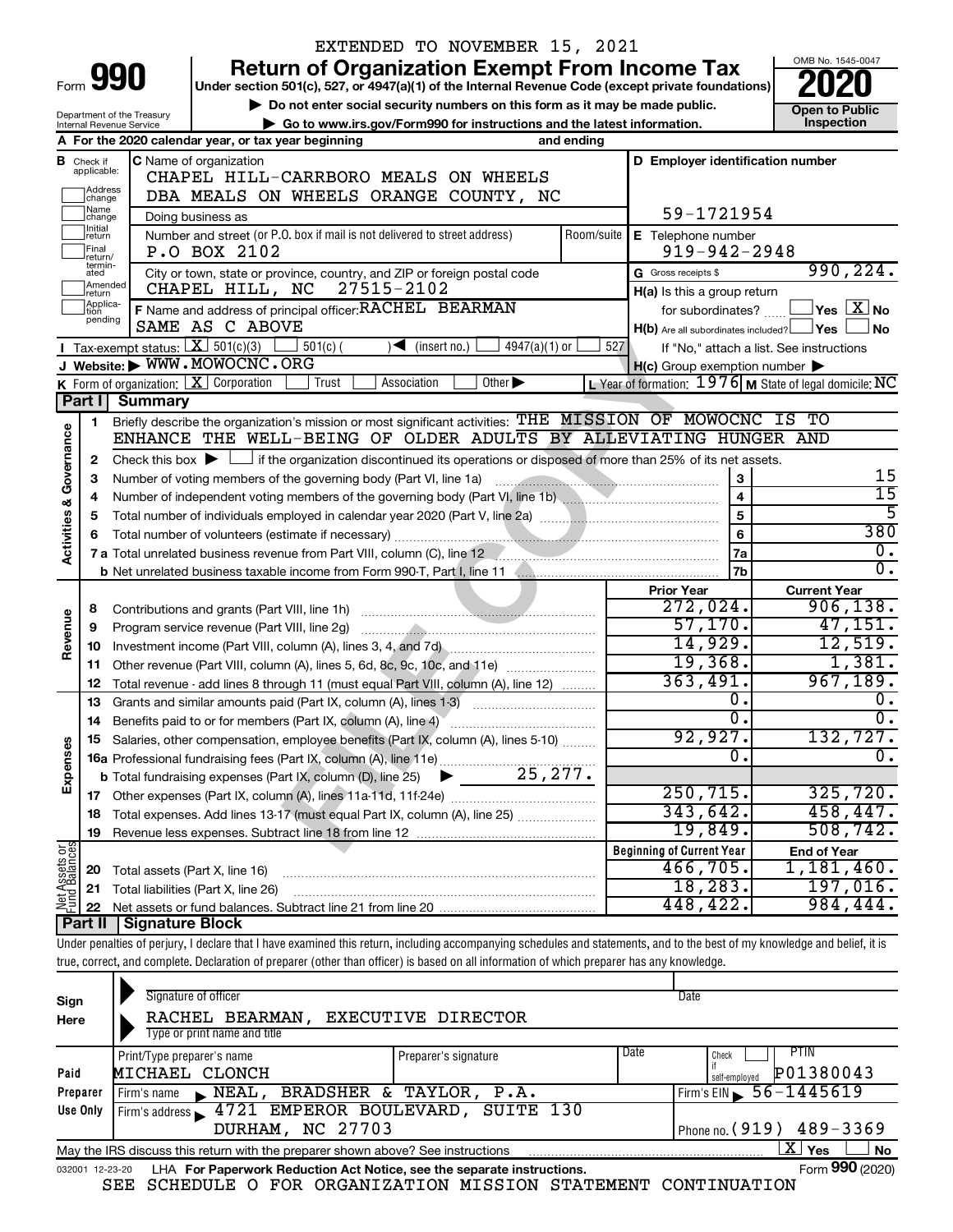EXTENDED TO NOVEMBER 15, 2021

# Form 990 — Return of Organization Exempt From Income Tax

**Under section 501(c), 527, or 4947(a)(1) of the Internal Revenue Code (except private foundations)**

▶ Do not enter social security numbers on this form as it may be made public.

▶ Go to www.irs.gov/Form990 for instructions and the latest information.

Department of the Treasury
Internal Revenue Service

OMB No. 1545-0047

**2020**

**Open to Public Inspection**

**A** For the 2020 calendar year, or tax year beginning and ending

**B** Check if applicable: Address change, Name change, Initial return, Final return/terminated, Amended return, Application pending

**C** Name of organization: CHAPEL HILL-CARRBORO MEALS ON WHEELS DBA MEALS ON WHEELS ORANGE COUNTY, NC

Doing business as

Number and street (or P.O. box if mail is not delivered to street address): P.O BOX 2102 — Room/suite

City or town, state or province, country, and ZIP or foreign postal code: CHAPEL HILL, NC 27515-2102

**D** Employer identification number: 59-1721954

**E** Telephone number: 919-942-2948

**G** Gross receipts $ 990,224.

**F** Name and address of principal officer: RACHEL BEARMAN, SAME AS C ABOVE

**H(a)** Is this a group return for subordinates? ☐ Yes ☒ No

**H(b)** Are all subordinates included? ☐ Yes ☐ No — If "No," attach a list. See instructions

**H(c)** Group exemption number ▶

**I** Tax-exempt status: ☒ 501(c)(3) ☐ 501(c) ( ) ◀ (insert no.) ☐ 4947(a)(1) or ☐ 527

**J** Website: ▶ WWW.MOWOCNC.ORG

**K** Form of organization: ☒ Corporation ☐ Trust ☐ Association ☐ Other ▶

**L** Year of formation: 1976 **M** State of legal domicile: NC

## Part I Summary

**Activities & Governance**

1. Briefly describe the organization's mission or most significant activities: THE MISSION OF MOWOCNC IS TO ENHANCE THE WELL-BEING OF OLDER ADULTS BY ALLEVIATING HUNGER AND
2. Check this box ▶ ☐ if the organization discontinued its operations or disposed of more than 25% of its net assets.

| | | | |
|---|---|---|---|
| 3 | Number of voting members of the governing body (Part VI, line 1a) | 3 | 15 |
| 4 | Number of independent voting members of the governing body (Part VI, line 1b) | 4 | 15 |
| 5 | Total number of individuals employed in calendar year 2020 (Part V, line 2a) | 5 | 5 |
| 6 | Total number of volunteers (estimate if necessary) | 6 | 380 |
| 7a | Total unrelated business revenue from Part VIII, column (C), line 12 | 7a | 0. |
| 7b | Net unrelated business taxable income from Form 990-T, Part I, line 11 | 7b | 0. |

| | | Prior Year | Current Year |
|---|---|---|---|
| **Revenue** | | | |
| 8 | Contributions and grants (Part VIII, line 1h) | 272,024. | 906,138. |
| 9 | Program service revenue (Part VIII, line 2g) | 57,170. | 47,151. |
| 10 | Investment income (Part VIII, column (A), lines 3, 4, and 7d) | 14,929. | 12,519. |
| 11 | Other revenue (Part VIII, column (A), lines 5, 6d, 8c, 9c, 10c, and 11e) | 19,368. | 1,381. |
| 12 | Total revenue - add lines 8 through 11 (must equal Part VIII, column (A), line 12) | 363,491. | 967,189. |
| **Expenses** | | | |
| 13 | Grants and similar amounts paid (Part IX, column (A), lines 1-3) | 0. | 0. |
| 14 | Benefits paid to or for members (Part IX, column (A), line 4) | 0. | 0. |
| 15 | Salaries, other compensation, employee benefits (Part IX, column (A), lines 5-10) | 92,927. | 132,727. |
| 16a | Professional fundraising fees (Part IX, column (A), line 11e) | 0. | 0. |
| b | Total fundraising expenses (Part IX, column (D), line 25) ▶ 25,277. | | |
| 17 | Other expenses (Part IX, column (A), lines 11a-11d, 11f-24e) | 250,715. | 325,720. |
| 18 | Total expenses. Add lines 13-17 (must equal Part IX, column (A), line 25) | 343,642. | 458,447. |
| 19 | Revenue less expenses. Subtract line 18 from line 12 | 19,849. | 508,742. |

| **Net Assets or Fund Balances** | | Beginning of Current Year | End of Year |
|---|---|---|---|
| 20 | Total assets (Part X, line 16) | 466,705. | 1,181,460. |
| 21 | Total liabilities (Part X, line 26) | 18,283. | 197,016. |
| 22 | Net assets or fund balances. Subtract line 21 from line 20 | 448,422. | 984,444. |

## Part II Signature Block

Under penalties of perjury, I declare that I have examined this return, including accompanying schedules and statements, and to the best of my knowledge and belief, it is true, correct, and complete. Declaration of preparer (other than officer) is based on all information of which preparer has any knowledge.

**Sign Here**

Signature of officer — Date

RACHEL BEARMAN, EXECUTIVE DIRECTOR
Type or print name and title

**Paid Preparer Use Only**

| Print/Type preparer's name | Preparer's signature | Date | Check ☐ if self-employed | PTIN |
|---|---|---|---|---|
| MICHAEL CLONCH | | | | P01380043 |

Firm's name ▶ NEAL, BRADSHER & TAYLOR, P.A. — Firm's EIN ▶ 56-1445619

Firm's address ▶ 4721 EMPEROR BOULEVARD, SUITE 130, DURHAM, NC 27703 — Phone no. (919) 489-3369

May the IRS discuss this return with the preparer shown above? See instructions ☒ Yes ☐ No

032001 12-23-20 LHA For Paperwork Reduction Act Notice, see the separate instructions. Form **990** (2020)

SEE SCHEDULE O FOR ORGANIZATION MISSION STATEMENT CONTINUATION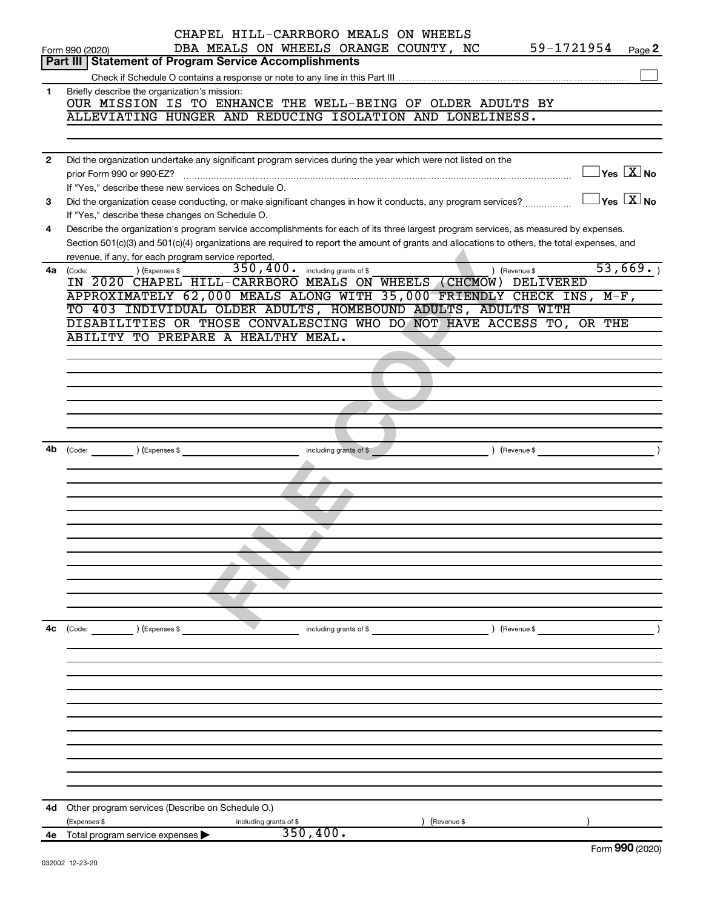CHAPEL HILL-CARRBORO MEALS ON WHEELS
DBA MEALS ON WHEELS ORANGE COUNTY, NC 59-1721954

Form 990 (2020) Page **2**

**Part III | Statement of Program Service Accomplishments**

Check if Schedule O contains a response or note to any line in this Part III ☐

**1** Briefly describe the organization's mission:

OUR MISSION IS TO ENHANCE THE WELL-BEING OF OLDER ADULTS BY ALLEVIATING HUNGER AND REDUCING ISOLATION AND LONELINESS.

**2** Did the organization undertake any significant program services during the year which were not listed on the prior Form 990 or 990-EZ? ☐ Yes ☒ No

If "Yes," describe these new services on Schedule O.

**3** Did the organization cease conducting, or make significant changes in how it conducts, any program services? ☐ Yes ☒ No

If "Yes," describe these changes on Schedule O.

**4** Describe the organization's program service accomplishments for each of its three largest program services, as measured by expenses. Section 501(c)(3) and 501(c)(4) organizations are required to report the amount of grants and allocations to others, the total expenses, and revenue, if any, for each program service reported.

**4a** (Code: ) (Expenses $ 350,400. including grants of $ ) (Revenue $ 53,669.)

IN 2020 CHAPEL HILL-CARRBORO MEALS ON WHEELS (CHCMOW) DELIVERED APPROXIMATELY 62,000 MEALS ALONG WITH 35,000 FRIENDLY CHECK INS, M-F, TO 403 INDIVIDUAL OLDER ADULTS, HOMEBOUND ADULTS, ADULTS WITH DISABILITIES OR THOSE CONVALESCING WHO DO NOT HAVE ACCESS TO, OR THE ABILITY TO PREPARE A HEALTHY MEAL.

**4b** (Code: ) (Expenses $ including grants of $ ) (Revenue $ )

**4c** (Code: ) (Expenses $ including grants of $ ) (Revenue $ )

**4d** Other program services (Describe on Schedule O.)

(Expenses $ including grants of $ ) (Revenue $ )

**4e** Total program service expenses ▶ 350,400.

Form **990** (2020)

032002 12-23-20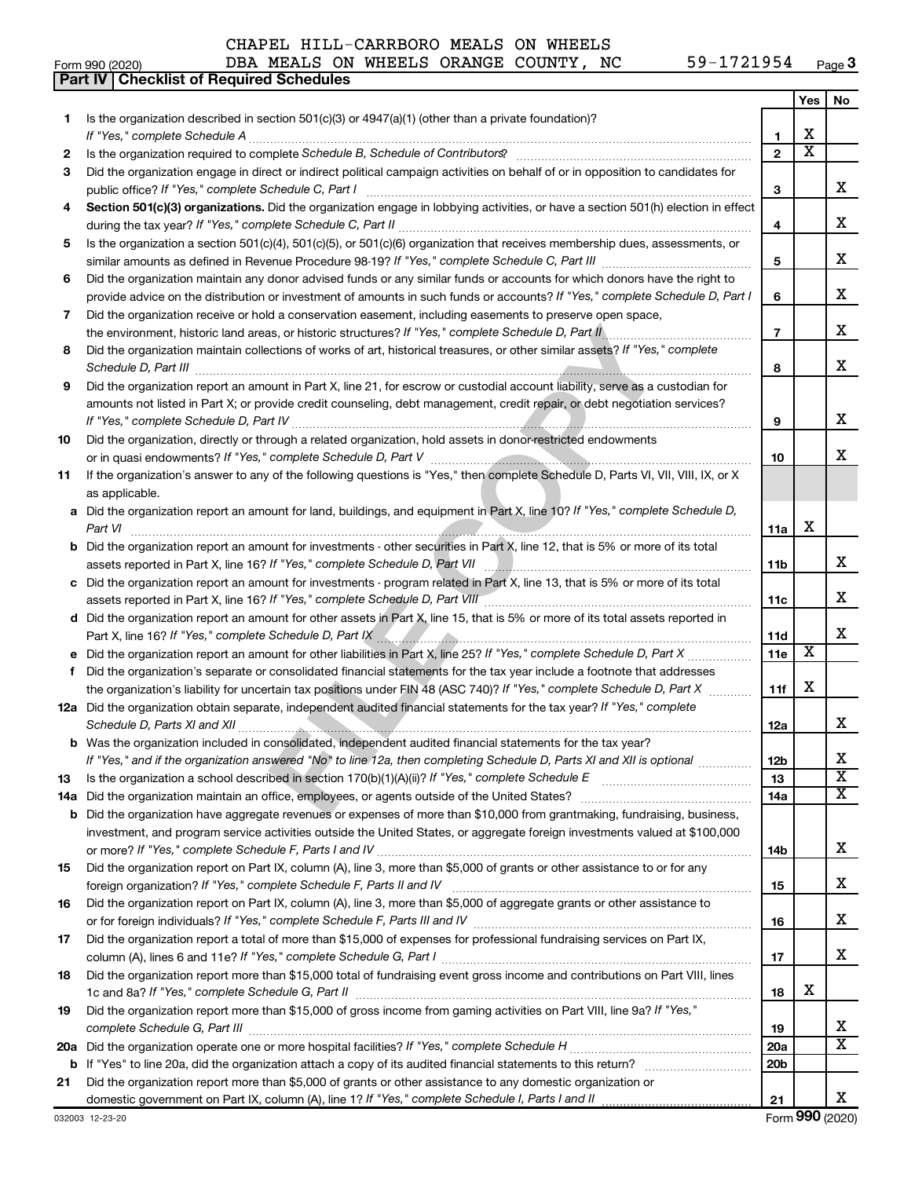CHAPEL HILL-CARRBORO MEALS ON WHEELS
DBA MEALS ON WHEELS ORANGE COUNTY, NC 59-1721954

Form 990 (2020) Page **3**

**Part IV | Checklist of Required Schedules**

| | | | Yes | No |
|---|---|---|---|---|
| **1** | Is the organization described in section 501(c)(3) or 4947(a)(1) (other than a private foundation)? *If "Yes," complete Schedule A* | **1** | X | |
| **2** | Is the organization required to complete *Schedule B, Schedule of Contributors*? | **2** | X | |
| **3** | Did the organization engage in direct or indirect political campaign activities on behalf of or in opposition to candidates for public office? *If "Yes," complete Schedule C, Part I* | **3** | | X |
| **4** | **Section 501(c)(3) organizations.** Did the organization engage in lobbying activities, or have a section 501(h) election in effect during the tax year? *If "Yes," complete Schedule C, Part II* | **4** | | X |
| **5** | Is the organization a section 501(c)(4), 501(c)(5), or 501(c)(6) organization that receives membership dues, assessments, or similar amounts as defined in Revenue Procedure 98-19? *If "Yes," complete Schedule C, Part III* | **5** | | X |
| **6** | Did the organization maintain any donor advised funds or any similar funds or accounts for which donors have the right to provide advice on the distribution or investment of amounts in such funds or accounts? *If "Yes," complete Schedule D, Part I* | **6** | | X |
| **7** | Did the organization receive or hold a conservation easement, including easements to preserve open space, the environment, historic land areas, or historic structures? *If "Yes," complete Schedule D, Part II* | **7** | | X |
| **8** | Did the organization maintain collections of works of art, historical treasures, or other similar assets? *If "Yes," complete Schedule D, Part III* | **8** | | X |
| **9** | Did the organization report an amount in Part X, line 21, for escrow or custodial account liability, serve as a custodian for amounts not listed in Part X; or provide credit counseling, debt management, credit repair, or debt negotiation services? *If "Yes," complete Schedule D, Part IV* | **9** | | X |
| **10** | Did the organization, directly or through a related organization, hold assets in donor-restricted endowments or in quasi endowments? *If "Yes," complete Schedule D, Part V* | **10** | | X |
| **11** | If the organization's answer to any of the following questions is "Yes," then complete Schedule D, Parts VI, VII, VIII, IX, or X as applicable. | | | |
| **a** | Did the organization report an amount for land, buildings, and equipment in Part X, line 10? *If "Yes," complete Schedule D, Part VI* | **11a** | X | |
| **b** | Did the organization report an amount for investments - other securities in Part X, line 12, that is 5% or more of its total assets reported in Part X, line 16? *If "Yes," complete Schedule D, Part VII* | **11b** | | X |
| **c** | Did the organization report an amount for investments - program related in Part X, line 13, that is 5% or more of its total assets reported in Part X, line 16? *If "Yes," complete Schedule D, Part VIII* | **11c** | | X |
| **d** | Did the organization report an amount for other assets in Part X, line 15, that is 5% or more of its total assets reported in Part X, line 16? *If "Yes," complete Schedule D, Part IX* | **11d** | | X |
| **e** | Did the organization report an amount for other liabilities in Part X, line 25? *If "Yes," complete Schedule D, Part X* | **11e** | X | |
| **f** | Did the organization's separate or consolidated financial statements for the tax year include a footnote that addresses the organization's liability for uncertain tax positions under FIN 48 (ASC 740)? *If "Yes," complete Schedule D, Part X* | **11f** | X | |
| **12a** | Did the organization obtain separate, independent audited financial statements for the tax year? *If "Yes," complete Schedule D, Parts XI and XII* | **12a** | | X |
| **b** | Was the organization included in consolidated, independent audited financial statements for the tax year? *If "Yes," and if the organization answered "No" to line 12a, then completing Schedule D, Parts XI and XII is optional* | **12b** | | X |
| **13** | Is the organization a school described in section 170(b)(1)(A)(ii)? *If "Yes," complete Schedule E* | **13** | | X |
| **14a** | Did the organization maintain an office, employees, or agents outside of the United States? | **14a** | | X |
| **b** | Did the organization have aggregate revenues or expenses of more than $10,000 from grantmaking, fundraising, business, investment, and program service activities outside the United States, or aggregate foreign investments valued at $100,000 or more? *If "Yes," complete Schedule F, Parts I and IV* | **14b** | | X |
| **15** | Did the organization report on Part IX, column (A), line 3, more than $5,000 of grants or other assistance to or for any foreign organization? *If "Yes," complete Schedule F, Parts II and IV* | **15** | | X |
| **16** | Did the organization report on Part IX, column (A), line 3, more than $5,000 of aggregate grants or other assistance to or for foreign individuals? *If "Yes," complete Schedule F, Parts III and IV* | **16** | | X |
| **17** | Did the organization report a total of more than $15,000 of expenses for professional fundraising services on Part IX, column (A), lines 6 and 11e? *If "Yes," complete Schedule G, Part I* | **17** | | X |
| **18** | Did the organization report more than $15,000 total of fundraising event gross income and contributions on Part VIII, lines 1c and 8a? *If "Yes," complete Schedule G, Part II* | **18** | X | |
| **19** | Did the organization report more than $15,000 of gross income from gaming activities on Part VIII, line 9a? *If "Yes," complete Schedule G, Part III* | **19** | | X |
| **20a** | Did the organization operate one or more hospital facilities? *If "Yes," complete Schedule H* | **20a** | | X |
| **b** | If "Yes" to line 20a, did the organization attach a copy of its audited financial statements to this return? | **20b** | | |
| **21** | Did the organization report more than $5,000 of grants or other assistance to any domestic organization or domestic government on Part IX, column (A), line 1? *If "Yes," complete Schedule I, Parts I and II* | **21** | | X |

032003 12-23-20

Form **990** (2020)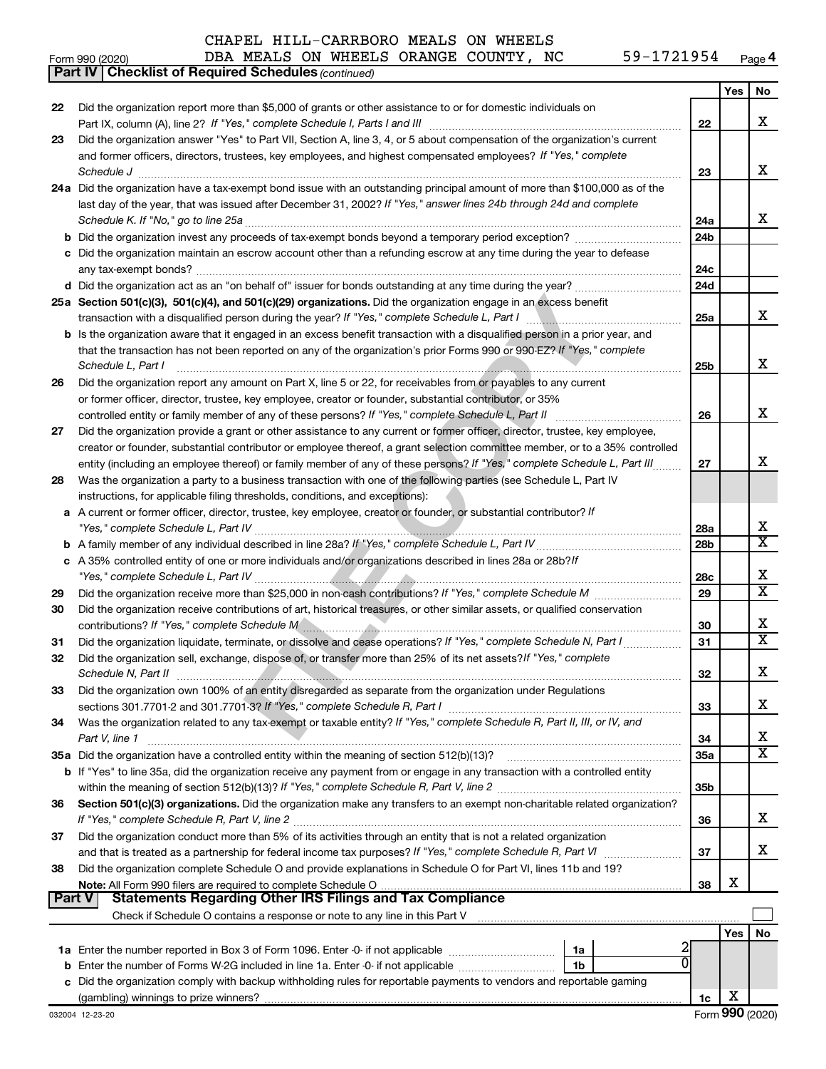CHAPEL HILL-CARRBORO MEALS ON WHEELS
DBA MEALS ON WHEELS ORANGE COUNTY, NC 59-1721954

Form 990 (2020)

**Part IV | Checklist of Required Schedules** *(continued)*

| | | | Yes | No |
|---|---|---|---|---|
| 22 | Did the organization report more than $5,000 of grants or other assistance to or for domestic individuals on Part IX, column (A), line 2? *If "Yes," complete Schedule I, Parts I and III* | 22 | | X |
| 23 | Did the organization answer "Yes" to Part VII, Section A, line 3, 4, or 5 about compensation of the organization's current and former officers, directors, trustees, key employees, and highest compensated employees? *If "Yes," complete Schedule J* | 23 | | X |
| 24a | Did the organization have a tax-exempt bond issue with an outstanding principal amount of more than $100,000 as of the last day of the year, that was issued after December 31, 2002? *If "Yes," answer lines 24b through 24d and complete Schedule K. If "No," go to line 25a* | 24a | | X |
| b | Did the organization invest any proceeds of tax-exempt bonds beyond a temporary period exception? | 24b | | |
| c | Did the organization maintain an escrow account other than a refunding escrow at any time during the year to defease any tax-exempt bonds? | 24c | | |
| d | Did the organization act as an "on behalf of" issuer for bonds outstanding at any time during the year? | 24d | | |
| 25a | **Section 501(c)(3), 501(c)(4), and 501(c)(29) organizations.** Did the organization engage in an excess benefit transaction with a disqualified person during the year? *If "Yes," complete Schedule L, Part I* | 25a | | X |
| b | Is the organization aware that it engaged in an excess benefit transaction with a disqualified person in a prior year, and that the transaction has not been reported on any of the organization's prior Forms 990 or 990-EZ? *If "Yes," complete Schedule L, Part I* | 25b | | X |
| 26 | Did the organization report any amount on Part X, line 5 or 22, for receivables from or payables to any current or former officer, director, trustee, key employee, creator or founder, substantial contributor, or 35% controlled entity or family member of any of these persons? *If "Yes," complete Schedule L, Part II* | 26 | | X |
| 27 | Did the organization provide a grant or other assistance to any current or former officer, director, trustee, key employee, creator or founder, substantial contributor or employee thereof, a grant selection committee member, or to a 35% controlled entity (including an employee thereof) or family member of any of these persons? *If "Yes," complete Schedule L, Part III* | 27 | | X |
| 28 | Was the organization a party to a business transaction with one of the following parties (see Schedule L, Part IV instructions, for applicable filing thresholds, conditions, and exceptions): | | | |
| a | A current or former officer, director, trustee, key employee, creator or founder, or substantial contributor? *If "Yes," complete Schedule L, Part IV* | 28a | | X |
| b | A family member of any individual described in line 28a? *If "Yes," complete Schedule L, Part IV* | 28b | | X |
| c | A 35% controlled entity of one or more individuals and/or organizations described in lines 28a or 28b? *If "Yes," complete Schedule L, Part IV* | 28c | | X |
| 29 | Did the organization receive more than $25,000 in non-cash contributions? *If "Yes," complete Schedule M* | 29 | | X |
| 30 | Did the organization receive contributions of art, historical treasures, or other similar assets, or qualified conservation contributions? *If "Yes," complete Schedule M* | 30 | | X |
| 31 | Did the organization liquidate, terminate, or dissolve and cease operations? *If "Yes," complete Schedule N, Part I* | 31 | | X |
| 32 | Did the organization sell, exchange, dispose of, or transfer more than 25% of its net assets? *If "Yes," complete Schedule N, Part II* | 32 | | X |
| 33 | Did the organization own 100% of an entity disregarded as separate from the organization under Regulations sections 301.7701-2 and 301.7701-3? *If "Yes," complete Schedule R, Part I* | 33 | | X |
| 34 | Was the organization related to any tax-exempt or taxable entity? *If "Yes," complete Schedule R, Part II, III, or IV, and Part V, line 1* | 34 | | X |
| 35a | Did the organization have a controlled entity within the meaning of section 512(b)(13)? | 35a | | X |
| b | If "Yes" to line 35a, did the organization receive any payment from or engage in any transaction with a controlled entity within the meaning of section 512(b)(13)? *If "Yes," complete Schedule R, Part V, line 2* | 35b | | |
| 36 | **Section 501(c)(3) organizations.** Did the organization make any transfers to an exempt non-charitable related organization? *If "Yes," complete Schedule R, Part V, line 2* | 36 | | X |
| 37 | Did the organization conduct more than 5% of its activities through an entity that is not a related organization and that is treated as a partnership for federal income tax purposes? *If "Yes," complete Schedule R, Part VI* | 37 | | X |
| 38 | Did the organization complete Schedule O and provide explanations in Schedule O for Part VI, lines 11b and 19? **Note:** All Form 990 filers are required to complete Schedule O | 38 | X | |

**Part V | Statements Regarding Other IRS Filings and Tax Compliance**

Check if Schedule O contains a response or note to any line in this Part V

| | | | | | Yes | No |
|---|---|---|---|---|---|---|
| 1a | Enter the number reported in Box 3 of Form 1096. Enter -0- if not applicable | 1a | 2 | | | |
| b | Enter the number of Forms W-2G included in line 1a. Enter -0- if not applicable | 1b | 0 | | | |
| c | Did the organization comply with backup withholding rules for reportable payments to vendors and reportable gaming (gambling) winnings to prize winners? | | | 1c | X | |

032004 12-23-20 Form **990** (2020)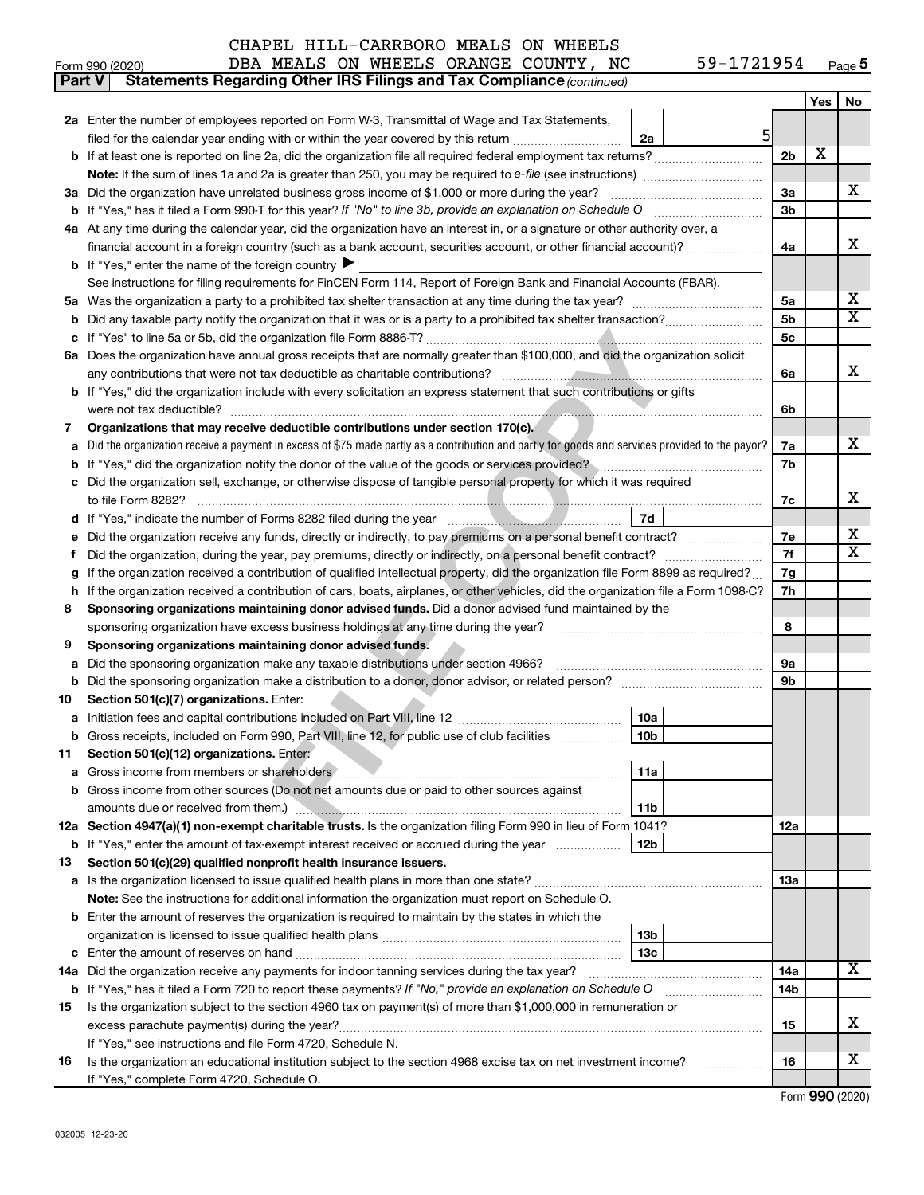CHAPEL HILL-CARRBORO MEALS ON WHEELS
DBA MEALS ON WHEELS ORANGE COUNTY, NC 59-1721954

Form 990 (2020) Page 5

**Part V Statements Regarding Other IRS Filings and Tax Compliance** *(continued)*

| | | | | Yes | No |
|---|---|---|---|---|---|
| **2a** | Enter the number of employees reported on Form W-3, Transmittal of Wage and Tax Statements, filed for the calendar year ending with or within the year covered by this return | 2a: 5 | | | |
| **b** | If at least one is reported on line 2a, did the organization file all required federal employment tax returns? | | 2b | X | |
| | **Note:** If the sum of lines 1a and 2a is greater than 250, you may be required to *e-file* (see instructions) | | | | |
| **3a** | Did the organization have unrelated business gross income of $1,000 or more during the year? | | 3a | | X |
| **b** | If "Yes," has it filed a Form 990-T for this year? *If "No" to line 3b, provide an explanation on Schedule O* | | 3b | | |
| **4a** | At any time during the calendar year, did the organization have an interest in, or a signature or other authority over, a financial account in a foreign country (such as a bank account, securities account, or other financial account)? | | 4a | | X |
| **b** | If "Yes," enter the name of the foreign country ▶ | | | | |
| | See instructions for filing requirements for FinCEN Form 114, Report of Foreign Bank and Financial Accounts (FBAR). | | | | |
| **5a** | Was the organization a party to a prohibited tax shelter transaction at any time during the tax year? | | 5a | | X |
| **b** | Did any taxable party notify the organization that it was or is a party to a prohibited tax shelter transaction? | | 5b | | X |
| **c** | If "Yes" to line 5a or 5b, did the organization file Form 8886-T? | | 5c | | |
| **6a** | Does the organization have annual gross receipts that are normally greater than $100,000, and did the organization solicit any contributions that were not tax deductible as charitable contributions? | | 6a | | X |
| **b** | If "Yes," did the organization include with every solicitation an express statement that such contributions or gifts were not tax deductible? | | 6b | | |
| **7** | **Organizations that may receive deductible contributions under section 170(c).** | | | | |
| **a** | Did the organization receive a payment in excess of $75 made partly as a contribution and partly for goods and services provided to the payor? | | 7a | | X |
| **b** | If "Yes," did the organization notify the donor of the value of the goods or services provided? | | 7b | | |
| **c** | Did the organization sell, exchange, or otherwise dispose of tangible personal property for which it was required to file Form 8282? | | 7c | | X |
| **d** | If "Yes," indicate the number of Forms 8282 filed during the year | 7d | | | |
| **e** | Did the organization receive any funds, directly or indirectly, to pay premiums on a personal benefit contract? | | 7e | | X |
| **f** | Did the organization, during the year, pay premiums, directly or indirectly, on a personal benefit contract? | | 7f | | X |
| **g** | If the organization received a contribution of qualified intellectual property, did the organization file Form 8899 as required? | | 7g | | |
| **h** | If the organization received a contribution of cars, boats, airplanes, or other vehicles, did the organization file a Form 1098-C? | | 7h | | |
| **8** | **Sponsoring organizations maintaining donor advised funds.** Did a donor advised fund maintained by the sponsoring organization have excess business holdings at any time during the year? | | 8 | | |
| **9** | **Sponsoring organizations maintaining donor advised funds.** | | | | |
| **a** | Did the sponsoring organization make any taxable distributions under section 4966? | | 9a | | |
| **b** | Did the sponsoring organization make a distribution to a donor, donor advisor, or related person? | | 9b | | |
| **10** | **Section 501(c)(7) organizations.** Enter: | | | | |
| **a** | Initiation fees and capital contributions included on Part VIII, line 12 | 10a | | | |
| **b** | Gross receipts, included on Form 990, Part VIII, line 12, for public use of club facilities | 10b | | | |
| **11** | **Section 501(c)(12) organizations.** Enter: | | | | |
| **a** | Gross income from members or shareholders | 11a | | | |
| **b** | Gross income from other sources (Do not net amounts due or paid to other sources against amounts due or received from them.) | 11b | | | |
| **12a** | **Section 4947(a)(1) non-exempt charitable trusts.** Is the organization filing Form 990 in lieu of Form 1041? | | 12a | | |
| **b** | If "Yes," enter the amount of tax-exempt interest received or accrued during the year | 12b | | | |
| **13** | **Section 501(c)(29) qualified nonprofit health insurance issuers.** | | | | |
| **a** | Is the organization licensed to issue qualified health plans in more than one state? | | 13a | | |
| | **Note:** See the instructions for additional information the organization must report on Schedule O. | | | | |
| **b** | Enter the amount of reserves the organization is required to maintain by the states in which the organization is licensed to issue qualified health plans | 13b | | | |
| **c** | Enter the amount of reserves on hand | 13c | | | |
| **14a** | Did the organization receive any payments for indoor tanning services during the tax year? | | 14a | | X |
| **b** | If "Yes," has it filed a Form 720 to report these payments? *If "No," provide an explanation on Schedule O* | | 14b | | |
| **15** | Is the organization subject to the section 4960 tax on payment(s) of more than $1,000,000 in remuneration or excess parachute payment(s) during the year? | | 15 | | X |
| | If "Yes," see instructions and file Form 4720, Schedule N. | | | | |
| **16** | Is the organization an educational institution subject to the section 4968 excise tax on net investment income? | | 16 | | X |
| | If "Yes," complete Form 4720, Schedule O. | | | | |

Form **990** (2020)

032005 12-23-20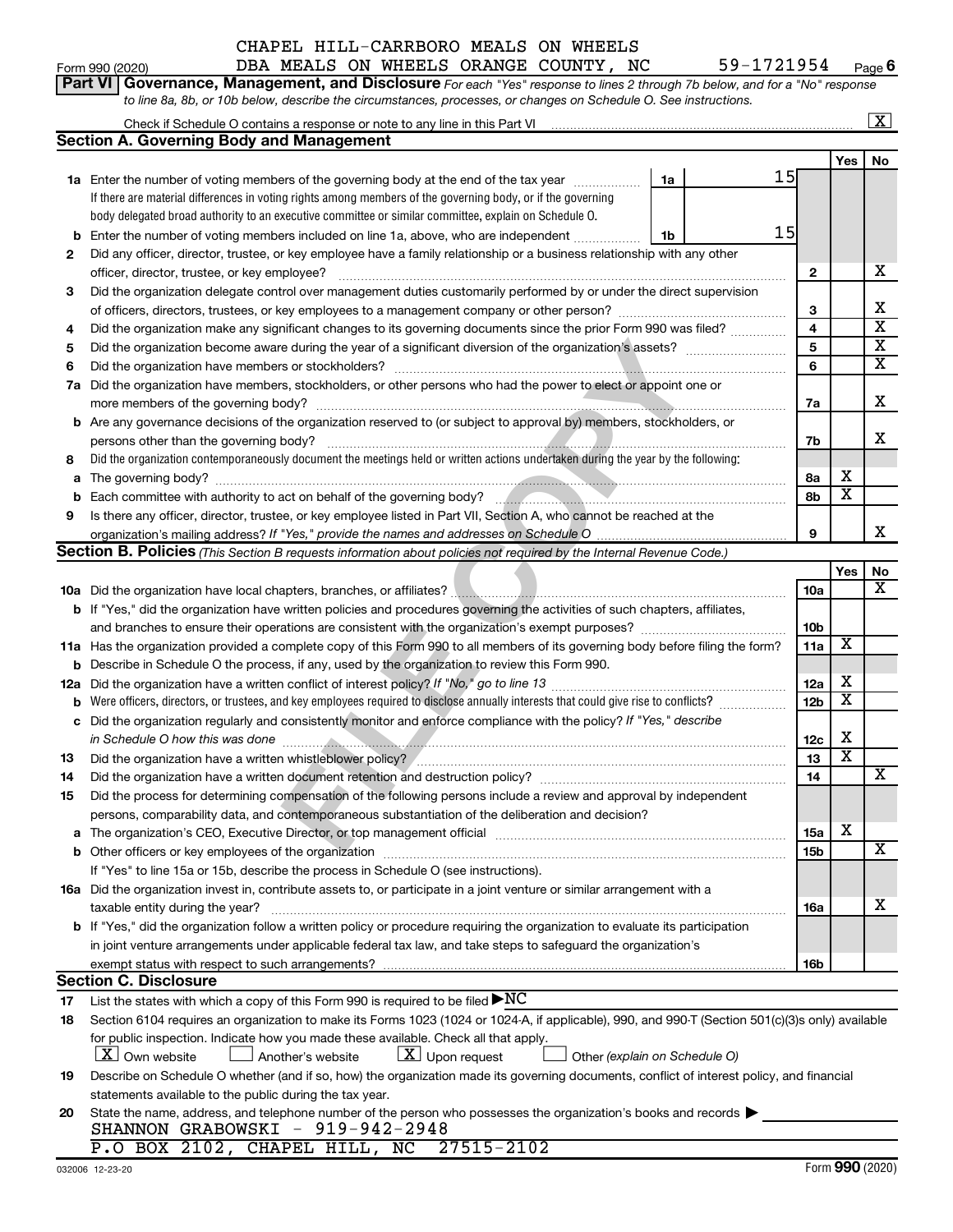CHAPEL HILL-CARRBORO MEALS ON WHEELS
DBA MEALS ON WHEELS ORANGE COUNTY, NC 59-1721954

Form 990 (2020) Page 6

**Part VI Governance, Management, and Disclosure** *For each "Yes" response to lines 2 through 7b below, and for a "No" response to line 8a, 8b, or 10b below, describe the circumstances, processes, or changes on Schedule O. See instructions.*

Check if Schedule O contains a response or note to any line in this Part VI ..... [X]

## Section A. Governing Body and Management

| | | | | Yes | No |
|---|---|---|---|---|---|
| **1a** | Enter the number of voting members of the governing body at the end of the tax year ..... If there are material differences in voting rights among members of the governing body, or if the governing body delegated broad authority to an executive committee or similar committee, explain on Schedule O. | 1a | 15 | | |
| **b** | Enter the number of voting members included on line 1a, above, who are independent ..... | 1b | 15 | | |
| **2** | Did any officer, director, trustee, or key employee have a family relationship or a business relationship with any other officer, director, trustee, or key employee? | 2 | | | X |
| **3** | Did the organization delegate control over management duties customarily performed by or under the direct supervision of officers, directors, trustees, or key employees to a management company or other person? | 3 | | | X |
| **4** | Did the organization make any significant changes to its governing documents since the prior Form 990 was filed? | 4 | | | X |
| **5** | Did the organization become aware during the year of a significant diversion of the organization's assets? | 5 | | | X |
| **6** | Did the organization have members or stockholders? | 6 | | | X |
| **7a** | Did the organization have members, stockholders, or other persons who had the power to elect or appoint one or more members of the governing body? | 7a | | | X |
| **b** | Are any governance decisions of the organization reserved to (or subject to approval by) members, stockholders, or persons other than the governing body? | 7b | | | X |
| **8** | Did the organization contemporaneously document the meetings held or written actions undertaken during the year by the following: | | | | |
| **a** | The governing body? | 8a | | X | |
| **b** | Each committee with authority to act on behalf of the governing body? | 8b | | X | |
| **9** | Is there any officer, director, trustee, or key employee listed in Part VII, Section A, who cannot be reached at the organization's mailing address? *If "Yes," provide the names and addresses on Schedule O* | 9 | | | X |

## Section B. Policies *(This Section B requests information about policies not required by the Internal Revenue Code.)*

| | | | Yes | No |
|---|---|---|---|---|
| **10a** | Did the organization have local chapters, branches, or affiliates? | 10a | | X |
| **b** | If "Yes," did the organization have written policies and procedures governing the activities of such chapters, affiliates, and branches to ensure their operations are consistent with the organization's exempt purposes? | 10b | | |
| **11a** | Has the organization provided a complete copy of this Form 990 to all members of its governing body before filing the form? | 11a | X | |
| **b** | Describe in Schedule O the process, if any, used by the organization to review this Form 990. | | | |
| **12a** | Did the organization have a written conflict of interest policy? *If "No," go to line 13* | 12a | X | |
| **b** | Were officers, directors, or trustees, and key employees required to disclose annually interests that could give rise to conflicts? | 12b | X | |
| **c** | Did the organization regularly and consistently monitor and enforce compliance with the policy? *If "Yes," describe in Schedule O how this was done* | 12c | X | |
| **13** | Did the organization have a written whistleblower policy? | 13 | X | |
| **14** | Did the organization have a written document retention and destruction policy? | 14 | | X |
| **15** | Did the process for determining compensation of the following persons include a review and approval by independent persons, comparability data, and contemporaneous substantiation of the deliberation and decision? | | | |
| **a** | The organization's CEO, Executive Director, or top management official | 15a | X | |
| **b** | Other officers or key employees of the organization | 15b | | X |
| | If "Yes" to line 15a or 15b, describe the process in Schedule O (see instructions). | | | |
| **16a** | Did the organization invest in, contribute assets to, or participate in a joint venture or similar arrangement with a taxable entity during the year? | 16a | | X |
| **b** | If "Yes," did the organization follow a written policy or procedure requiring the organization to evaluate its participation in joint venture arrangements under applicable federal tax law, and take steps to safeguard the organization's exempt status with respect to such arrangements? | 16b | | |

## Section C. Disclosure

**17** List the states with which a copy of this Form 990 is required to be filed ▶ NC

**18** Section 6104 requires an organization to make its Forms 1023 (1024 or 1024-A, if applicable), 990, and 990-T (Section 501(c)(3)s only) available for public inspection. Indicate how you made these available. Check all that apply.

[X] Own website  [ ] Another's website  [X] Upon request  [ ] Other *(explain on Schedule O)*

**19** Describe on Schedule O whether (and if so, how) the organization made its governing documents, conflict of interest policy, and financial statements available to the public during the tax year.

**20** State the name, address, and telephone number of the person who possesses the organization's books and records ▶

SHANNON GRABOWSKI - 919-942-2948
P.O BOX 2102, CHAPEL HILL, NC 27515-2102

032006 12-23-20 Form **990** (2020)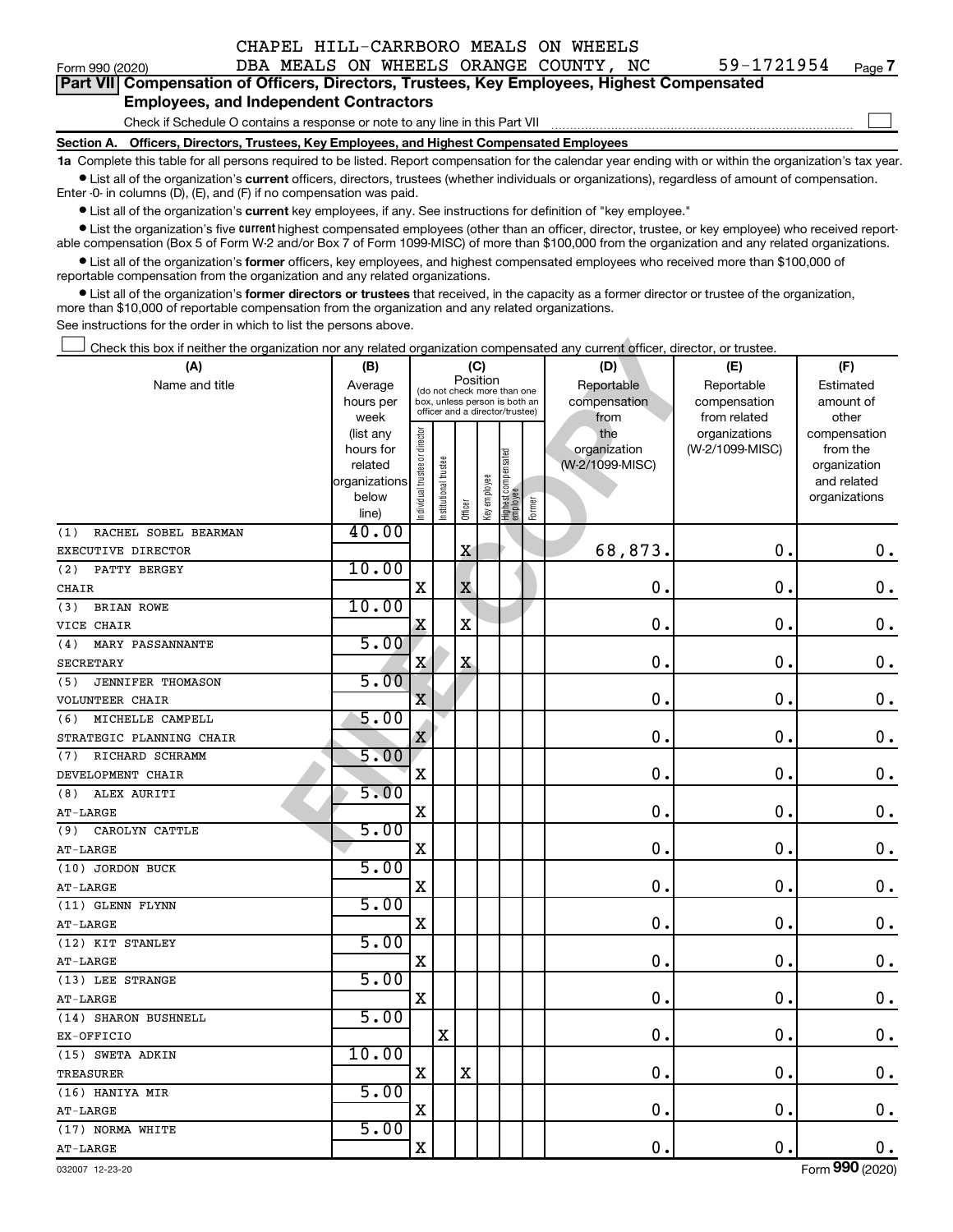CHAPEL HILL-CARRBORO MEALS ON WHEELS
Form 990 (2020) DBA MEALS ON WHEELS ORANGE COUNTY, NC 59-1721954 Page 7

**Part VII Compensation of Officers, Directors, Trustees, Key Employees, Highest Compensated Employees, and Independent Contractors**

Check if Schedule O contains a response or note to any line in this Part VII ☐

**Section A. Officers, Directors, Trustees, Key Employees, and Highest Compensated Employees**

**1a** Complete this table for all persons required to be listed. Report compensation for the calendar year ending with or within the organization's tax year.

- List all of the organization's **current** officers, directors, trustees (whether individuals or organizations), regardless of amount of compensation. Enter -0- in columns (D), (E), and (F) if no compensation was paid.
- List all of the organization's **current** key employees, if any. See instructions for definition of "key employee."
- List the organization's five **current** highest compensated employees (other than an officer, director, trustee, or key employee) who received reportable compensation (Box 5 of Form W-2 and/or Box 7 of Form 1099-MISC) of more than $100,000 from the organization and any related organizations.
- List all of the organization's **former** officers, key employees, and highest compensated employees who received more than $100,000 of reportable compensation from the organization and any related organizations.
- List all of the organization's **former directors or trustees** that received, in the capacity as a former director or trustee of the organization, more than $10,000 of reportable compensation from the organization and any related organizations.

See instructions for the order in which to list the persons above.

☐ Check this box if neither the organization nor any related organization compensated any current officer, director, or trustee.

| (A) Name and title | (B) Average hours per week (list any hours for related organizations below line) | (C) Position: Individual trustee or director | Institutional trustee | Officer | Key employee | Highest compensated employee | Former | (D) Reportable compensation from the organization (W-2/1099-MISC) | (E) Reportable compensation from related organizations (W-2/1099-MISC) | (F) Estimated amount of other compensation from the organization and related organizations |
|---|---|---|---|---|---|---|---|---|---|---|
| (1) RACHEL SOBEL BEARMAN<br>EXECUTIVE DIRECTOR | 40.00 | | | X | | | | 68,873. | 0. | 0. |
| (2) PATTY BERGEY<br>CHAIR | 10.00 | X | | X | | | | 0. | 0. | 0. |
| (3) BRIAN ROWE<br>VICE CHAIR | 10.00 | X | | X | | | | 0. | 0. | 0. |
| (4) MARY PASSANNANTE<br>SECRETARY | 5.00 | X | | X | | | | 0. | 0. | 0. |
| (5) JENNIFER THOMASON<br>VOLUNTEER CHAIR | 5.00 | X | | | | | | 0. | 0. | 0. |
| (6) MICHELLE CAMPELL<br>STRATEGIC PLANNING CHAIR | 5.00 | X | | | | | | 0. | 0. | 0. |
| (7) RICHARD SCHRAMM<br>DEVELOPMENT CHAIR | 5.00 | X | | | | | | 0. | 0. | 0. |
| (8) ALEX AURITI<br>AT-LARGE | 5.00 | X | | | | | | 0. | 0. | 0. |
| (9) CAROLYN CATTLE<br>AT-LARGE | 5.00 | X | | | | | | 0. | 0. | 0. |
| (10) JORDON BUCK<br>AT-LARGE | 5.00 | X | | | | | | 0. | 0. | 0. |
| (11) GLENN FLYNN<br>AT-LARGE | 5.00 | X | | | | | | 0. | 0. | 0. |
| (12) KIT STANLEY<br>AT-LARGE | 5.00 | X | | | | | | 0. | 0. | 0. |
| (13) LEE STRANGE<br>AT-LARGE | 5.00 | X | | | | | | 0. | 0. | 0. |
| (14) SHARON BUSHNELL<br>EX-OFFICIO | 5.00 | | X | | | | | 0. | 0. | 0. |
| (15) SWETA ADKIN<br>TREASURER | 10.00 | X | | X | | | | 0. | 0. | 0. |
| (16) HANIYA MIR<br>AT-LARGE | 5.00 | X | | | | | | 0. | 0. | 0. |
| (17) NORMA WHITE<br>AT-LARGE | 5.00 | X | | | | | | 0. | 0. | 0. |

032007 12-23-20 Form 990 (2020)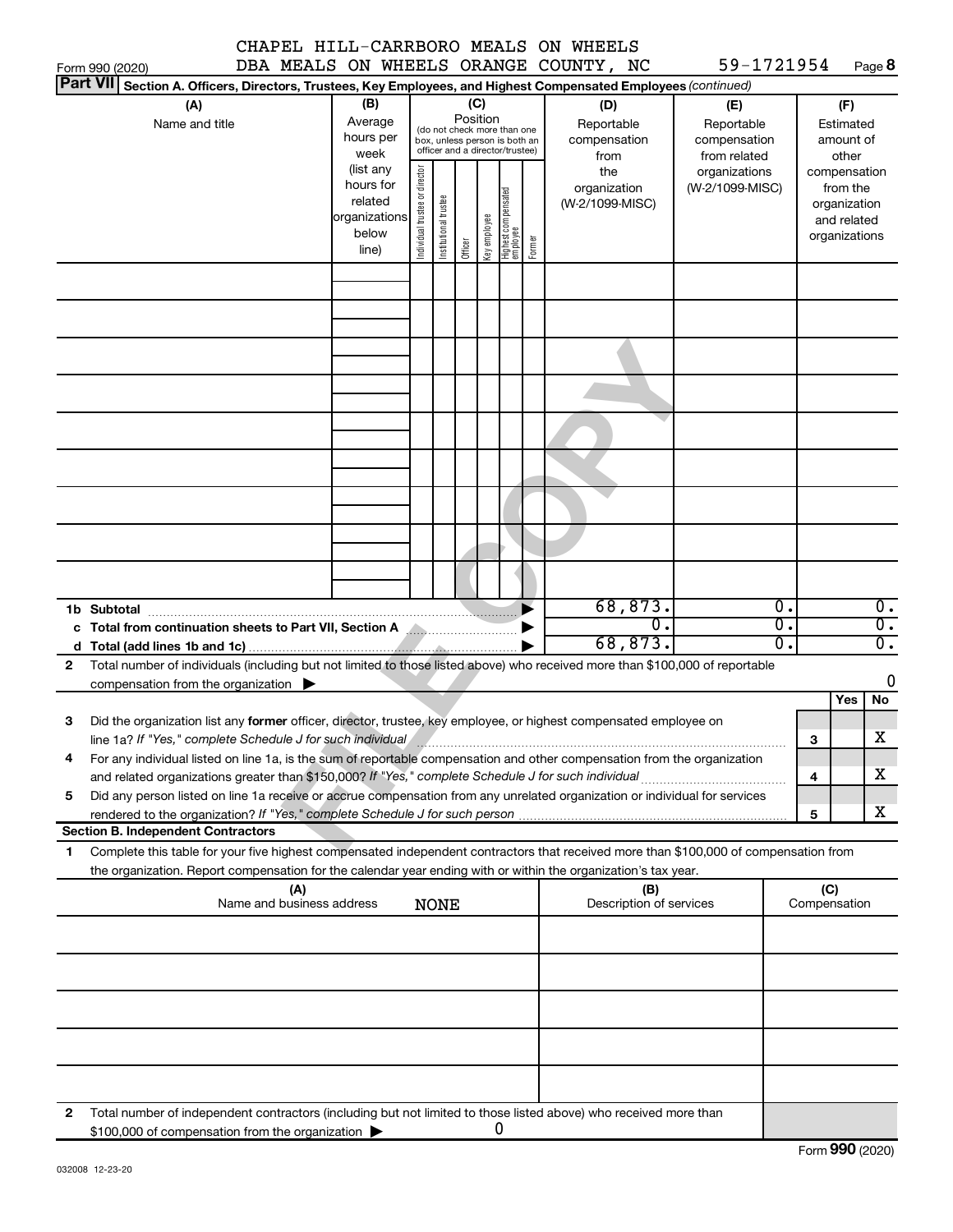CHAPEL HILL-CARRBORO MEALS ON WHEELS
DBA MEALS ON WHEELS ORANGE COUNTY, NC 59-1721954

Form 990 (2020) Page 8

**Part VII Section A. Officers, Directors, Trustees, Key Employees, and Highest Compensated Employees** *(continued)*

| (A) Name and title | (B) Average hours per week (list any hours for related organizations below line) | (C) Position (do not check more than one box, unless person is both an officer and a director/trustee): Individual trustee or director | Institutional trustee | Officer | Key employee | Highest compensated employee | Former | (D) Reportable compensation from the organization (W-2/1099-MISC) | (E) Reportable compensation from related organizations (W-2/1099-MISC) | (F) Estimated amount of other compensation from the organization and related organizations |
|---|---|---|---|---|---|---|---|---|---|---|
| | | | | | | | | | | |
| | | | | | | | | | | |
| | | | | | | | | | | |
| | | | | | | | | | | |
| | | | | | | | | | | |
| | | | | | | | | | | |
| | | | | | | | | | | |
| | | | | | | | | | | |
| | | | | | | | | | | |
| **1b Subtotal** | | | | | | | | 68,873. | 0. | 0. |
| **c Total from continuation sheets to Part VII, Section A** | | | | | | | | 0. | 0. | 0. |
| **d Total (add lines 1b and 1c)** | | | | | | | | 68,873. | 0. | 0. |

**2** Total number of individuals (including but not limited to those listed above) who received more than $100,000 of reportable compensation from the organization ▶ 0

| | | Yes | No |
|---|---|---|---|
| **3** Did the organization list any **former** officer, director, trustee, key employee, or highest compensated employee on line 1a? *If "Yes," complete Schedule J for such individual* | 3 | | X |
| **4** For any individual listed on line 1a, is the sum of reportable compensation and other compensation from the organization and related organizations greater than $150,000? *If "Yes," complete Schedule J for such individual* | 4 | | X |
| **5** Did any person listed on line 1a receive or accrue compensation from any unrelated organization or individual for services rendered to the organization? *If "Yes," complete Schedule J for such person* | 5 | | X |

**Section B. Independent Contractors**

**1** Complete this table for your five highest compensated independent contractors that received more than $100,000 of compensation from the organization. Report compensation for the calendar year ending with or within the organization's tax year.

| (A) Name and business address NONE | (B) Description of services | (C) Compensation |
|---|---|---|
| | | |
| | | |
| | | |
| | | |
| | | |

**2** Total number of independent contractors (including but not limited to those listed above) who received more than $100,000 of compensation from the organization ▶ 0

Form **990** (2020)

032008 12-23-20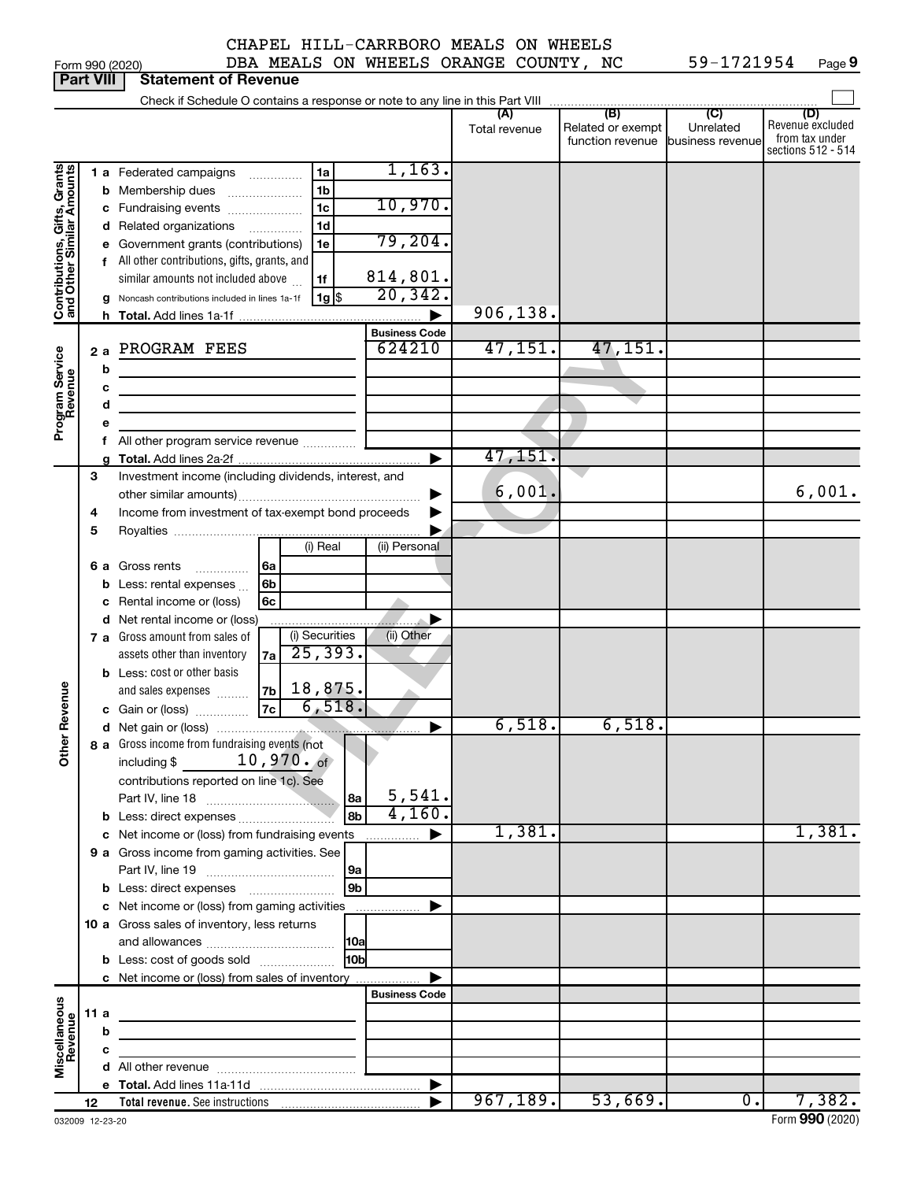CHAPEL HILL-CARRBORO MEALS ON WHEELS
DBA MEALS ON WHEELS ORANGE COUNTY, NC 59-1721954

Form 990 (2020) Page 9

**Part VIII Statement of Revenue**

Check if Schedule O contains a response or note to any line in this Part VIII

| | | | (A) Total revenue | (B) Related or exempt function revenue | (C) Unrelated business revenue | (D) Revenue excluded from tax under sections 512 - 514 |
|---|---|---|---|---|---|---|
| **Contributions, Gifts, Grants and Other Similar Amounts** | 1 a Federated campaigns 1a | 1,163. | | | | |
| | b Membership dues 1b | | | | | |
| | c Fundraising events 1c | 10,970. | | | | |
| | d Related organizations 1d | | | | | |
| | e Government grants (contributions) 1e | 79,204. | | | | |
| | f All other contributions, gifts, grants, and similar amounts not included above 1f | 814,801. | | | | |
| | g Noncash contributions included in lines 1a-1f 1g $ | 20,342. | | | | |
| | h Total. Add lines 1a-1f | | 906,138. | | | |
| **Program Service Revenue** | | Business Code | | | | |
| | 2 a PROGRAM FEES | 624210 | 47,151. | 47,151. | | |
| | b | | | | | |
| | c | | | | | |
| | d | | | | | |
| | e | | | | | |
| | f All other program service revenue | | | | | |
| | g Total. Add lines 2a-2f | | 47,151. | | | |
| **Other Revenue** | 3 Investment income (including dividends, interest, and other similar amounts) | | 6,001. | | | 6,001. |
| | 4 Income from investment of tax-exempt bond proceeds | | | | | |
| | 5 Royalties | | | | | |
| | | (i) Real / (ii) Personal | | | | |
| | 6 a Gross rents 6a | | | | | |
| | b Less: rental expenses 6b | | | | | |
| | c Rental income or (loss) 6c | | | | | |
| | d Net rental income or (loss) | | | | | |
| | | (i) Securities / (ii) Other | | | | |
| | 7 a Gross amount from sales of assets other than inventory 7a | 25,393. | | | | |
| | b Less: cost or other basis and sales expenses 7b | 18,875. | | | | |
| | c Gain or (loss) 7c | 6,518. | | | | |
| | d Net gain or (loss) | | 6,518. | 6,518. | | |
| | 8 a Gross income from fundraising events (not including $ 10,970. of contributions reported on line 1c). See Part IV, line 18 8a | 5,541. | | | | |
| | b Less: direct expenses 8b | 4,160. | | | | |
| | c Net income or (loss) from fundraising events | | 1,381. | | | 1,381. |
| | 9 a Gross income from gaming activities. See Part IV, line 19 9a | | | | | |
| | b Less: direct expenses 9b | | | | | |
| | c Net income or (loss) from gaming activities | | | | | |
| | 10 a Gross sales of inventory, less returns and allowances 10a | | | | | |
| | b Less: cost of goods sold 10b | | | | | |
| | c Net income or (loss) from sales of inventory | | | | | |
| **Miscellaneous Revenue** | | Business Code | | | | |
| | 11 a | | | | | |
| | b | | | | | |
| | c | | | | | |
| | d All other revenue | | | | | |
| | e Total. Add lines 11a-11d | | | | | |
| | 12 Total revenue. See instructions | | 967,189. | 53,669. | 0. | 7,382. |

032009 12-23-20 Form **990** (2020)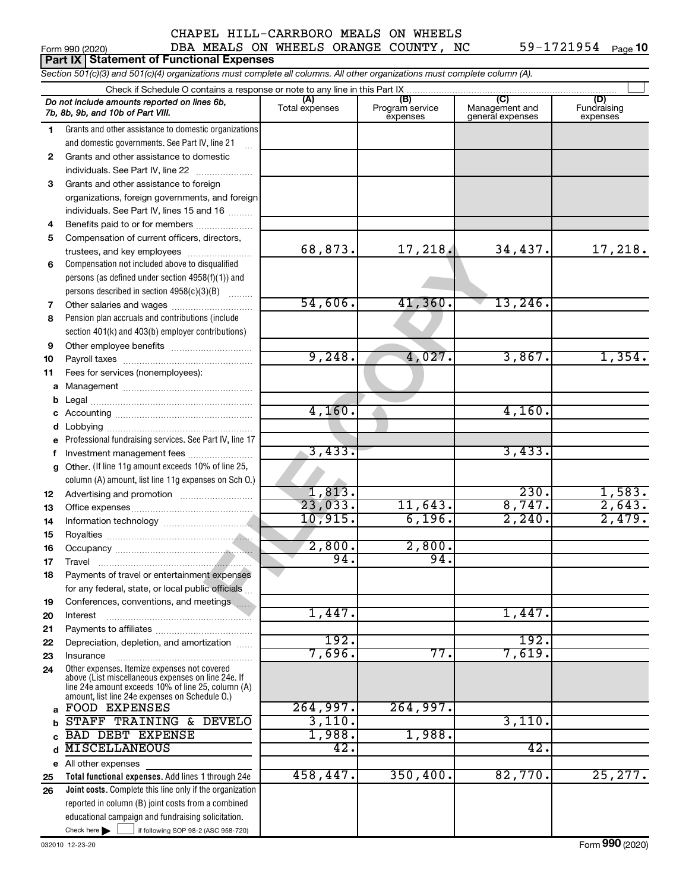CHAPEL HILL-CARRBORO MEALS ON WHEELS
DBA MEALS ON WHEELS ORANGE COUNTY, NC 59-1721954

Form 990 (2020) Page **10**

## Part IX Statement of Functional Expenses

*Section 501(c)(3) and 501(c)(4) organizations must complete all columns. All other organizations must complete column (A).*

Check if Schedule O contains a response or note to any line in this Part IX

| | *Do not include amounts reported on lines 6b, 7b, 8b, 9b, and 10b of Part VIII.* | (A) Total expenses | (B) Program service expenses | (C) Management and general expenses | (D) Fundraising expenses |
|---|---|---|---|---|---|
| 1 | Grants and other assistance to domestic organizations and domestic governments. See Part IV, line 21 | | | | |
| 2 | Grants and other assistance to domestic individuals. See Part IV, line 22 | | | | |
| 3 | Grants and other assistance to foreign organizations, foreign governments, and foreign individuals. See Part IV, lines 15 and 16 | | | | |
| 4 | Benefits paid to or for members | | | | |
| 5 | Compensation of current officers, directors, trustees, and key employees | 68,873. | 17,218. | 34,437. | 17,218. |
| 6 | Compensation not included above to disqualified persons (as defined under section 4958(f)(1)) and persons described in section 4958(c)(3)(B) | | | | |
| 7 | Other salaries and wages | 54,606. | 41,360. | 13,246. | |
| 8 | Pension plan accruals and contributions (include section 401(k) and 403(b) employer contributions) | | | | |
| 9 | Other employee benefits | | | | |
| 10 | Payroll taxes | 9,248. | 4,027. | 3,867. | 1,354. |
| 11 | Fees for services (nonemployees): | | | | |
| a | Management | | | | |
| b | Legal | | | | |
| c | Accounting | 4,160. | | 4,160. | |
| d | Lobbying | | | | |
| e | Professional fundraising services. See Part IV, line 17 | | | | |
| f | Investment management fees | 3,433. | | 3,433. | |
| g | Other. (If line 11g amount exceeds 10% of line 25, column (A) amount, list line 11g expenses on Sch O.) | | | | |
| 12 | Advertising and promotion | 1,813. | | 230. | 1,583. |
| 13 | Office expenses | 23,033. | 11,643. | 8,747. | 2,643. |
| 14 | Information technology | 10,915. | 6,196. | 2,240. | 2,479. |
| 15 | Royalties | | | | |
| 16 | Occupancy | 2,800. | 2,800. | | |
| 17 | Travel | 94. | 94. | | |
| 18 | Payments of travel or entertainment expenses for any federal, state, or local public officials | | | | |
| 19 | Conferences, conventions, and meetings | | | | |
| 20 | Interest | 1,447. | | 1,447. | |
| 21 | Payments to affiliates | | | | |
| 22 | Depreciation, depletion, and amortization | 192. | | 192. | |
| 23 | Insurance | 7,696. | 77. | 7,619. | |
| 24 | Other expenses. Itemize expenses not covered above (List miscellaneous expenses on line 24e. If line 24e amount exceeds 10% of line 25, column (A) amount, list line 24e expenses on Schedule O.) | | | | |
| a | FOOD EXPENSES | 264,997. | 264,997. | | |
| b | STAFF TRAINING & DEVELO | 3,110. | | 3,110. | |
| c | BAD DEBT EXPENSE | 1,988. | 1,988. | | |
| d | MISCELLANEOUS | 42. | | 42. | |
| e | All other expenses | | | | |
| 25 | **Total functional expenses.** Add lines 1 through 24e | 458,447. | 350,400. | 82,770. | 25,277. |
| 26 | **Joint costs.** Complete this line only if the organization reported in column (B) joint costs from a combined educational campaign and fundraising solicitation. Check here if following SOP 98-2 (ASC 958-720) | | | | |

032010 12-23-20

Form **990** (2020)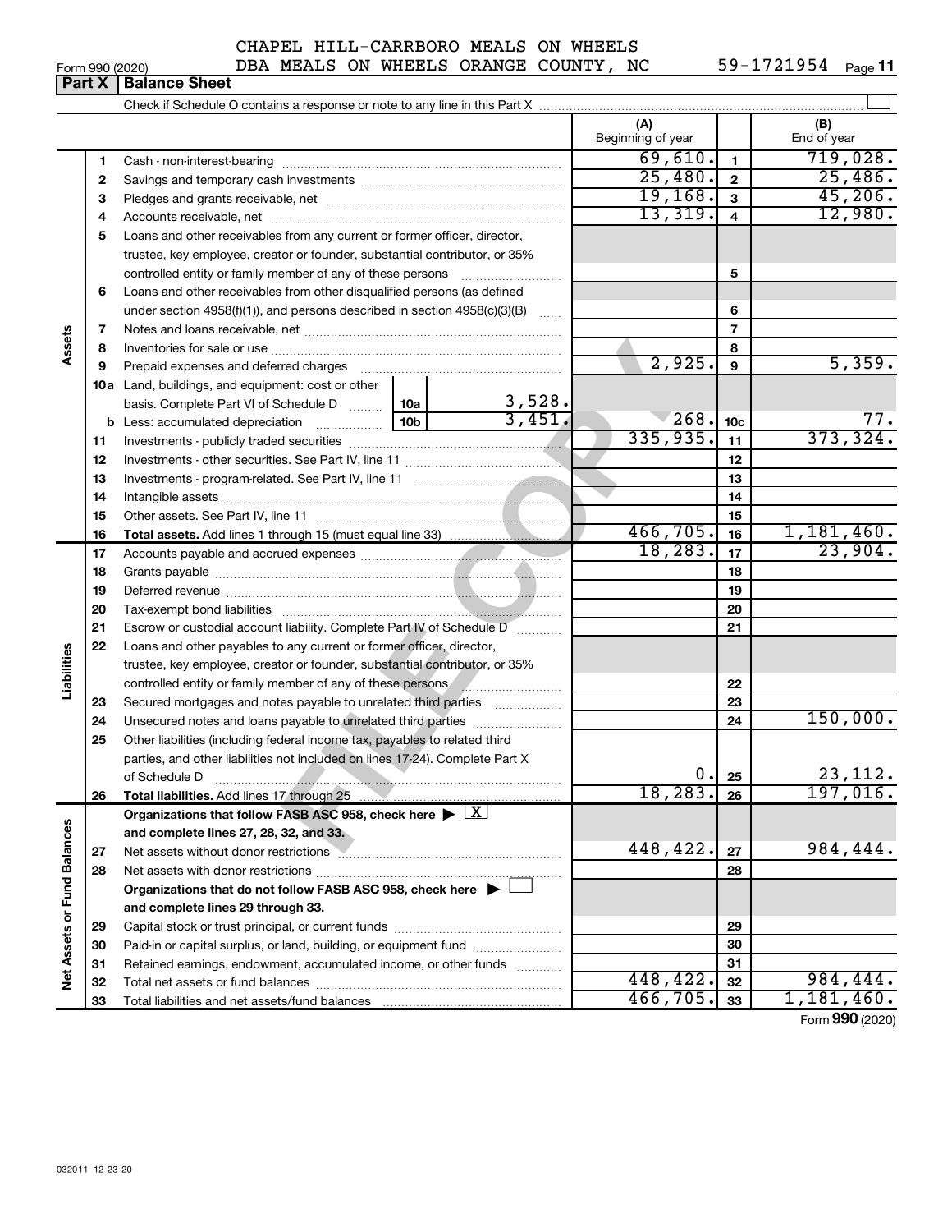CHAPEL HILL-CARRBORO MEALS ON WHEELS
DBA MEALS ON WHEELS ORANGE COUNTY, NC 59-1721954

Form 990 (2020)

## Part X | Balance Sheet

Check if Schedule O contains a response or note to any line in this Part X ☐

| | | | | (A) Beginning of year | | (B) End of year |
|---|---|---|---|---|---|---|
| Assets | 1 | Cash - non-interest-bearing | | 69,610. | 1 | 719,028. |
| | 2 | Savings and temporary cash investments | | 25,480. | 2 | 25,486. |
| | 3 | Pledges and grants receivable, net | | 19,168. | 3 | 45,206. |
| | 4 | Accounts receivable, net | | 13,319. | 4 | 12,980. |
| | 5 | Loans and other receivables from any current or former officer, director, trustee, key employee, creator or founder, substantial contributor, or 35% controlled entity or family member of any of these persons | | | 5 | |
| | 6 | Loans and other receivables from other disqualified persons (as defined under section 4958(f)(1)), and persons described in section 4958(c)(3)(B) | | | 6 | |
| | 7 | Notes and loans receivable, net | | | 7 | |
| | 8 | Inventories for sale or use | | | 8 | |
| | 9 | Prepaid expenses and deferred charges | | 2,925. | 9 | 5,359. |
| | 10a | Land, buildings, and equipment: cost or other basis. Complete Part VI of Schedule D | 10a 3,528. | | | |
| | b | Less: accumulated depreciation | 10b 3,451. | 268. | 10c | 77. |
| | 11 | Investments - publicly traded securities | | 335,935. | 11 | 373,324. |
| | 12 | Investments - other securities. See Part IV, line 11 | | | 12 | |
| | 13 | Investments - program-related. See Part IV, line 11 | | | 13 | |
| | 14 | Intangible assets | | | 14 | |
| | 15 | Other assets. See Part IV, line 11 | | | 15 | |
| | 16 | **Total assets.** Add lines 1 through 15 (must equal line 33) | | 466,705. | 16 | 1,181,460. |
| Liabilities | 17 | Accounts payable and accrued expenses | | 18,283. | 17 | 23,904. |
| | 18 | Grants payable | | | 18 | |
| | 19 | Deferred revenue | | | 19 | |
| | 20 | Tax-exempt bond liabilities | | | 20 | |
| | 21 | Escrow or custodial account liability. Complete Part IV of Schedule D | | | 21 | |
| | 22 | Loans and other payables to any current or former officer, director, trustee, key employee, creator or founder, substantial contributor, or 35% controlled entity or family member of any of these persons | | | 22 | |
| | 23 | Secured mortgages and notes payable to unrelated third parties | | | 23 | |
| | 24 | Unsecured notes and loans payable to unrelated third parties | | | 24 | 150,000. |
| | 25 | Other liabilities (including federal income tax, payables to related third parties, and other liabilities not included on lines 17-24). Complete Part X of Schedule D | | 0. | 25 | 23,112. |
| | 26 | **Total liabilities.** Add lines 17 through 25 | | 18,283. | 26 | 197,016. |
| Net Assets or Fund Balances | | **Organizations that follow FASB ASC 958, check here ▶ ☒ and complete lines 27, 28, 32, and 33.** | | | | |
| | 27 | Net assets without donor restrictions | | 448,422. | 27 | 984,444. |
| | 28 | Net assets with donor restrictions | | | 28 | |
| | | **Organizations that do not follow FASB ASC 958, check here ▶ ☐ and complete lines 29 through 33.** | | | | |
| | 29 | Capital stock or trust principal, or current funds | | | 29 | |
| | 30 | Paid-in or capital surplus, or land, building, or equipment fund | | | 30 | |
| | 31 | Retained earnings, endowment, accumulated income, or other funds | | | 31 | |
| | 32 | Total net assets or fund balances | | 448,422. | 32 | 984,444. |
| | 33 | Total liabilities and net assets/fund balances | | 466,705. | 33 | 1,181,460. |

Form **990** (2020)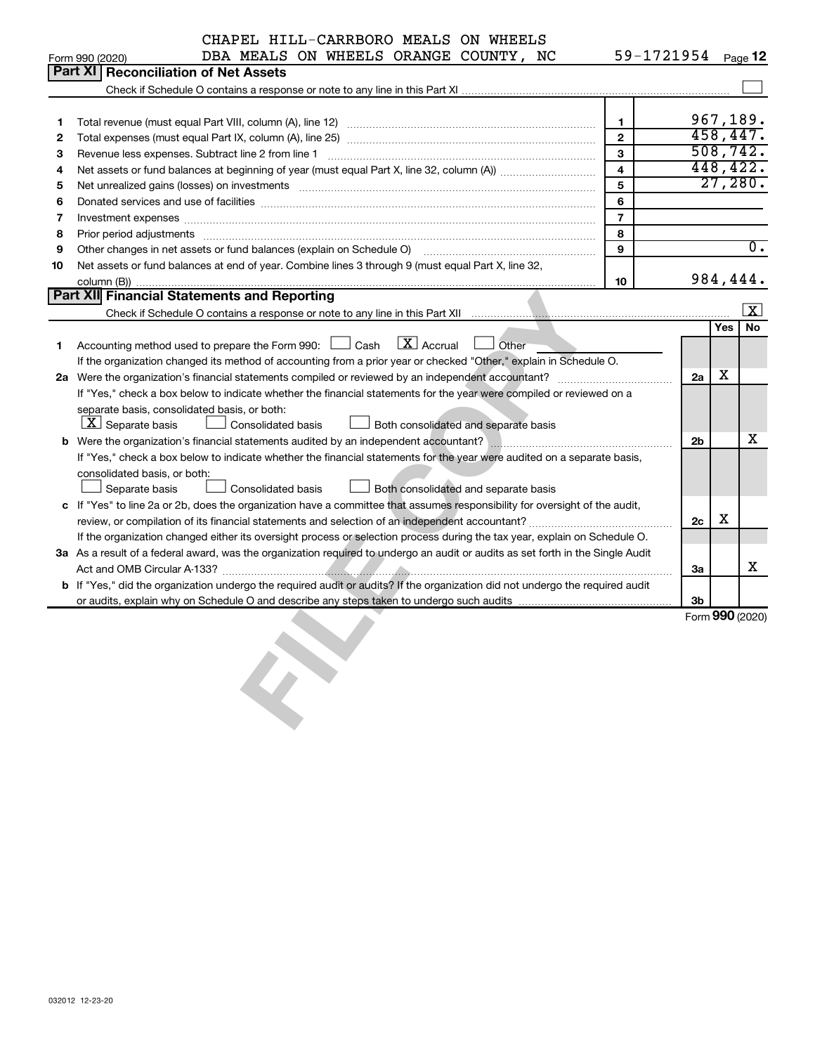CHAPEL HILL-CARRBORO MEALS ON WHEELS
DBA MEALS ON WHEELS ORANGE COUNTY, NC 59-1721954

Form 990 (2020) Page **12**

## Part XI Reconciliation of Net Assets

Check if Schedule O contains a response or note to any line in this Part XI ☐

| | | | |
|---|---|---|---|
| 1 | Total revenue (must equal Part VIII, column (A), line 12) | 1 | 967,189. |
| 2 | Total expenses (must equal Part IX, column (A), line 25) | 2 | 458,447. |
| 3 | Revenue less expenses. Subtract line 2 from line 1 | 3 | 508,742. |
| 4 | Net assets or fund balances at beginning of year (must equal Part X, line 32, column (A)) | 4 | 448,422. |
| 5 | Net unrealized gains (losses) on investments | 5 | 27,280. |
| 6 | Donated services and use of facilities | 6 | |
| 7 | Investment expenses | 7 | |
| 8 | Prior period adjustments | 8 | |
| 9 | Other changes in net assets or fund balances (explain on Schedule O) | 9 | 0. |
| 10 | Net assets or fund balances at end of year. Combine lines 3 through 9 (must equal Part X, line 32, column (B)) | 10 | 984,444. |

## Part XII Financial Statements and Reporting

Check if Schedule O contains a response or note to any line in this Part XII ☒

| | | | Yes | No |
|---|---|---|---|---|
| 1 | Accounting method used to prepare the Form 990: ☐ Cash ☒ Accrual ☐ Other<br>If the organization changed its method of accounting from a prior year or checked "Other," explain in Schedule O. | | | |
| 2a | Were the organization's financial statements compiled or reviewed by an independent accountant?<br>If "Yes," check a box below to indicate whether the financial statements for the year were compiled or reviewed on a separate basis, consolidated basis, or both:<br>☒ Separate basis ☐ Consolidated basis ☐ Both consolidated and separate basis | 2a | X | |
| b | Were the organization's financial statements audited by an independent accountant?<br>If "Yes," check a box below to indicate whether the financial statements for the year were audited on a separate basis, consolidated basis, or both:<br>☐ Separate basis ☐ Consolidated basis ☐ Both consolidated and separate basis | 2b | | X |
| c | If "Yes" to line 2a or 2b, does the organization have a committee that assumes responsibility for oversight of the audit, review, or compilation of its financial statements and selection of an independent accountant?<br>If the organization changed either its oversight process or selection process during the tax year, explain on Schedule O. | 2c | X | |
| 3a | As a result of a federal award, was the organization required to undergo an audit or audits as set forth in the Single Audit Act and OMB Circular A-133? | 3a | | X |
| b | If "Yes," did the organization undergo the required audit or audits? If the organization did not undergo the required audit or audits, explain why on Schedule O and describe any steps taken to undergo such audits | 3b | | |

Form **990** (2020)

032012 12-23-20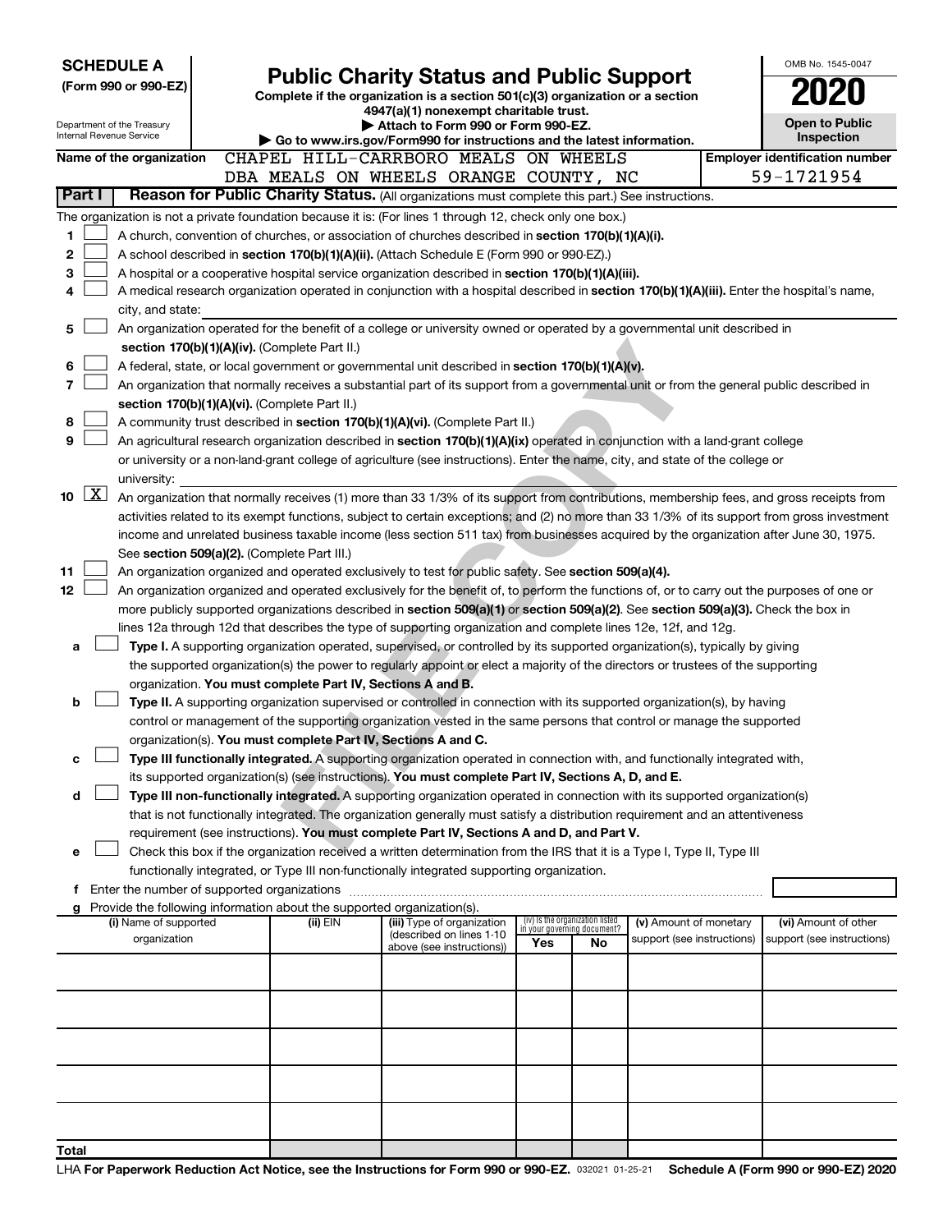**SCHEDULE A**
**(Form 990 or 990-EZ)**

Department of the Treasury
Internal Revenue Service

# Public Charity Status and Public Support

**Complete if the organization is a section 501(c)(3) organization or a section 4947(a)(1) nonexempt charitable trust.**
**▶ Attach to Form 990 or Form 990-EZ.**
**▶ Go to www.irs.gov/Form990 for instructions and the latest information.**

OMB No. 1545-0047
**2020**
**Open to Public Inspection**

**Name of the organization** CHAPEL HILL-CARRBORO MEALS ON WHEELS
DBA MEALS ON WHEELS ORANGE COUNTY, NC

**Employer identification number** 59-1721954

## Part I — Reason for Public Charity Status. (All organizations must complete this part.) See instructions.

The organization is not a private foundation because it is: (For lines 1 through 12, check only one box.)

1. ☐ A church, convention of churches, or association of churches described in **section 170(b)(1)(A)(i).**
2. ☐ A school described in **section 170(b)(1)(A)(ii).** (Attach Schedule E (Form 990 or 990-EZ).)
3. ☐ A hospital or a cooperative hospital service organization described in **section 170(b)(1)(A)(iii).**
4. ☐ A medical research organization operated in conjunction with a hospital described in **section 170(b)(1)(A)(iii).** Enter the hospital's name, city, and state: ______
5. ☐ An organization operated for the benefit of a college or university owned or operated by a governmental unit described in **section 170(b)(1)(A)(iv).** (Complete Part II.)
6. ☐ A federal, state, or local government or governmental unit described in **section 170(b)(1)(A)(v).**
7. ☐ An organization that normally receives a substantial part of its support from a governmental unit or from the general public described in **section 170(b)(1)(A)(vi).** (Complete Part II.)
8. ☐ A community trust described in **section 170(b)(1)(A)(vi).** (Complete Part II.)
9. ☐ An agricultural research organization described in **section 170(b)(1)(A)(ix)** operated in conjunction with a land-grant college or university or a non-land-grant college of agriculture (see instructions). Enter the name, city, and state of the college or university: ______
10. ☒ An organization that normally receives (1) more than 33 1/3% of its support from contributions, membership fees, and gross receipts from activities related to its exempt functions, subject to certain exceptions; and (2) no more than 33 1/3% of its support from gross investment income and unrelated business taxable income (less section 511 tax) from businesses acquired by the organization after June 30, 1975. See **section 509(a)(2).** (Complete Part III.)
11. ☐ An organization organized and operated exclusively to test for public safety. See **section 509(a)(4).**
12. ☐ An organization organized and operated exclusively for the benefit of, to perform the functions of, or to carry out the purposes of one or more publicly supported organizations described in **section 509(a)(1)** or **section 509(a)(2).** See **section 509(a)(3).** Check the box in lines 12a through 12d that describes the type of supporting organization and complete lines 12e, 12f, and 12g.
   - **a** ☐ **Type I.** A supporting organization operated, supervised, or controlled by its supported organization(s), typically by giving the supported organization(s) the power to regularly appoint or elect a majority of the directors or trustees of the supporting organization. **You must complete Part IV, Sections A and B.**
   - **b** ☐ **Type II.** A supporting organization supervised or controlled in connection with its supported organization(s), by having control or management of the supporting organization vested in the same persons that control or manage the supported organization(s). **You must complete Part IV, Sections A and C.**
   - **c** ☐ **Type III functionally integrated.** A supporting organization operated in connection with, and functionally integrated with, its supported organization(s) (see instructions). **You must complete Part IV, Sections A, D, and E.**
   - **d** ☐ **Type III non-functionally integrated.** A supporting organization operated in connection with its supported organization(s) that is not functionally integrated. The organization generally must satisfy a distribution requirement and an attentiveness requirement (see instructions). **You must complete Part IV, Sections A and D, and Part V.**
   - **e** ☐ Check this box if the organization received a written determination from the IRS that it is a Type I, Type II, Type III functionally integrated, or Type III non-functionally integrated supporting organization.
   - **f** Enter the number of supported organizations ______
   - **g** Provide the following information about the supported organization(s).

| (i) Name of supported organization | (ii) EIN | (iii) Type of organization (described on lines 1-10 above (see instructions)) | (iv) Is the organization listed in your governing document? Yes | No | (v) Amount of monetary support (see instructions) | (vi) Amount of other support (see instructions) |
|---|---|---|---|---|---|---|
| | | | | | | |
| | | | | | | |
| | | | | | | |
| | | | | | | |
| | | | | | | |
| Total | | | | | | |

LHA **For Paperwork Reduction Act Notice, see the Instructions for Form 990 or 990-EZ.** 032021 01-25-21 **Schedule A (Form 990 or 990-EZ) 2020**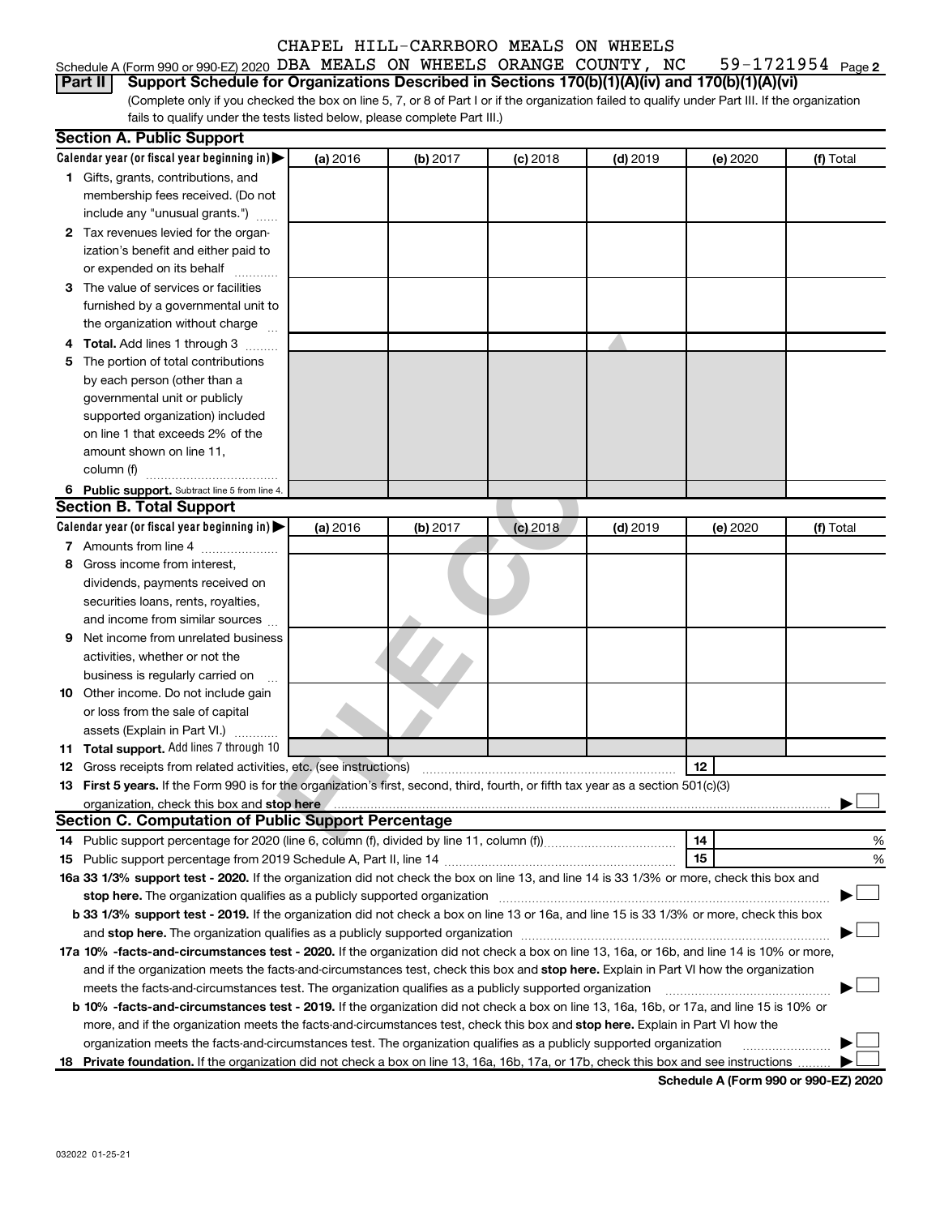CHAPEL HILL-CARRBORO MEALS ON WHEELS

Schedule A (Form 990 or 990-EZ) 2020 DBA MEALS ON WHEELS ORANGE COUNTY, NC 59-1721954 Page 2

**Part II** **Support Schedule for Organizations Described in Sections 170(b)(1)(A)(iv) and 170(b)(1)(A)(vi)**

(Complete only if you checked the box on line 5, 7, or 8 of Part I or if the organization failed to qualify under Part III. If the organization fails to qualify under the tests listed below, please complete Part III.)

**Section A. Public Support**

| Calendar year (or fiscal year beginning in) ▶ | (a) 2016 | (b) 2017 | (c) 2018 | (d) 2019 | (e) 2020 | (f) Total |
|---|---|---|---|---|---|---|
| **1** Gifts, grants, contributions, and membership fees received. (Do not include any "unusual grants.") | | | | | | |
| **2** Tax revenues levied for the organization's benefit and either paid to or expended on its behalf | | | | | | |
| **3** The value of services or facilities furnished by a governmental unit to the organization without charge | | | | | | |
| **4 Total.** Add lines 1 through 3 | | | | | | |
| **5** The portion of total contributions by each person (other than a governmental unit or publicly supported organization) included on line 1 that exceeds 2% of the amount shown on line 11, column (f) | | | | | | |
| **6 Public support.** Subtract line 5 from line 4. | | | | | | |

**Section B. Total Support**

| Calendar year (or fiscal year beginning in) ▶ | (a) 2016 | (b) 2017 | (c) 2018 | (d) 2019 | (e) 2020 | (f) Total |
|---|---|---|---|---|---|---|
| **7** Amounts from line 4 | | | | | | |
| **8** Gross income from interest, dividends, payments received on securities loans, rents, royalties, and income from similar sources | | | | | | |
| **9** Net income from unrelated business activities, whether or not the business is regularly carried on | | | | | | |
| **10** Other income. Do not include gain or loss from the sale of capital assets (Explain in Part VI.) | | | | | | |
| **11 Total support.** Add lines 7 through 10 | | | | | | |

**12** Gross receipts from related activities, etc. (see instructions) | **12** |

**13 First 5 years.** If the Form 990 is for the organization's first, second, third, fourth, or fifth tax year as a section 501(c)(3) organization, check this box and **stop here** ▶ ☐

**Section C. Computation of Public Support Percentage**

**14** Public support percentage for 2020 (line 6, column (f), divided by line 11, column (f)) | **14** | %

**15** Public support percentage from 2019 Schedule A, Part II, line 14 | **15** | %

**16a 33 1/3% support test - 2020.** If the organization did not check the box on line 13, and line 14 is 33 1/3% or more, check this box and **stop here.** The organization qualifies as a publicly supported organization ▶ ☐

**b 33 1/3% support test - 2019.** If the organization did not check a box on line 13 or 16a, and line 15 is 33 1/3% or more, check this box and **stop here.** The organization qualifies as a publicly supported organization ▶ ☐

**17a 10% -facts-and-circumstances test - 2020.** If the organization did not check a box on line 13, 16a, or 16b, and line 14 is 10% or more, and if the organization meets the facts-and-circumstances test, check this box and **stop here.** Explain in Part VI how the organization meets the facts-and-circumstances test. The organization qualifies as a publicly supported organization ▶ ☐

**b 10% -facts-and-circumstances test - 2019.** If the organization did not check a box on line 13, 16a, 16b, or 17a, and line 15 is 10% or more, and if the organization meets the facts-and-circumstances test, check this box and **stop here.** Explain in Part VI how the organization meets the facts-and-circumstances test. The organization qualifies as a publicly supported organization ▶ ☐

**18 Private foundation.** If the organization did not check a box on line 13, 16a, 16b, 17a, or 17b, check this box and see instructions ▶ ☐

**Schedule A (Form 990 or 990-EZ) 2020**

032022 01-25-21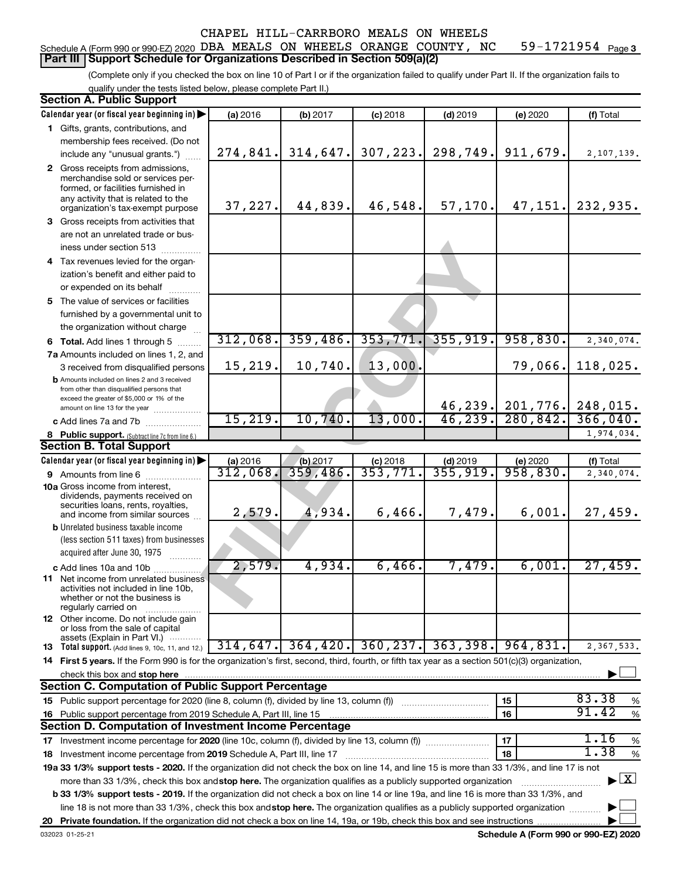CHAPEL HILL-CARRBORO MEALS ON WHEELS

Schedule A (Form 990 or 990-EZ) 2020 DBA MEALS ON WHEELS ORANGE COUNTY, NC 59-1721954 Page 3

## Part III Support Schedule for Organizations Described in Section 509(a)(2)

(Complete only if you checked the box on line 10 of Part I or if the organization failed to qualify under Part II. If the organization fails to qualify under the tests listed below, please complete Part II.)

### Section A. Public Support

| Calendar year (or fiscal year beginning in) | (a) 2016 | (b) 2017 | (c) 2018 | (d) 2019 | (e) 2020 | (f) Total |
|---|---|---|---|---|---|---|
| 1 Gifts, grants, contributions, and membership fees received. (Do not include any "unusual grants.") | 274,841. | 314,647. | 307,223. | 298,749. | 911,679. | 2,107,139. |
| 2 Gross receipts from admissions, merchandise sold or services performed, or facilities furnished in any activity that is related to the organization's tax-exempt purpose | 37,227. | 44,839. | 46,548. | 57,170. | 47,151. | 232,935. |
| 3 Gross receipts from activities that are not an unrelated trade or business under section 513 | | | | | | |
| 4 Tax revenues levied for the organization's benefit and either paid to or expended on its behalf | | | | | | |
| 5 The value of services or facilities furnished by a governmental unit to the organization without charge | | | | | | |
| 6 Total. Add lines 1 through 5 | 312,068. | 359,486. | 353,771. | 355,919. | 958,830. | 2,340,074. |
| 7a Amounts included on lines 1, 2, and 3 received from disqualified persons | 15,219. | 10,740. | 13,000. | | 79,066. | 118,025. |
| b Amounts included on lines 2 and 3 received from other than disqualified persons that exceed the greater of $5,000 or 1% of the amount on line 13 for the year | | | | 46,239. | 201,776. | 248,015. |
| c Add lines 7a and 7b | 15,219. | 10,740. | 13,000. | 46,239. | 280,842. | 366,040. |
| 8 Public support. (Subtract line 7c from line 6.) | | | | | | 1,974,034. |

### Section B. Total Support

| Calendar year (or fiscal year beginning in) | (a) 2016 | (b) 2017 | (c) 2018 | (d) 2019 | (e) 2020 | (f) Total |
|---|---|---|---|---|---|---|
| 9 Amounts from line 6 | 312,068. | 359,486. | 353,771. | 355,919. | 958,830. | 2,340,074. |
| 10a Gross income from interest, dividends, payments received on securities loans, rents, royalties, and income from similar sources | 2,579. | 4,934. | 6,466. | 7,479. | 6,001. | 27,459. |
| b Unrelated business taxable income (less section 511 taxes) from businesses acquired after June 30, 1975 | | | | | | |
| c Add lines 10a and 10b | 2,579. | 4,934. | 6,466. | 7,479. | 6,001. | 27,459. |
| 11 Net income from unrelated business activities not included in line 10b, whether or not the business is regularly carried on | | | | | | |
| 12 Other income. Do not include gain or loss from the sale of capital assets (Explain in Part VI.) | | | | | | |
| 13 Total support. (Add lines 9, 10c, 11, and 12.) | 314,647. | 364,420. | 360,237. | 363,398. | 964,831. | 2,367,533. |

14 First 5 years. If the Form 990 is for the organization's first, second, third, fourth, or fifth tax year as a 501(c)(3) organization, check this box and stop here ☐

### Section C. Computation of Public Support Percentage

| | | | |
|---|---|---|---|
| 15 | Public support percentage for 2020 (line 8, column (f), divided by line 13, column (f)) | 15 | 83.38 % |
| 16 | Public support percentage from 2019 Schedule A, Part III, line 15 | 16 | 91.42 % |

### Section D. Computation of Investment Income Percentage

| | | | |
|---|---|---|---|
| 17 | Investment income percentage for 2020 (line 10c, column (f), divided by line 13, column (f)) | 17 | 1.16 % |
| 18 | Investment income percentage from 2019 Schedule A, Part III, line 17 | 18 | 1.38 % |

19a 33 1/3% support tests - 2020. If the organization did not check the box on line 14, and line 15 is more than 33 1/3%, and line 17 is not more than 33 1/3%, check this box and stop here. The organization qualifies as a publicly supported organization ☒

b 33 1/3% support tests - 2019. If the organization did not check a box on line 14 or line 19a, and line 16 is more than 33 1/3%, and line 18 is not more than 33 1/3%, check this box and stop here. The organization qualifies as a publicly supported organization ☐

20 Private foundation. If the organization did not check a box on line 14, 19a, or 19b, check this box and see instructions ☐

032023 01-25-21 Schedule A (Form 990 or 990-EZ) 2020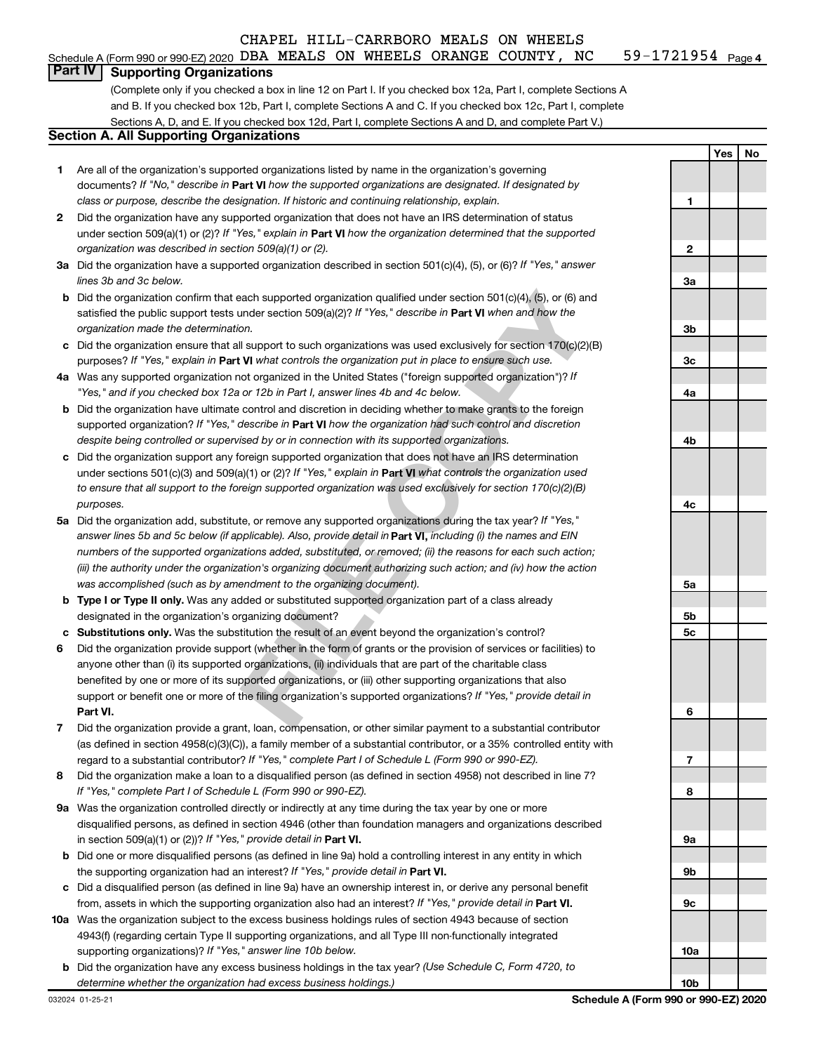CHAPEL HILL-CARRBORO MEALS ON WHEELS

Schedule A (Form 990 or 990-EZ) 2020 DBA MEALS ON WHEELS ORANGE COUNTY, NC 59-1721954 Page 4

## Part IV Supporting Organizations

(Complete only if you checked a box in line 12 on Part I. If you checked box 12a, Part I, complete Sections A and B. If you checked box 12b, Part I, complete Sections A and C. If you checked box 12c, Part I, complete Sections A, D, and E. If you checked box 12d, Part I, complete Sections A and D, and complete Part V.)

### Section A. All Supporting Organizations

| | | | Yes | No |
|---|---|---|---|---|
| 1 | Are all of the organization's supported organizations listed by name in the organization's governing documents? *If "No," describe in* **Part VI** *how the supported organizations are designated. If designated by class or purpose, describe the designation. If historic and continuing relationship, explain.* | 1 | | |
| 2 | Did the organization have any supported organization that does not have an IRS determination of status under section 509(a)(1) or (2)? *If "Yes," explain in* **Part VI** *how the organization determined that the supported organization was described in section 509(a)(1) or (2).* | 2 | | |
| 3a | Did the organization have a supported organization described in section 501(c)(4), (5), or (6)? *If "Yes," answer lines 3b and 3c below.* | 3a | | |
| b | Did the organization confirm that each supported organization qualified under section 501(c)(4), (5), or (6) and satisfied the public support tests under section 509(a)(2)? *If "Yes," describe in* **Part VI** *when and how the organization made the determination.* | 3b | | |
| c | Did the organization ensure that all support to such organizations was used exclusively for section 170(c)(2)(B) purposes? *If "Yes," explain in* **Part VI** *what controls the organization put in place to ensure such use.* | 3c | | |
| 4a | Was any supported organization not organized in the United States ("foreign supported organization")? *If "Yes," and if you checked box 12a or 12b in Part I, answer lines 4b and 4c below.* | 4a | | |
| b | Did the organization have ultimate control and discretion in deciding whether to make grants to the foreign supported organization? *If "Yes," describe in* **Part VI** *how the organization had such control and discretion despite being controlled or supervised by or in connection with its supported organizations.* | 4b | | |
| c | Did the organization support any foreign supported organization that does not have an IRS determination under sections 501(c)(3) and 509(a)(1) or (2)? *If "Yes," explain in* **Part VI** *what controls the organization used to ensure that all support to the foreign supported organization was used exclusively for section 170(c)(2)(B) purposes.* | 4c | | |
| 5a | Did the organization add, substitute, or remove any supported organizations during the tax year? *If "Yes," answer lines 5b and 5c below (if applicable). Also, provide detail in* **Part VI,** *including (i) the names and EIN numbers of the supported organizations added, substituted, or removed; (ii) the reasons for each such action; (iii) the authority under the organization's organizing document authorizing such action; and (iv) how the action was accomplished (such as by amendment to the organizing document).* | 5a | | |
| b | **Type I or Type II only.** Was any added or substituted supported organization part of a class already designated in the organization's organizing document? | 5b | | |
| c | **Substitutions only.** Was the substitution the result of an event beyond the organization's control? | 5c | | |
| 6 | Did the organization provide support (whether in the form of grants or the provision of services or facilities) to anyone other than (i) its supported organizations, (ii) individuals that are part of the charitable class benefited by one or more of its supported organizations, or (iii) other supporting organizations that also support or benefit one or more of the filing organization's supported organizations? *If "Yes," provide detail in* **Part VI.** | 6 | | |
| 7 | Did the organization provide a grant, loan, compensation, or other similar payment to a substantial contributor (as defined in section 4958(c)(3)(C)), a family member of a substantial contributor, or a 35% controlled entity with regard to a substantial contributor? *If "Yes," complete Part I of Schedule L (Form 990 or 990-EZ).* | 7 | | |
| 8 | Did the organization make a loan to a disqualified person (as defined in section 4958) not described in line 7? *If "Yes," complete Part I of Schedule L (Form 990 or 990-EZ).* | 8 | | |
| 9a | Was the organization controlled directly or indirectly at any time during the tax year by one or more disqualified persons, as defined in section 4946 (other than foundation managers and organizations described in section 509(a)(1) or (2))? *If "Yes," provide detail in* **Part VI.** | 9a | | |
| b | Did one or more disqualified persons (as defined in line 9a) hold a controlling interest in any entity in which the supporting organization had an interest? *If "Yes," provide detail in* **Part VI.** | 9b | | |
| c | Did a disqualified person (as defined in line 9a) have an ownership interest in, or derive any personal benefit from, assets in which the supporting organization also had an interest? *If "Yes," provide detail in* **Part VI.** | 9c | | |
| 10a | Was the organization subject to the excess business holdings rules of section 4943 because of section 4943(f) (regarding certain Type II supporting organizations, and all Type III non-functionally integrated supporting organizations)? *If "Yes," answer line 10b below.* | 10a | | |
| b | Did the organization have any excess business holdings in the tax year? *(Use Schedule C, Form 4720, to determine whether the organization had excess business holdings.)* | 10b | | |

032024 01-25-21

**Schedule A (Form 990 or 990-EZ) 2020**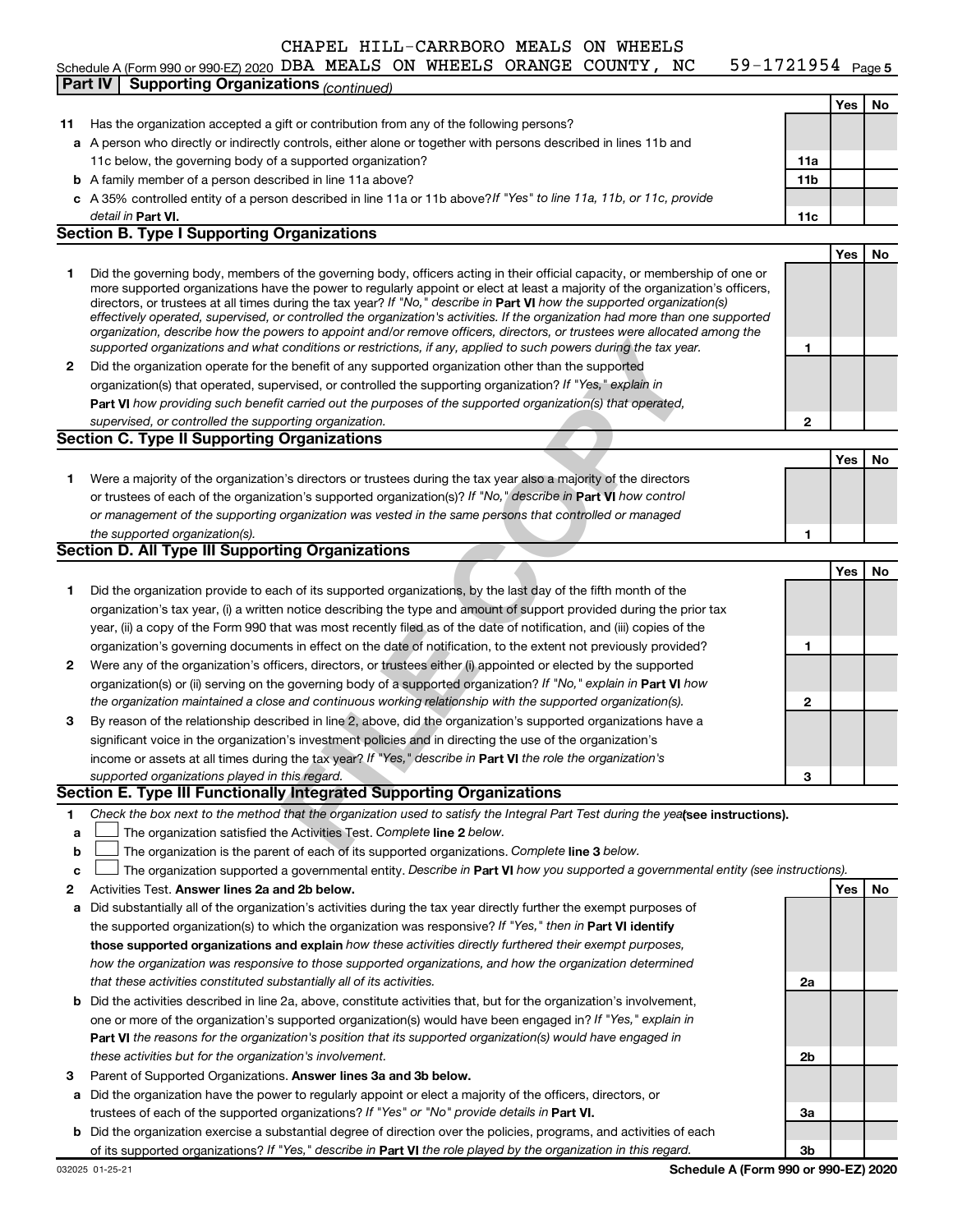CHAPEL HILL-CARRBORO MEALS ON WHEELS

Schedule A (Form 990 or 990-EZ) 2020 DBA MEALS ON WHEELS ORANGE COUNTY, NC 59-1721954 Page 5

**Part IV | Supporting Organizations** *(continued)*

| | | | Yes | No |
|---|---|---|---|---|
| **11** | Has the organization accepted a gift or contribution from any of the following persons? | | | |
| **a** | A person who directly or indirectly controls, either alone or together with persons described in lines 11b and 11c below, the governing body of a supported organization? | **11a** | | |
| **b** | A family member of a person described in line 11a above? | **11b** | | |
| **c** | A 35% controlled entity of a person described in line 11a or 11b above? *If "Yes" to line 11a, 11b, or 11c, provide detail in* **Part VI.** | **11c** | | |

**Section B. Type I Supporting Organizations**

| | | | Yes | No |
|---|---|---|---|---|
| **1** | Did the governing body, members of the governing body, officers acting in their official capacity, or membership of one or more supported organizations have the power to regularly appoint or elect at least a majority of the organization's officers, directors, or trustees at all times during the tax year? *If "No," describe in* **Part VI** *how the supported organization(s) effectively operated, supervised, or controlled the organization's activities. If the organization had more than one supported organization, describe how the powers to appoint and/or remove officers, directors, or trustees were allocated among the supported organizations and what conditions or restrictions, if any, applied to such powers during the tax year.* | **1** | | |
| **2** | Did the organization operate for the benefit of any supported organization other than the supported organization(s) that operated, supervised, or controlled the supporting organization? *If "Yes," explain in* **Part VI** *how providing such benefit carried out the purposes of the supported organization(s) that operated, supervised, or controlled the supporting organization.* | **2** | | |

**Section C. Type II Supporting Organizations**

| | | | Yes | No |
|---|---|---|---|---|
| **1** | Were a majority of the organization's directors or trustees during the tax year also a majority of the directors or trustees of each of the organization's supported organization(s)? *If "No," describe in* **Part VI** *how control or management of the supporting organization was vested in the same persons that controlled or managed the supported organization(s).* | **1** | | |

**Section D. All Type III Supporting Organizations**

| | | | Yes | No |
|---|---|---|---|---|
| **1** | Did the organization provide to each of its supported organizations, by the last day of the fifth month of the organization's tax year, (i) a written notice describing the type and amount of support provided during the prior tax year, (ii) a copy of the Form 990 that was most recently filed as of the date of notification, and (iii) copies of the organization's governing documents in effect on the date of notification, to the extent not previously provided? | **1** | | |
| **2** | Were any of the organization's officers, directors, or trustees either (i) appointed or elected by the supported organization(s) or (ii) serving on the governing body of a supported organization? *If "No," explain in* **Part VI** *how the organization maintained a close and continuous working relationship with the supported organization(s).* | **2** | | |
| **3** | By reason of the relationship described in line 2, above, did the organization's supported organizations have a significant voice in the organization's investment policies and in directing the use of the organization's income or assets at all times during the tax year? *If "Yes," describe in* **Part VI** *the role the organization's supported organizations played in this regard.* | **3** | | |

**Section E. Type III Functionally Integrated Supporting Organizations**

**1** *Check the box next to the method that the organization used to satisfy the Integral Part Test during the year* **(see instructions).**

- **a** ☐ The organization satisfied the Activities Test. *Complete* **line 2** *below.*
- **b** ☐ The organization is the parent of each of its supported organizations. *Complete* **line 3** *below.*
- **c** ☐ The organization supported a governmental entity. *Describe in* **Part VI** *how you supported a governmental entity (see instructions).*

| | | | Yes | No |
|---|---|---|---|---|
| **2** | Activities Test. **Answer lines 2a and 2b below.** | | | |
| **a** | Did substantially all of the organization's activities during the tax year directly further the exempt purposes of the supported organization(s) to which the organization was responsive? *If "Yes," then in* **Part VI identify those supported organizations and explain** *how these activities directly furthered their exempt purposes, how the organization was responsive to those supported organizations, and how the organization determined that these activities constituted substantially all of its activities.* | **2a** | | |
| **b** | Did the activities described in line 2a, above, constitute activities that, but for the organization's involvement, one or more of the organization's supported organization(s) would have been engaged in? *If "Yes," explain in* **Part VI** *the reasons for the organization's position that its supported organization(s) would have engaged in these activities but for the organization's involvement.* | **2b** | | |
| **3** | Parent of Supported Organizations. **Answer lines 3a and 3b below.** | | | |
| **a** | Did the organization have the power to regularly appoint or elect a majority of the officers, directors, or trustees of each of the supported organizations? *If "Yes" or "No" provide details in* **Part VI.** | **3a** | | |
| **b** | Did the organization exercise a substantial degree of direction over the policies, programs, and activities of each of its supported organizations? *If "Yes," describe in* **Part VI** *the role played by the organization in this regard.* | **3b** | | |

032025 01-25-21 **Schedule A (Form 990 or 990-EZ) 2020**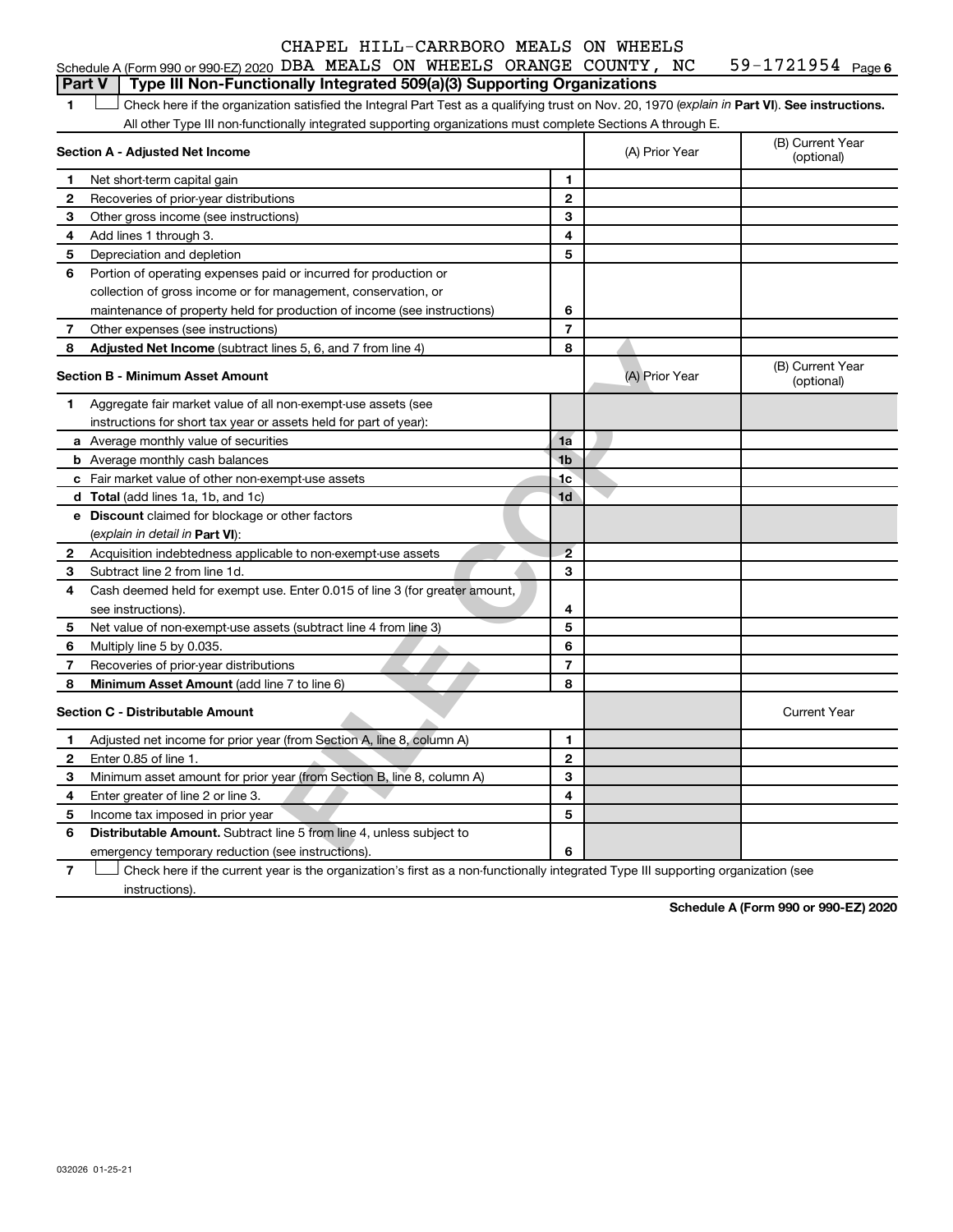CHAPEL HILL-CARRBORO MEALS ON WHEELS

Schedule A (Form 990 or 990-EZ) 2020 DBA MEALS ON WHEELS ORANGE COUNTY, NC 59-1721954 Page 6

## Part V | Type III Non-Functionally Integrated 509(a)(3) Supporting Organizations

1 ☐ Check here if the organization satisfied the Integral Part Test as a qualifying trust on Nov. 20, 1970 (*explain in* **Part VI**). **See instructions.** All other Type III non-functionally integrated supporting organizations must complete Sections A through E.

| **Section A - Adjusted Net Income** | | | (A) Prior Year | (B) Current Year (optional) |
|---|---|---|---|---|
| 1 | Net short-term capital gain | 1 | | |
| 2 | Recoveries of prior-year distributions | 2 | | |
| 3 | Other gross income (see instructions) | 3 | | |
| 4 | Add lines 1 through 3. | 4 | | |
| 5 | Depreciation and depletion | 5 | | |
| 6 | Portion of operating expenses paid or incurred for production or collection of gross income or for management, conservation, or maintenance of property held for production of income (see instructions) | 6 | | |
| 7 | Other expenses (see instructions) | 7 | | |
| 8 | **Adjusted Net Income** (subtract lines 5, 6, and 7 from line 4) | 8 | | |

| **Section B - Minimum Asset Amount** | | | (A) Prior Year | (B) Current Year (optional) |
|---|---|---|---|---|
| 1 | Aggregate fair market value of all non-exempt-use assets (see instructions for short tax year or assets held for part of year): | | | |
| a | Average monthly value of securities | 1a | | |
| b | Average monthly cash balances | 1b | | |
| c | Fair market value of other non-exempt-use assets | 1c | | |
| d | **Total** (add lines 1a, 1b, and 1c) | 1d | | |
| e | **Discount** claimed for blockage or other factors (*explain in detail in* **Part VI**): | | | |
| 2 | Acquisition indebtedness applicable to non-exempt-use assets | 2 | | |
| 3 | Subtract line 2 from line 1d. | 3 | | |
| 4 | Cash deemed held for exempt use. Enter 0.015 of line 3 (for greater amount, see instructions). | 4 | | |
| 5 | Net value of non-exempt-use assets (subtract line 4 from line 3) | 5 | | |
| 6 | Multiply line 5 by 0.035. | 6 | | |
| 7 | Recoveries of prior-year distributions | 7 | | |
| 8 | **Minimum Asset Amount** (add line 7 to line 6) | 8 | | |

| **Section C - Distributable Amount** | | | | Current Year |
|---|---|---|---|---|
| 1 | Adjusted net income for prior year (from Section A, line 8, column A) | 1 | | |
| 2 | Enter 0.85 of line 1. | 2 | | |
| 3 | Minimum asset amount for prior year (from Section B, line 8, column A) | 3 | | |
| 4 | Enter greater of line 2 or line 3. | 4 | | |
| 5 | Income tax imposed in prior year | 5 | | |
| 6 | **Distributable Amount.** Subtract line 5 from line 4, unless subject to emergency temporary reduction (see instructions). | 6 | | |

7 ☐ Check here if the current year is the organization's first as a non-functionally integrated Type III supporting organization (see instructions).

**Schedule A (Form 990 or 990-EZ) 2020**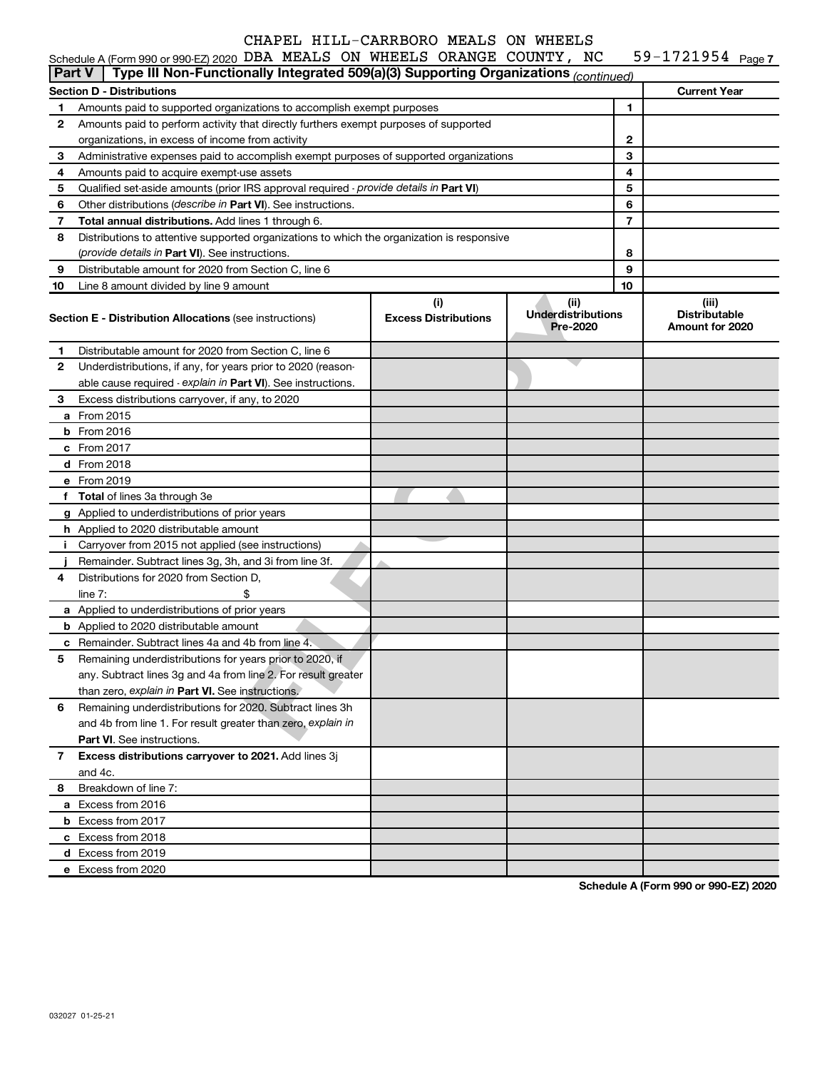CHAPEL HILL-CARRBORO MEALS ON WHEELS

Schedule A (Form 990 or 990-EZ) 2020 DBA MEALS ON WHEELS ORANGE COUNTY, NC 59-1721954 Page 7

**Part V | Type III Non-Functionally Integrated 509(a)(3) Supporting Organizations** *(continued)*

| **Section D - Distributions** | | | **Current Year** |
|---|---|---|---|
| 1 | Amounts paid to supported organizations to accomplish exempt purposes | 1 | |
| 2 | Amounts paid to perform activity that directly furthers exempt purposes of supported organizations, in excess of income from activity | 2 | |
| 3 | Administrative expenses paid to accomplish exempt purposes of supported organizations | 3 | |
| 4 | Amounts paid to acquire exempt-use assets | 4 | |
| 5 | Qualified set-aside amounts (prior IRS approval required - *provide details in* **Part VI**) | 5 | |
| 6 | Other distributions (*describe in* **Part VI**). See instructions. | 6 | |
| 7 | **Total annual distributions.** Add lines 1 through 6. | 7 | |
| 8 | Distributions to attentive supported organizations to which the organization is responsive (*provide details in* **Part VI**). See instructions. | 8 | |
| 9 | Distributable amount for 2020 from Section C, line 6 | 9 | |
| 10 | Line 8 amount divided by line 9 amount | 10 | |

| | **Section E - Distribution Allocations** (see instructions) | **(i) Excess Distributions** | **(ii) Underdistributions Pre-2020** | **(iii) Distributable Amount for 2020** |
|---|---|---|---|---|
| 1 | Distributable amount for 2020 from Section C, line 6 | | | |
| 2 | Underdistributions, if any, for years prior to 2020 (reasonable cause required - *explain in* **Part VI**). See instructions. | | | |
| 3 | Excess distributions carryover, if any, to 2020 | | | |
| a | From 2015 | | | |
| b | From 2016 | | | |
| c | From 2017 | | | |
| d | From 2018 | | | |
| e | From 2019 | | | |
| f | **Total** of lines 3a through 3e | | | |
| g | Applied to underdistributions of prior years | | | |
| h | Applied to 2020 distributable amount | | | |
| i | Carryover from 2015 not applied (see instructions) | | | |
| j | Remainder. Subtract lines 3g, 3h, and 3i from line 3f. | | | |
| 4 | Distributions for 2020 from Section D, line 7: $ | | | |
| a | Applied to underdistributions of prior years | | | |
| b | Applied to 2020 distributable amount | | | |
| c | Remainder. Subtract lines 4a and 4b from line 4. | | | |
| 5 | Remaining underdistributions for years prior to 2020, if any. Subtract lines 3g and 4a from line 2. For result greater than zero, *explain in* **Part VI.** See instructions. | | | |
| 6 | Remaining underdistributions for 2020. Subtract lines 3h and 4b from line 1. For result greater than zero, *explain in* **Part VI**. See instructions. | | | |
| 7 | **Excess distributions carryover to 2021.** Add lines 3j and 4c. | | | |
| 8 | Breakdown of line 7: | | | |
| a | Excess from 2016 | | | |
| b | Excess from 2017 | | | |
| c | Excess from 2018 | | | |
| d | Excess from 2019 | | | |
| e | Excess from 2020 | | | |

**Schedule A (Form 990 or 990-EZ) 2020**

032027 01-25-21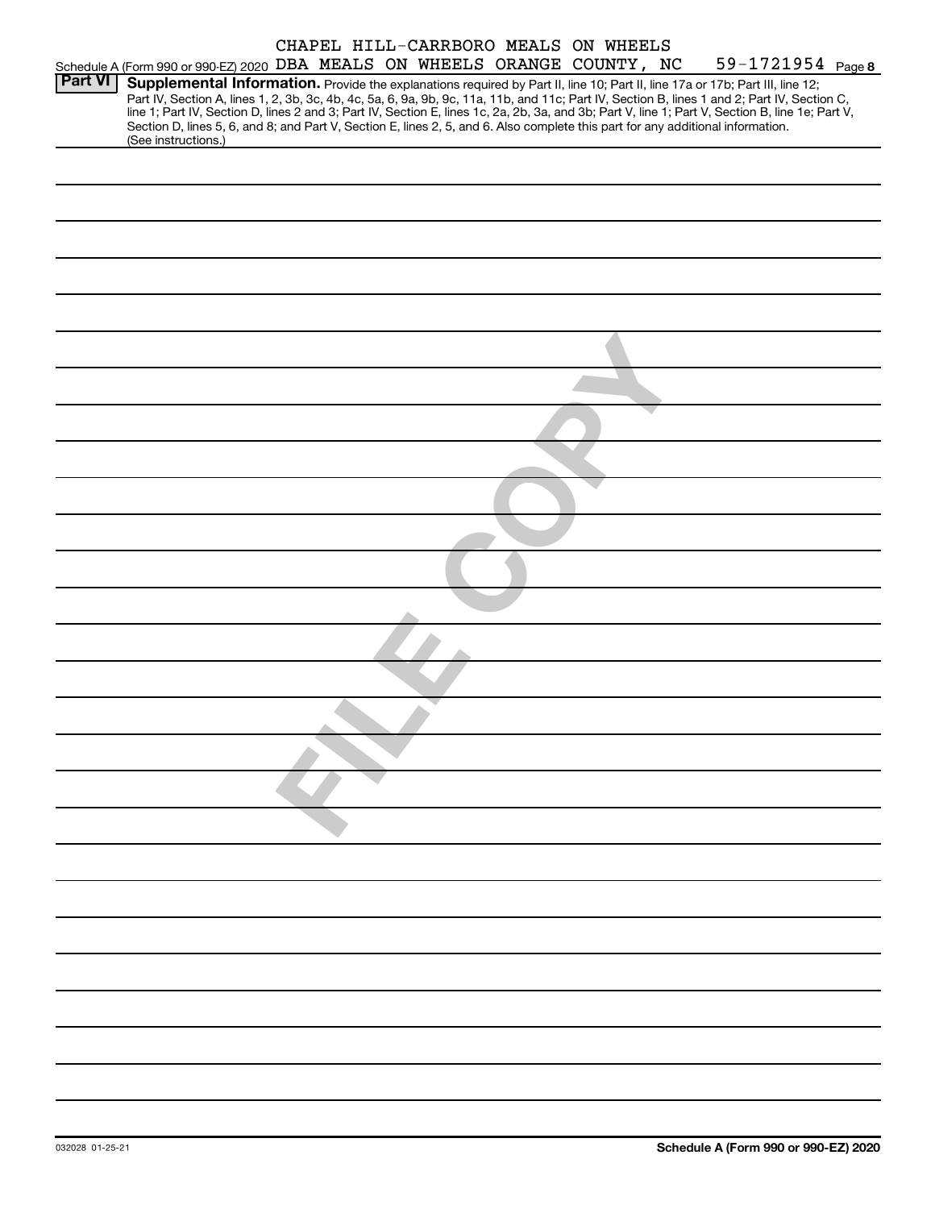CHAPEL HILL-CARRBORO MEALS ON WHEELS

Schedule A (Form 990 or 990-EZ) 2020 DBA MEALS ON WHEELS ORANGE COUNTY, NC 59-1721954 Page 8

**Part VI** **Supplemental Information.** Provide the explanations required by Part II, line 10; Part II, line 17a or 17b; Part III, line 12; Part IV, Section A, lines 1, 2, 3b, 3c, 4b, 4c, 5a, 6, 9a, 9b, 9c, 11a, 11b, and 11c; Part IV, Section B, lines 1 and 2; Part IV, Section C, line 1; Part IV, Section D, lines 2 and 3; Part IV, Section E, lines 1c, 2a, 2b, 3a, and 3b; Part V, line 1; Part V, Section B, line 1e; Part V, Section D, lines 5, 6, and 8; and Part V, Section E, lines 2, 5, and 6. Also complete this part for any additional information. (See instructions.)

FILE COPY

032028 01-25-21

**Schedule A (Form 990 or 990-EZ) 2020**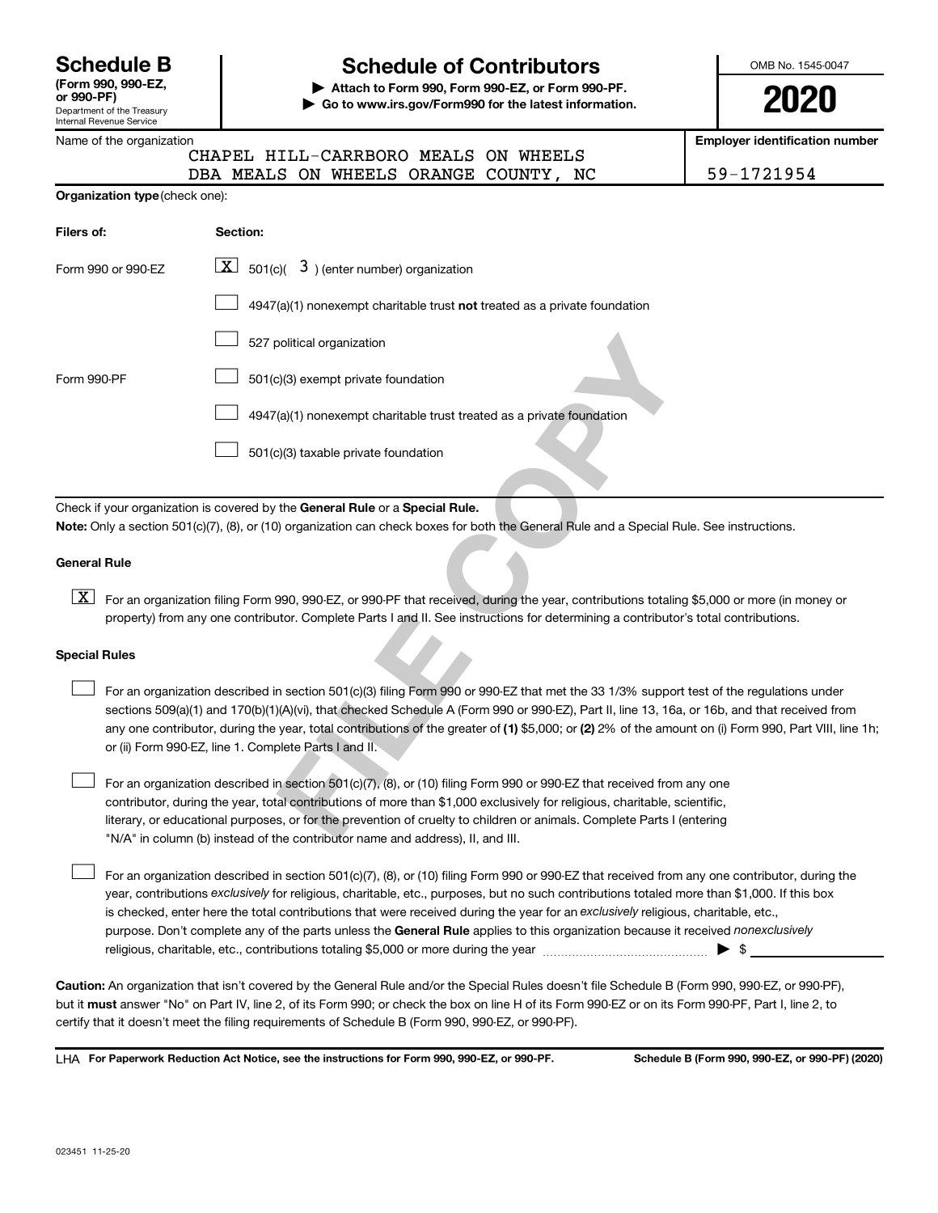# Schedule B

**(Form 990, 990-EZ, or 990-PF)**

Department of the Treasury
Internal Revenue Service

## Schedule of Contributors

**▶ Attach to Form 990, Form 990-EZ, or Form 990-PF.**
**▶ Go to www.irs.gov/Form990 for the latest information.**

OMB No. 1545-0047

**2020**

| Name of the organization | Employer identification number |
|---|---|
| CHAPEL HILL-CARRBORO MEALS ON WHEELS DBA MEALS ON WHEELS ORANGE COUNTY, NC | 59-1721954 |

**Organization type** (check one):

| Filers of: | Section: |
|---|---|
| Form 990 or 990-EZ | [X] 501(c)( 3 ) (enter number) organization |
| | [ ] 4947(a)(1) nonexempt charitable trust **not** treated as a private foundation |
| | [ ] 527 political organization |
| Form 990-PF | [ ] 501(c)(3) exempt private foundation |
| | [ ] 4947(a)(1) nonexempt charitable trust treated as a private foundation |
| | [ ] 501(c)(3) taxable private foundation |

Check if your organization is covered by the **General Rule** or a **Special Rule.**

**Note:** Only a section 501(c)(7), (8), or (10) organization can check boxes for both the General Rule and a Special Rule. See instructions.

**General Rule**

[X] For an organization filing Form 990, 990-EZ, or 990-PF that received, during the year, contributions totaling $5,000 or more (in money or property) from any one contributor. Complete Parts I and II. See instructions for determining a contributor's total contributions.

**Special Rules**

[ ] For an organization described in section 501(c)(3) filing Form 990 or 990-EZ that met the 33 1/3% support test of the regulations under sections 509(a)(1) and 170(b)(1)(A)(vi), that checked Schedule A (Form 990 or 990-EZ), Part II, line 13, 16a, or 16b, and that received from any one contributor, during the year, total contributions of the greater of **(1)** $5,000; or **(2)** 2% of the amount on (i) Form 990, Part VIII, line 1h; or (ii) Form 990-EZ, line 1. Complete Parts I and II.

[ ] For an organization described in section 501(c)(7), (8), or (10) filing Form 990 or 990-EZ that received from any one contributor, during the year, total contributions of more than $1,000 exclusively for religious, charitable, scientific, literary, or educational purposes, or for the prevention of cruelty to children or animals. Complete Parts I (entering "N/A" in column (b) instead of the contributor name and address), II, and III.

[ ] For an organization described in section 501(c)(7), (8), or (10) filing Form 990 or 990-EZ that received from any one contributor, during the year, contributions *exclusively* for religious, charitable, etc., purposes, but no such contributions totaled more than $1,000. If this box is checked, enter here the total contributions that were received during the year for an *exclusively* religious, charitable, etc., purpose. Don't complete any of the parts unless the **General Rule** applies to this organization because it received *nonexclusively* religious, charitable, etc., contributions totaling $5,000 or more during the year ▶ $ ____________

**Caution:** An organization that isn't covered by the General Rule and/or the Special Rules doesn't file Schedule B (Form 990, 990-EZ, or 990-PF), but it **must** answer "No" on Part IV, line 2, of its Form 990; or check the box on line H of its Form 990-EZ or on its Form 990-PF, Part I, line 2, to certify that it doesn't meet the filing requirements of Schedule B (Form 990, 990-EZ, or 990-PF).

LHA **For Paperwork Reduction Act Notice, see the instructions for Form 990, 990-EZ, or 990-PF.** **Schedule B (Form 990, 990-EZ, or 990-PF) (2020)**

023451 11-25-20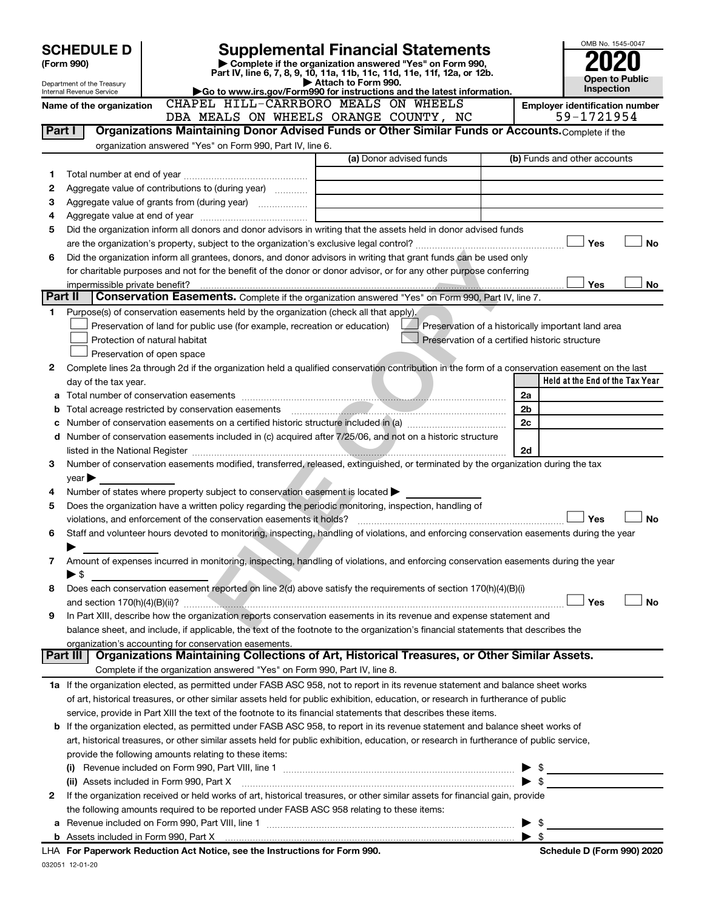**SCHEDULE D**
**(Form 990)**

Department of the Treasury
Internal Revenue Service

# Supplemental Financial Statements

▶ Complete if the organization answered "Yes" on Form 990, Part IV, line 6, 7, 8, 9, 10, 11a, 11b, 11c, 11d, 11e, 11f, 12a, or 12b.
▶ Attach to Form 990.
▶Go to www.irs.gov/Form990 for instructions and the latest information.

OMB No. 1545-0047
**2020**
**Open to Public Inspection**

Name of the organization: CHAPEL HILL-CARRBORO MEALS ON WHEELS DBA MEALS ON WHEELS ORANGE COUNTY, NC

Employer identification number: 59-1721954

## Part I Organizations Maintaining Donor Advised Funds or Other Similar Funds or Accounts.
Complete if the organization answered "Yes" on Form 990, Part IV, line 6.

| | | (a) Donor advised funds | (b) Funds and other accounts |
|---|---|---|---|
| 1 | Total number at end of year | | |
| 2 | Aggregate value of contributions to (during year) | | |
| 3 | Aggregate value of grants from (during year) | | |
| 4 | Aggregate value at end of year | | |

5 Did the organization inform all donors and donor advisors in writing that the assets held in donor advised funds are the organization's property, subject to the organization's exclusive legal control? ☐ Yes ☐ No

6 Did the organization inform all grantees, donors, and donor advisors in writing that grant funds can be used only for charitable purposes and not for the benefit of the donor or donor advisor, or for any other purpose conferring impermissible private benefit? ☐ Yes ☐ No

## Part II Conservation Easements.
Complete if the organization answered "Yes" on Form 990, Part IV, line 7.

1 Purpose(s) of conservation easements held by the organization (check all that apply).
- ☐ Preservation of land for public use (for example, recreation or education)
- ☐ Protection of natural habitat
- ☐ Preservation of open space
- ☐ Preservation of a historically important land area
- ☐ Preservation of a certified historic structure

2 Complete lines 2a through 2d if the organization held a qualified conservation contribution in the form of a conservation easement on the last day of the tax year.

| | | | Held at the End of the Tax Year |
|---|---|---|---|
| a | Total number of conservation easements | 2a | |
| b | Total acreage restricted by conservation easements | 2b | |
| c | Number of conservation easements on a certified historic structure included in (a) | 2c | |
| d | Number of conservation easements included in (c) acquired after 7/25/06, and not on a historic structure listed in the National Register | 2d | |

3 Number of conservation easements modified, transferred, released, extinguished, or terminated by the organization during the tax year ▶

4 Number of states where property subject to conservation easement is located ▶

5 Does the organization have a written policy regarding the periodic monitoring, inspection, handling of violations, and enforcement of the conservation easements it holds? ☐ Yes ☐ No

6 Staff and volunteer hours devoted to monitoring, inspecting, handling of violations, and enforcing conservation easements during the year ▶

7 Amount of expenses incurred in monitoring, inspecting, handling of violations, and enforcing conservation easements during the year ▶ $

8 Does each conservation easement reported on line 2(d) above satisfy the requirements of section 170(h)(4)(B)(i) and section 170(h)(4)(B)(ii)? ☐ Yes ☐ No

9 In Part XIII, describe how the organization reports conservation easements in its revenue and expense statement and balance sheet, and include, if applicable, the text of the footnote to the organization's financial statements that describes the organization's accounting for conservation easements.

## Part III Organizations Maintaining Collections of Art, Historical Treasures, or Other Similar Assets.
Complete if the organization answered "Yes" on Form 990, Part IV, line 8.

1a If the organization elected, as permitted under FASB ASC 958, not to report in its revenue statement and balance sheet works of art, historical treasures, or other similar assets held for public exhibition, education, or research in furtherance of public service, provide in Part XIII the text of the footnote to its financial statements that describes these items.

b If the organization elected, as permitted under FASB ASC 958, to report in its revenue statement and balance sheet works of art, historical treasures, or other similar assets held for public exhibition, education, or research in furtherance of public service, provide the following amounts relating to these items:

(i) Revenue included on Form 990, Part VIII, line 1 ▶ $

(ii) Assets included in Form 990, Part X ▶ $

2 If the organization received or held works of art, historical treasures, or other similar assets for financial gain, provide the following amounts required to be reported under FASB ASC 958 relating to these items:

a Revenue included on Form 990, Part VIII, line 1 ▶ $

b Assets included in Form 990, Part X ▶ $

LHA For Paperwork Reduction Act Notice, see the Instructions for Form 990. Schedule D (Form 990) 2020

032051 12-01-20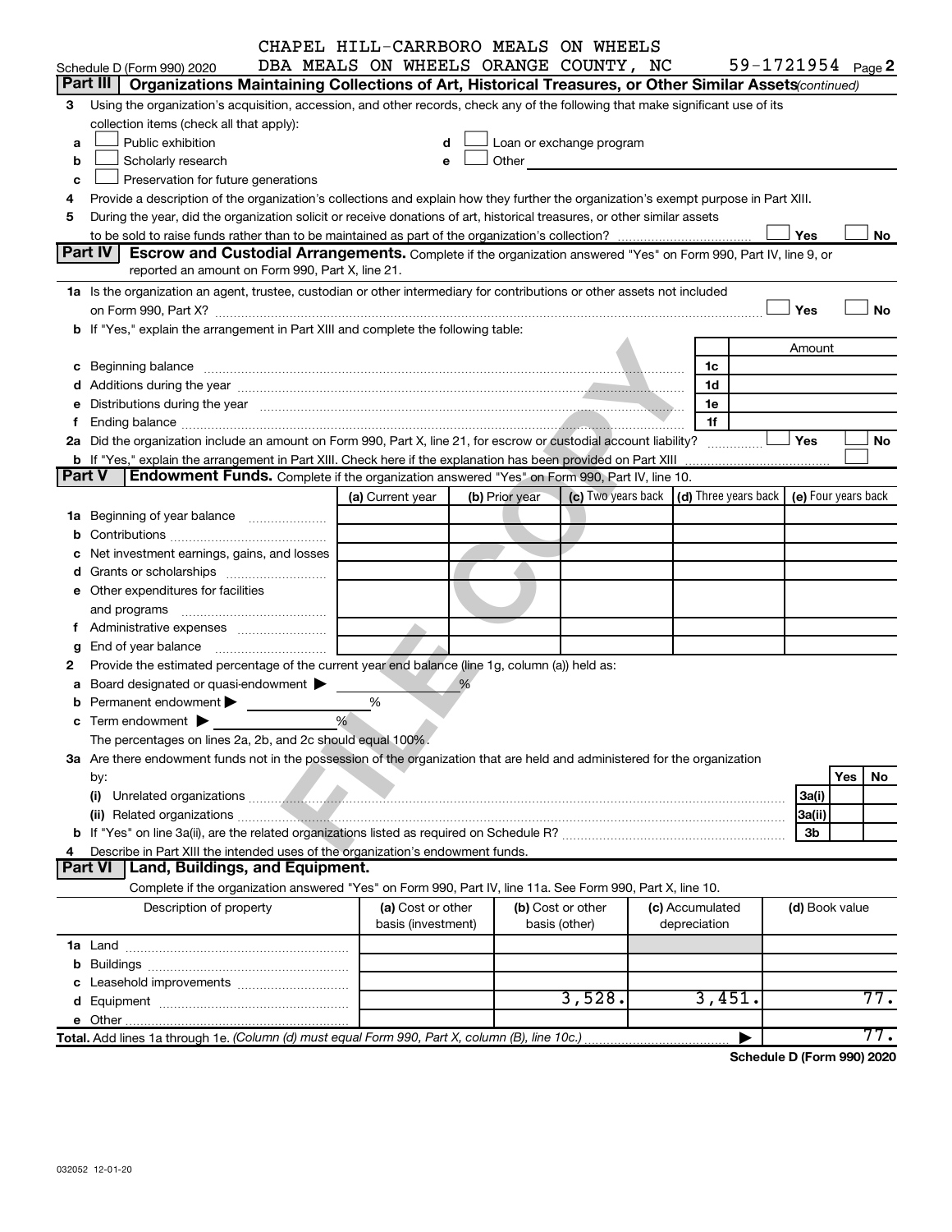CHAPEL HILL-CARRBORO MEALS ON WHEELS
Schedule D (Form 990) 2020 DBA MEALS ON WHEELS ORANGE COUNTY, NC 59-1721954 Page 2

**Part III | Organizations Maintaining Collections of Art, Historical Treasures, or Other Similar Assets** *(continued)*

3 Using the organization's acquisition, accession, and other records, check any of the following that make significant use of its collection items (check all that apply):

a ☐ Public exhibition
b ☐ Scholarly research
c ☐ Preservation for future generations
d ☐ Loan or exchange program
e ☐ Other

4 Provide a description of the organization's collections and explain how they further the organization's exempt purpose in Part XIII.

5 During the year, did the organization solicit or receive donations of art, historical treasures, or other similar assets to be sold to raise funds rather than to be maintained as part of the organization's collection? ☐ Yes ☐ No

**Part IV | Escrow and Custodial Arrangements.** Complete if the organization answered "Yes" on Form 990, Part IV, line 9, or reported an amount on Form 990, Part X, line 21.

1a Is the organization an agent, trustee, custodian or other intermediary for contributions or other assets not included on Form 990, Part X? ☐ Yes ☐ No

b If "Yes," explain the arrangement in Part XIII and complete the following table:

| | | Amount |
|---|---|---|
| c Beginning balance | 1c | |
| d Additions during the year | 1d | |
| e Distributions during the year | 1e | |
| f Ending balance | 1f | |

2a Did the organization include an amount on Form 990, Part X, line 21, for escrow or custodial account liability? ☐ Yes ☐ No

b If "Yes," explain the arrangement in Part XIII. Check here if the explanation has been provided on Part XIII ☐

**Part V | Endowment Funds.** Complete if the organization answered "Yes" on Form 990, Part IV, line 10.

| | (a) Current year | (b) Prior year | (c) Two years back | (d) Three years back | (e) Four years back |
|---|---|---|---|---|---|
| 1a Beginning of year balance | | | | | |
| b Contributions | | | | | |
| c Net investment earnings, gains, and losses | | | | | |
| d Grants or scholarships | | | | | |
| e Other expenditures for facilities and programs | | | | | |
| f Administrative expenses | | | | | |
| g End of year balance | | | | | |

2 Provide the estimated percentage of the current year end balance (line 1g, column (a)) held as:

a Board designated or quasi-endowment ▶ %
b Permanent endowment ▶ %
c Term endowment ▶ %

The percentages on lines 2a, 2b, and 2c should equal 100%.

3a Are there endowment funds not in the possession of the organization that are held and administered for the organization by:

| | | Yes | No |
|---|---|---|---|
| (i) Unrelated organizations | 3a(i) | | |
| (ii) Related organizations | 3a(ii) | | |
| b If "Yes" on line 3a(ii), are the related organizations listed as required on Schedule R? | 3b | | |

4 Describe in Part XIII the intended uses of the organization's endowment funds.

**Part VI | Land, Buildings, and Equipment.**

Complete if the organization answered "Yes" on Form 990, Part IV, line 11a. See Form 990, Part X, line 10.

| Description of property | (a) Cost or other basis (investment) | (b) Cost or other basis (other) | (c) Accumulated depreciation | (d) Book value |
|---|---|---|---|---|
| 1a Land | | | | |
| b Buildings | | | | |
| c Leasehold improvements | | | | |
| d Equipment | | 3,528. | 3,451. | 77. |
| e Other | | | | |
| **Total.** Add lines 1a through 1e. *(Column (d) must equal Form 990, Part X, column (B), line 10c.)* ▶ | | | | 77. |

**Schedule D (Form 990) 2020**

032052 12-01-20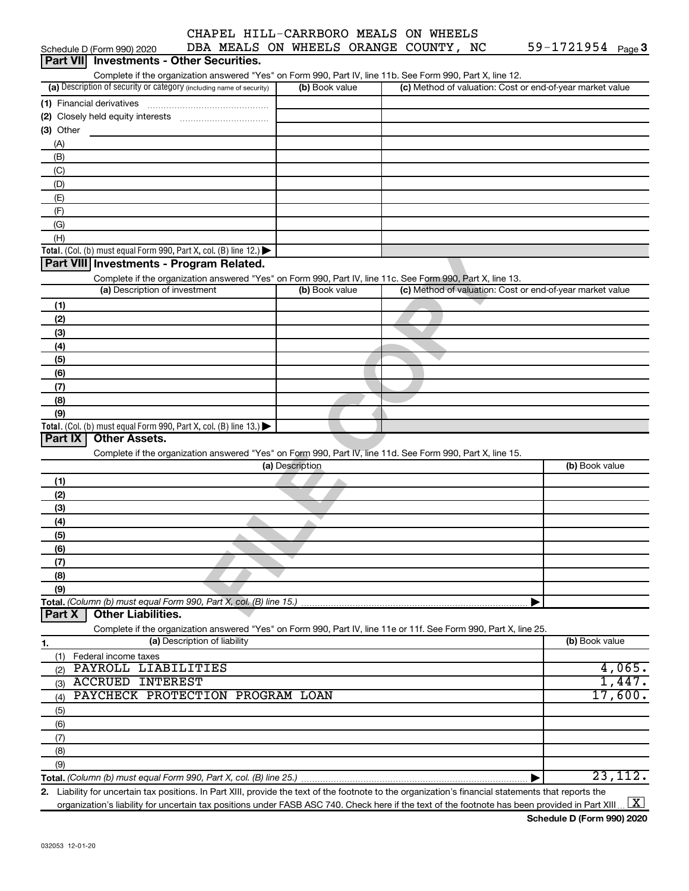CHAPEL HILL-CARRBORO MEALS ON WHEELS
Schedule D (Form 990) 2020 DBA MEALS ON WHEELS ORANGE COUNTY, NC 59-1721954 Page 3

## Part VII Investments - Other Securities.

Complete if the organization answered "Yes" on Form 990, Part IV, line 11b. See Form 990, Part X, line 12.

| (a) Description of security or category (including name of security) | (b) Book value | (c) Method of valuation: Cost or end-of-year market value |
|---|---|---|
| (1) Financial derivatives | | |
| (2) Closely held equity interests | | |
| (3) Other | | |
| (A) | | |
| (B) | | |
| (C) | | |
| (D) | | |
| (E) | | |
| (F) | | |
| (G) | | |
| (H) | | |
| Total. (Col. (b) must equal Form 990, Part X, col. (B) line 12.) | | |

## Part VIII Investments - Program Related.

Complete if the organization answered "Yes" on Form 990, Part IV, line 11c. See Form 990, Part X, line 13.

| (a) Description of investment | (b) Book value | (c) Method of valuation: Cost or end-of-year market value |
|---|---|---|
| (1) | | |
| (2) | | |
| (3) | | |
| (4) | | |
| (5) | | |
| (6) | | |
| (7) | | |
| (8) | | |
| (9) | | |
| Total. (Col. (b) must equal Form 990, Part X, col. (B) line 13.) | | |

## Part IX Other Assets.

Complete if the organization answered "Yes" on Form 990, Part IV, line 11d. See Form 990, Part X, line 15.

| (a) Description | (b) Book value |
|---|---|
| (1) | |
| (2) | |
| (3) | |
| (4) | |
| (5) | |
| (6) | |
| (7) | |
| (8) | |
| (9) | |
| Total. (Column (b) must equal Form 990, Part X, col. (B) line 15.) | |

## Part X Other Liabilities.

Complete if the organization answered "Yes" on Form 990, Part IV, line 11e or 11f. See Form 990, Part X, line 25.

| 1. (a) Description of liability | (b) Book value |
|---|---|
| (1) Federal income taxes | |
| (2) PAYROLL LIABILITIES | 4,065. |
| (3) ACCRUED INTEREST | 1,447. |
| (4) PAYCHECK PROTECTION PROGRAM LOAN | 17,600. |
| (5) | |
| (6) | |
| (7) | |
| (8) | |
| (9) | |
| Total. (Column (b) must equal Form 990, Part X, col. (B) line 25.) | 23,112. |

2. Liability for uncertain tax positions. In Part XIII, provide the text of the footnote to the organization's financial statements that reports the organization's liability for uncertain tax positions under FASB ASC 740. Check here if the text of the footnote has been provided in Part XIII [X]

Schedule D (Form 990) 2020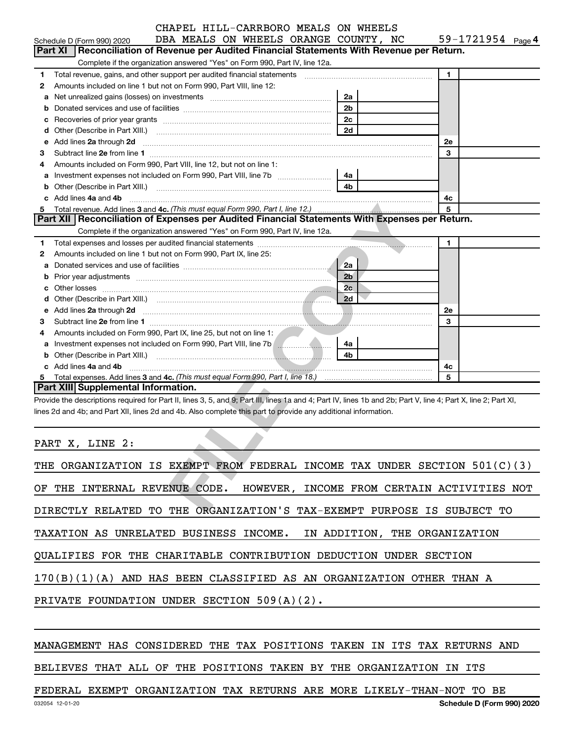CHAPEL HILL-CARRBORO MEALS ON WHEELS
Schedule D (Form 990) 2020 DBA MEALS ON WHEELS ORANGE COUNTY, NC 59-1721954 Page 4

## Part XI Reconciliation of Revenue per Audited Financial Statements With Revenue per Return.

Complete if the organization answered "Yes" on Form 990, Part IV, line 12a.

| | | | | | |
|---|---|---|---|---|---|
| 1 | Total revenue, gains, and other support per audited financial statements | | | 1 | |
| 2 | Amounts included on line 1 but not on Form 990, Part VIII, line 12: | | | | |
| a | Net unrealized gains (losses) on investments | 2a | | | |
| b | Donated services and use of facilities | 2b | | | |
| c | Recoveries of prior year grants | 2c | | | |
| d | Other (Describe in Part XIII.) | 2d | | | |
| e | Add lines 2a through 2d | | | 2e | |
| 3 | Subtract line 2e from line 1 | | | 3 | |
| 4 | Amounts included on Form 990, Part VIII, line 12, but not on line 1: | | | | |
| a | Investment expenses not included on Form 990, Part VIII, line 7b | 4a | | | |
| b | Other (Describe in Part XIII.) | 4b | | | |
| c | Add lines 4a and 4b | | | 4c | |
| 5 | Total revenue. Add lines 3 and 4c. *(This must equal Form 990, Part I, line 12.)* | | | 5 | |

## Part XII Reconciliation of Expenses per Audited Financial Statements With Expenses per Return.

Complete if the organization answered "Yes" on Form 990, Part IV, line 12a.

| | | | | | |
|---|---|---|---|---|---|
| 1 | Total expenses and losses per audited financial statements | | | 1 | |
| 2 | Amounts included on line 1 but not on Form 990, Part IX, line 25: | | | | |
| a | Donated services and use of facilities | 2a | | | |
| b | Prior year adjustments | 2b | | | |
| c | Other losses | 2c | | | |
| d | Other (Describe in Part XIII.) | 2d | | | |
| e | Add lines 2a through 2d | | | 2e | |
| 3 | Subtract line 2e from line 1 | | | 3 | |
| 4 | Amounts included on Form 990, Part IX, line 25, but not on line 1: | | | | |
| a | Investment expenses not included on Form 990, Part VIII, line 7b | 4a | | | |
| b | Other (Describe in Part XIII.) | 4b | | | |
| c | Add lines 4a and 4b | | | 4c | |
| 5 | Total expenses. Add lines 3 and 4c. *(This must equal Form 990, Part I, line 18.)* | | | 5 | |

## Part XIII Supplemental Information.

Provide the descriptions required for Part II, lines 3, 5, and 9; Part III, lines 1a and 4; Part IV, lines 1b and 2b; Part V, line 4; Part X, line 2; Part XI, lines 2d and 4b; and Part XII, lines 2d and 4b. Also complete this part to provide any additional information.

PART X, LINE 2:

THE ORGANIZATION IS EXEMPT FROM FEDERAL INCOME TAX UNDER SECTION 501(C)(3) OF THE INTERNAL REVENUE CODE. HOWEVER, INCOME FROM CERTAIN ACTIVITIES NOT DIRECTLY RELATED TO THE ORGANIZATION'S TAX-EXEMPT PURPOSE IS SUBJECT TO TAXATION AS UNRELATED BUSINESS INCOME. IN ADDITION, THE ORGANIZATION QUALIFIES FOR THE CHARITABLE CONTRIBUTION DEDUCTION UNDER SECTION 170(B)(1)(A) AND HAS BEEN CLASSIFIED AS AN ORGANIZATION OTHER THAN A PRIVATE FOUNDATION UNDER SECTION 509(A)(2).

MANAGEMENT HAS CONSIDERED THE TAX POSITIONS TAKEN IN ITS TAX RETURNS AND BELIEVES THAT ALL OF THE POSITIONS TAKEN BY THE ORGANIZATION IN ITS FEDERAL EXEMPT ORGANIZATION TAX RETURNS ARE MORE LIKELY-THAN-NOT TO BE

032054 12-01-20 Schedule D (Form 990) 2020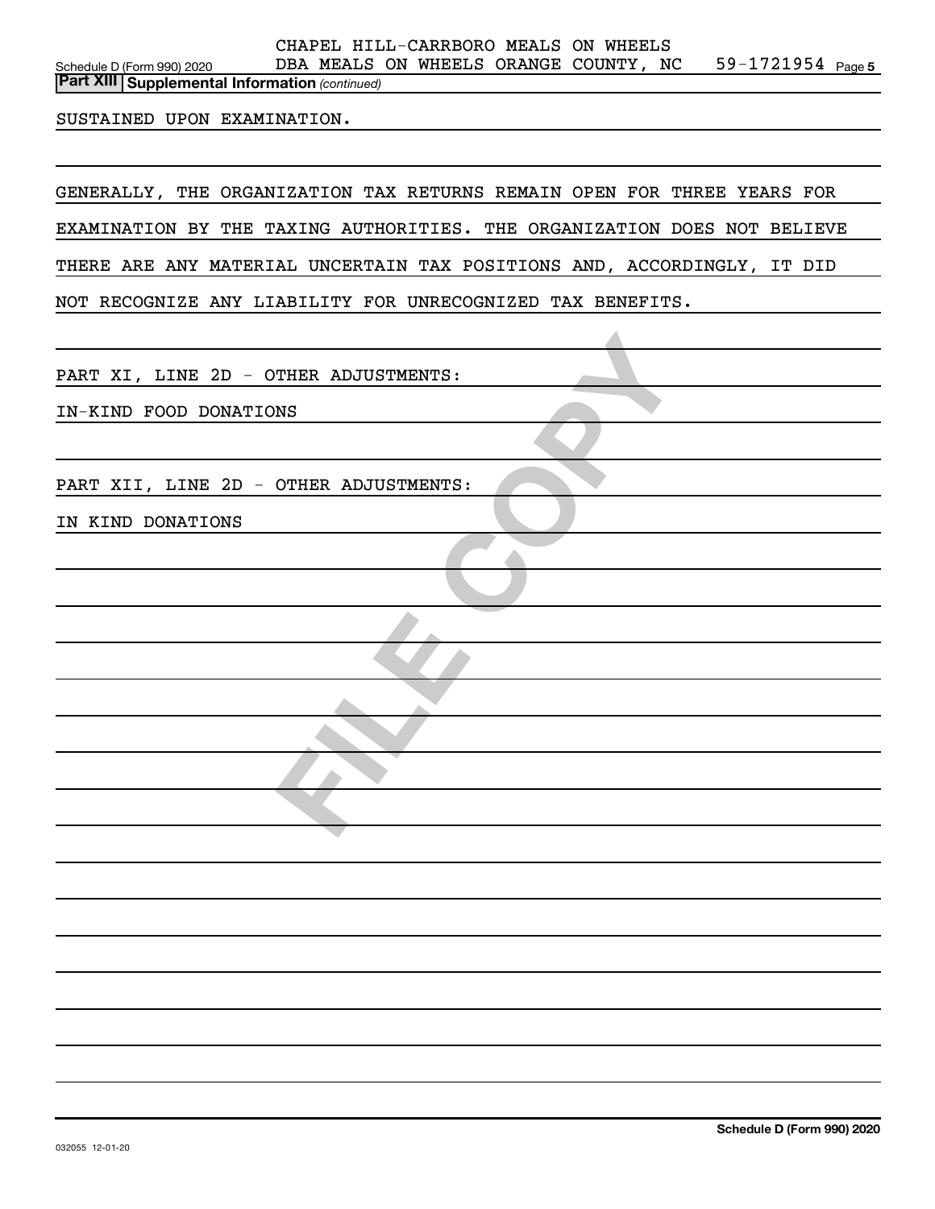CHAPEL HILL-CARRBORO MEALS ON WHEELS
DBA MEALS ON WHEELS ORANGE COUNTY, NC 59-1721954

**Part XIII | Supplemental Information** *(continued)*

SUSTAINED UPON EXAMINATION.

GENERALLY, THE ORGANIZATION TAX RETURNS REMAIN OPEN FOR THREE YEARS FOR EXAMINATION BY THE TAXING AUTHORITIES. THE ORGANIZATION DOES NOT BELIEVE THERE ARE ANY MATERIAL UNCERTAIN TAX POSITIONS AND, ACCORDINGLY, IT DID NOT RECOGNIZE ANY LIABILITY FOR UNRECOGNIZED TAX BENEFITS.

PART XI, LINE 2D - OTHER ADJUSTMENTS:

IN-KIND FOOD DONATIONS

PART XII, LINE 2D - OTHER ADJUSTMENTS:

IN KIND DONATIONS

Schedule D (Form 990) 2020

032055 12-01-20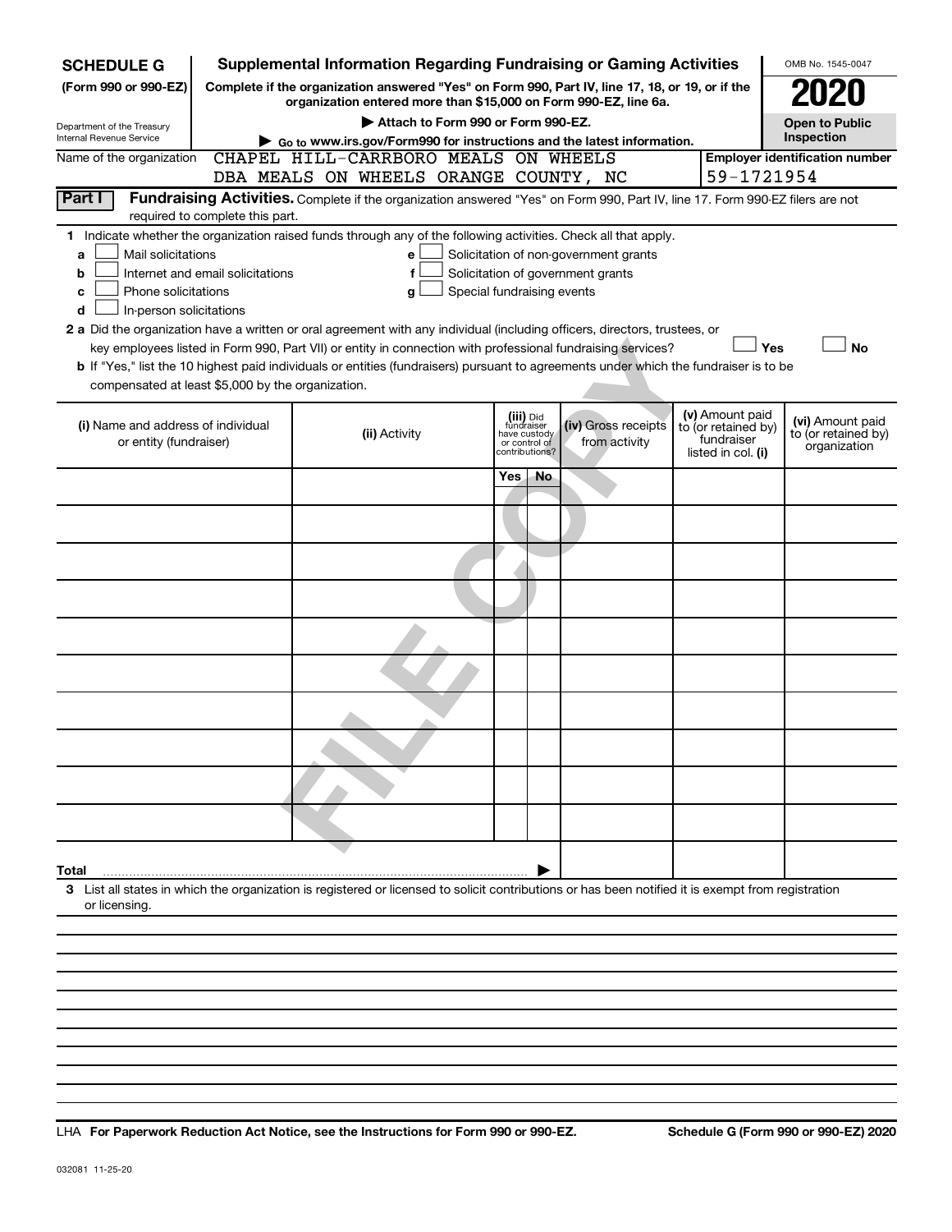**SCHEDULE G** (Form 990 or 990-EZ)

Department of the Treasury Internal Revenue Service

# Supplemental Information Regarding Fundraising or Gaming Activities

**Complete if the organization answered "Yes" on Form 990, Part IV, line 17, 18, or 19, or if the organization entered more than $15,000 on Form 990-EZ, line 6a.**

**▶ Attach to Form 990 or Form 990-EZ.**

**▶ Go to www.irs.gov/Form990 for instructions and the latest information.**

OMB No. 1545-0047

**2020**

**Open to Public Inspection**

Name of the organization: CHAPEL HILL-CARRBORO MEALS ON WHEELS DBA MEALS ON WHEELS ORANGE COUNTY, NC

**Employer identification number** 59-1721954

**Part I** **Fundraising Activities.** Complete if the organization answered "Yes" on Form 990, Part IV, line 17. Form 990-EZ filers are not required to complete this part.

**1** Indicate whether the organization raised funds through any of the following activities. Check all that apply.

- **a** ☐ Mail solicitations
- **b** ☐ Internet and email solicitations
- **c** ☐ Phone solicitations
- **d** ☐ In-person solicitations
- **e** ☐ Solicitation of non-government grants
- **f** ☐ Solicitation of government grants
- **g** ☐ Special fundraising events

**2 a** Did the organization have a written or oral agreement with any individual (including officers, directors, trustees, or key employees listed in Form 990, Part VII) or entity in connection with professional fundraising services? ☐ **Yes** ☐ **No**

**b** If "Yes," list the 10 highest paid individuals or entities (fundraisers) pursuant to agreements under which the fundraiser is to be compensated at least $5,000 by the organization.

| (i) Name and address of individual or entity (fundraiser) | (ii) Activity | (iii) Did fundraiser have custody or control of contributions? Yes | No | (iv) Gross receipts from activity | (v) Amount paid to (or retained by) fundraiser listed in col. (i) | (vi) Amount paid to (or retained by) organization |
|---|---|---|---|---|---|---|
| | | | | | | |
| | | | | | | |
| | | | | | | |
| | | | | | | |
| | | | | | | |
| | | | | | | |
| | | | | | | |
| | | | | | | |
| | | | | | | |
| | | | | | | |
| **Total** ▶ | | | | | | |

**3** List all states in which the organization is registered or licensed to solicit contributions or has been notified it is exempt from registration or licensing.

LHA **For Paperwork Reduction Act Notice, see the Instructions for Form 990 or 990-EZ.** **Schedule G (Form 990 or 990-EZ) 2020**

032081 11-25-20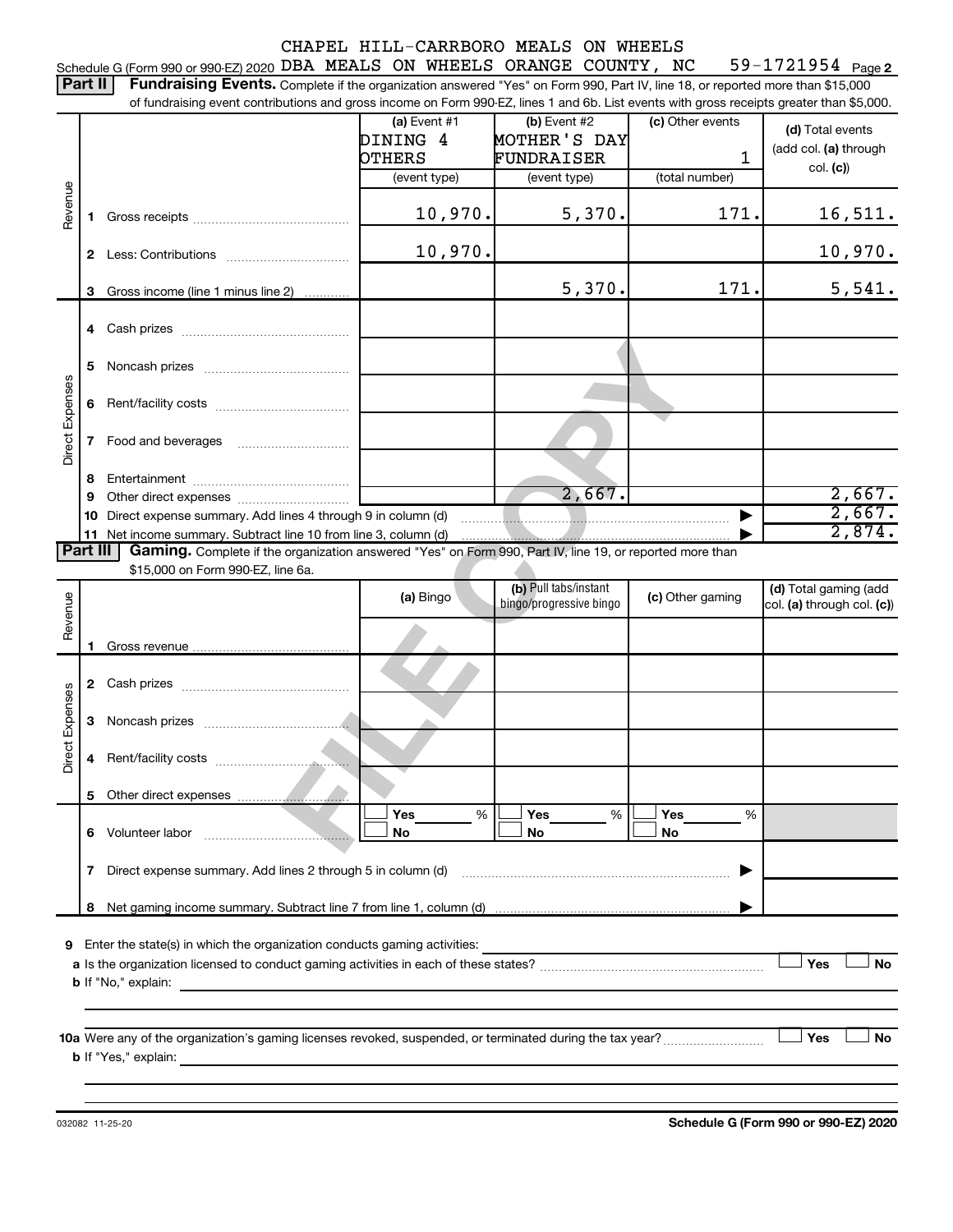CHAPEL HILL-CARRBORO MEALS ON WHEELS

Schedule G (Form 990 or 990-EZ) 2020 DBA MEALS ON WHEELS ORANGE COUNTY, NC 59-1721954 Page 2

**Part II** **Fundraising Events.** Complete if the organization answered "Yes" on Form 990, Part IV, line 18, or reported more than $15,000 of fundraising event contributions and gross income on Form 990-EZ, lines 1 and 6b. List events with gross receipts greater than $5,000.

| | | (a) Event #1 DINING 4 OTHERS (event type) | (b) Event #2 MOTHER'S DAY FUNDRAISER (event type) | (c) Other events 1 (total number) | (d) Total events (add col. (a) through col. (c)) |
|---|---|---|---|---|---|
| Revenue | 1 Gross receipts | 10,970. | 5,370. | 171. | 16,511. |
| | 2 Less: Contributions | 10,970. | | | 10,970. |
| | 3 Gross income (line 1 minus line 2) | | 5,370. | 171. | 5,541. |
| Direct Expenses | 4 Cash prizes | | | | |
| | 5 Noncash prizes | | | | |
| | 6 Rent/facility costs | | | | |
| | 7 Food and beverages | | | | |
| | 8 Entertainment | | | | |
| | 9 Other direct expenses | | 2,667. | | 2,667. |
| | 10 Direct expense summary. Add lines 4 through 9 in column (d) | | | | 2,667. |
| | 11 Net income summary. Subtract line 10 from line 3, column (d) | | | | 2,874. |

**Part III** **Gaming.** Complete if the organization answered "Yes" on Form 990, Part IV, line 19, or reported more than $15,000 on Form 990-EZ, line 6a.

| | | (a) Bingo | (b) Pull tabs/instant bingo/progressive bingo | (c) Other gaming | (d) Total gaming (add col. (a) through col. (c)) |
|---|---|---|---|---|---|
| Revenue | 1 Gross revenue | | | | |
| Direct Expenses | 2 Cash prizes | | | | |
| | 3 Noncash prizes | | | | |
| | 4 Rent/facility costs | | | | |
| | 5 Other direct expenses | | | | |
| | 6 Volunteer labor | Yes ___% No | Yes ___% No | Yes ___% No | |
| | 7 Direct expense summary. Add lines 2 through 5 in column (d) | | | | |
| | 8 Net gaming income summary. Subtract line 7 from line 1, column (d) | | | | |

9 Enter the state(s) in which the organization conducts gaming activities:

a Is the organization licensed to conduct gaming activities in each of these states? Yes No

b If "No," explain:

10a Were any of the organization's gaming licenses revoked, suspended, or terminated during the tax year? Yes No

b If "Yes," explain:

032082 11-25-20

Schedule G (Form 990 or 990-EZ) 2020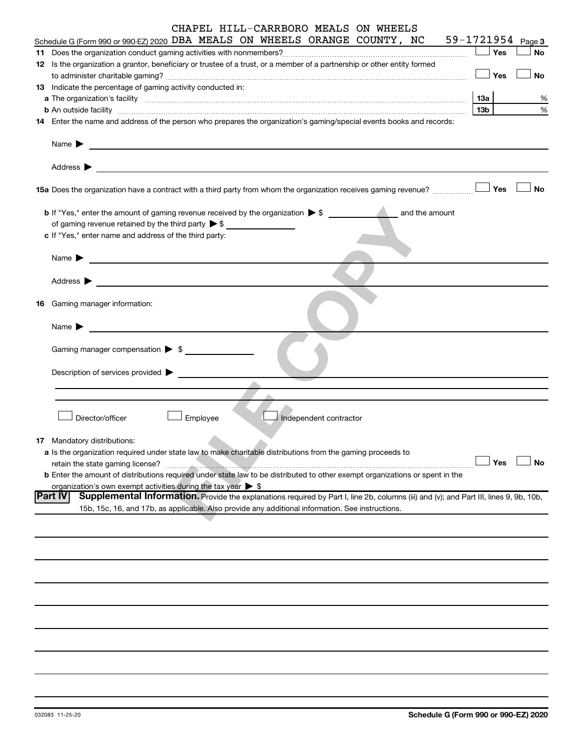CHAPEL HILL-CARRBORO MEALS ON WHEELS

Schedule G (Form 990 or 990-EZ) 2020 DBA MEALS ON WHEELS ORANGE COUNTY, NC 59-1721954 Page 3

**11** Does the organization conduct gaming activities with nonmembers? ☐ Yes ☐ No

**12** Is the organization a grantor, beneficiary or trustee of a trust, or a member of a partnership or other entity formed to administer charitable gaming? ☐ Yes ☐ No

**13** Indicate the percentage of gaming activity conducted in:

**a** The organization's facility **13a** %

**b** An outside facility **13b** %

**14** Enter the name and address of the person who prepares the organization's gaming/special events books and records:

Name ▶

Address ▶

**15a** Does the organization have a contract with a third party from whom the organization receives gaming revenue? ☐ Yes ☐ No

**b** If "Yes," enter the amount of gaming revenue received by the organization ▶ $ ______ and the amount of gaming revenue retained by the third party ▶ $ ______

**c** If "Yes," enter name and address of the third party:

Name ▶

Address ▶

**16** Gaming manager information:

Name ▶

Gaming manager compensation ▶ $

Description of services provided ▶

☐ Director/officer ☐ Employee ☐ Independent contractor

**17** Mandatory distributions:

**a** Is the organization required under state law to make charitable distributions from the gaming proceeds to retain the state gaming license? ☐ Yes ☐ No

**b** Enter the amount of distributions required under state law to be distributed to other exempt organizations or spent in the organization's own exempt activities during the tax year ▶ $

**Part IV** **Supplemental Information.** Provide the explanations required by Part I, line 2b, columns (iii) and (v); and Part III, lines 9, 9b, 10b, 15b, 15c, 16, and 17b, as applicable. Also provide any additional information. See instructions.

032083 11-25-20

**Schedule G (Form 990 or 990-EZ) 2020**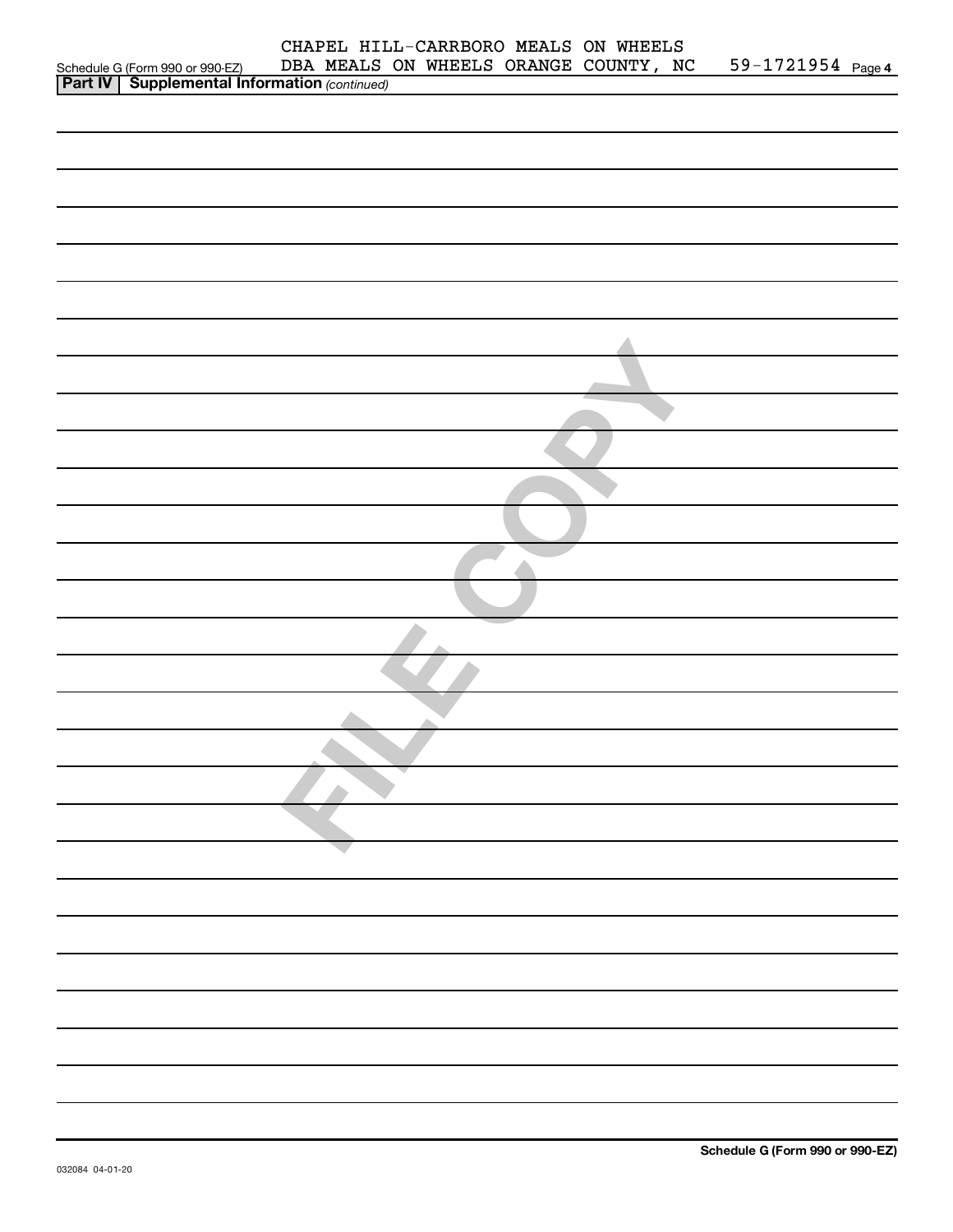CHAPEL HILL-CARRBORO MEALS ON WHEELS
DBA MEALS ON WHEELS ORANGE COUNTY, NC 59-1721954

Schedule G (Form 990 or 990-EZ) Page 4

**Part IV | Supplemental Information** *(continued)*

FILE COPY

**Schedule G (Form 990 or 990-EZ)**

032084 04-01-20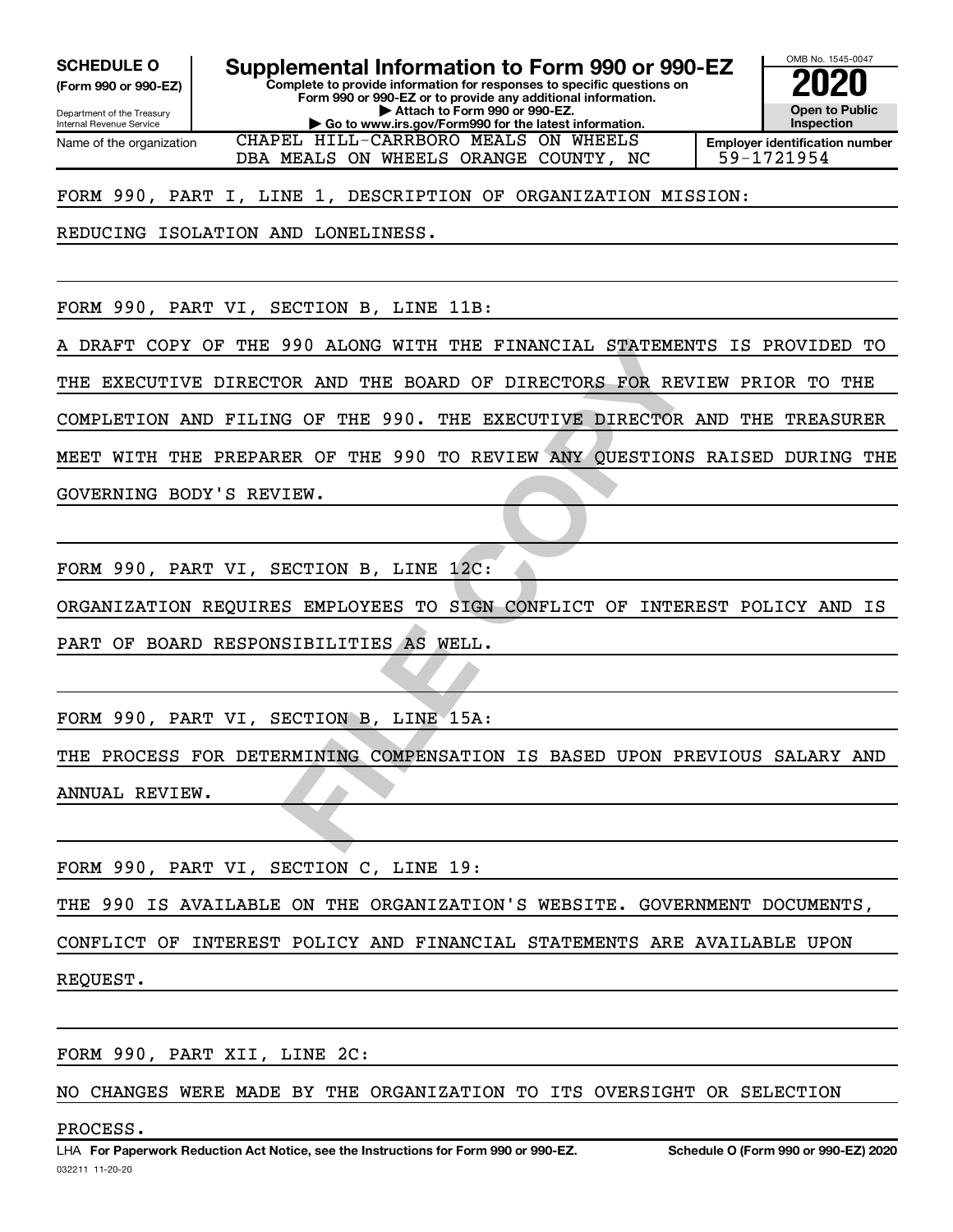**SCHEDULE O**
**(Form 990 or 990-EZ)**

Department of the Treasury
Internal Revenue Service

# Supplemental Information to Form 990 or 990-EZ

**Complete to provide information for responses to specific questions on Form 990 or 990-EZ or to provide any additional information.**
**▶ Attach to Form 990 or 990-EZ.**
**▶ Go to www.irs.gov/Form990 for the latest information.**

OMB No. 1545-0047

**2020**

**Open to Public Inspection**

| Name of the organization | Employer identification number |
|---|---|
| CHAPEL HILL-CARRBORO MEALS ON WHEELS DBA MEALS ON WHEELS ORANGE COUNTY, NC | 59-1721954 |

FORM 990, PART I, LINE 1, DESCRIPTION OF ORGANIZATION MISSION:

REDUCING ISOLATION AND LONELINESS.

FORM 990, PART VI, SECTION B, LINE 11B:

A DRAFT COPY OF THE 990 ALONG WITH THE FINANCIAL STATEMENTS IS PROVIDED TO THE EXECUTIVE DIRECTOR AND THE BOARD OF DIRECTORS FOR REVIEW PRIOR TO THE COMPLETION AND FILING OF THE 990. THE EXECUTIVE DIRECTOR AND THE TREASURER MEET WITH THE PREPARER OF THE 990 TO REVIEW ANY QUESTIONS RAISED DURING THE GOVERNING BODY'S REVIEW.

FORM 990, PART VI, SECTION B, LINE 12C:

ORGANIZATION REQUIRES EMPLOYEES TO SIGN CONFLICT OF INTEREST POLICY AND IS PART OF BOARD RESPONSIBILITIES AS WELL.

FORM 990, PART VI, SECTION B, LINE 15A:

THE PROCESS FOR DETERMINING COMPENSATION IS BASED UPON PREVIOUS SALARY AND ANNUAL REVIEW.

FORM 990, PART VI, SECTION C, LINE 19:

THE 990 IS AVAILABLE ON THE ORGANIZATION'S WEBSITE. GOVERNMENT DOCUMENTS, CONFLICT OF INTEREST POLICY AND FINANCIAL STATEMENTS ARE AVAILABLE UPON REQUEST.

FORM 990, PART XII, LINE 2C:

NO CHANGES WERE MADE BY THE ORGANIZATION TO ITS OVERSIGHT OR SELECTION PROCESS.

LHA **For Paperwork Reduction Act Notice, see the Instructions for Form 990 or 990-EZ.** **Schedule O (Form 990 or 990-EZ) 2020**

032211 11-20-20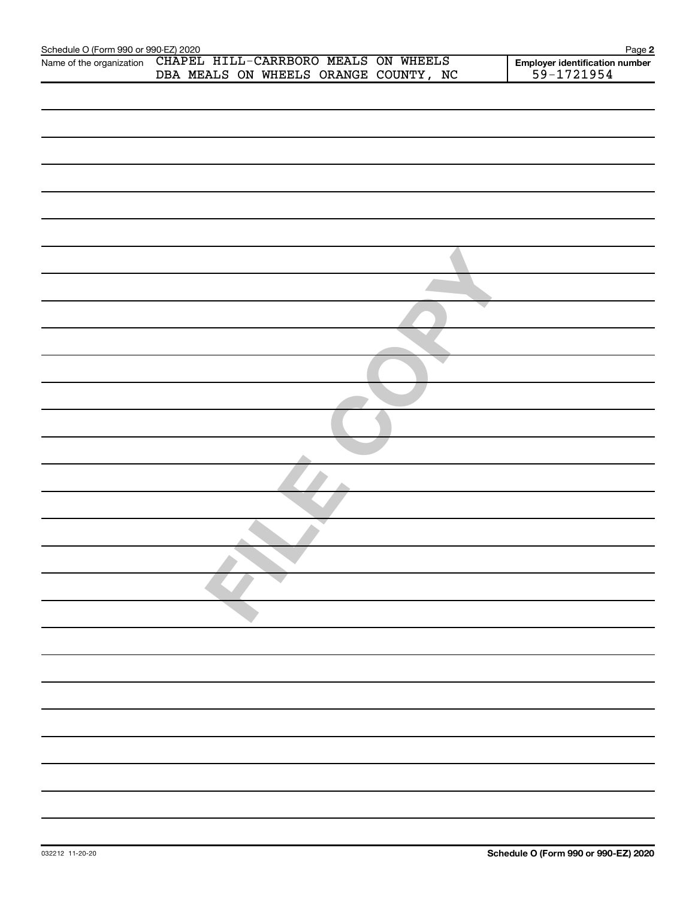Schedule O (Form 990 or 990-EZ) 2020

Name of the organization CHAPEL HILL-CARRBORO MEALS ON WHEELS DBA MEALS ON WHEELS ORANGE COUNTY, NC

**Employer identification number** 59-1721954

FILE COPY

032212 11-20-20

**Schedule O (Form 990 or 990-EZ) 2020**